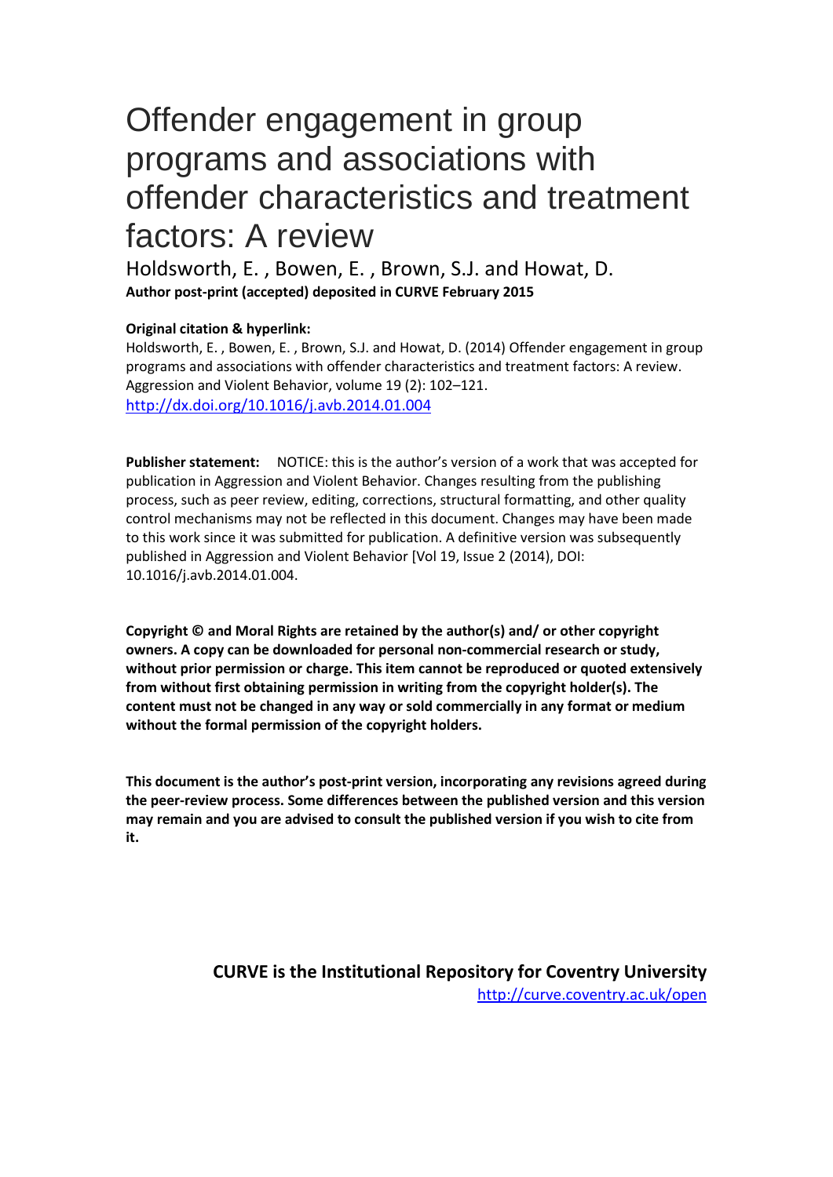# Offender engagement in group programs and associations with offender characteristics and treatment factors: A review

Holdsworth, E. , Bowen, E. , Brown, S.J. and Howat, D.

**Author post-print (accepted) deposited in CURVE February 2015**

**Original citation & hyperlink:**

Holdsworth, E. , Bowen, E. , Brown, S.J. and Howat, D. (2014) Offender engagement in group programs and associations with offender characteristics and treatment factors: A review. Aggression and Violent Behavior, volume 19 (2): 102–121.
http://dx.doi.org/10.1016/j.avb.2014.01.004

**Publisher statement:** NOTICE: this is the author's version of a work that was accepted for publication in Aggression and Violent Behavior. Changes resulting from the publishing process, such as peer review, editing, corrections, structural formatting, and other quality control mechanisms may not be reflected in this document. Changes may have been made to this work since it was submitted for publication. A definitive version was subsequently published in Aggression and Violent Behavior [Vol 19, Issue 2 (2014), DOI: 10.1016/j.avb.2014.01.004.

**Copyright © and Moral Rights are retained by the author(s) and/ or other copyright owners. A copy can be downloaded for personal non-commercial research or study, without prior permission or charge. This item cannot be reproduced or quoted extensively from without first obtaining permission in writing from the copyright holder(s). The content must not be changed in any way or sold commercially in any format or medium without the formal permission of the copyright holders.**

**This document is the author's post-print version, incorporating any revisions agreed during the peer-review process. Some differences between the published version and this version may remain and you are advised to consult the published version if you wish to cite from it.**

**CURVE is the Institutional Repository for Coventry University**
http://curve.coventry.ac.uk/open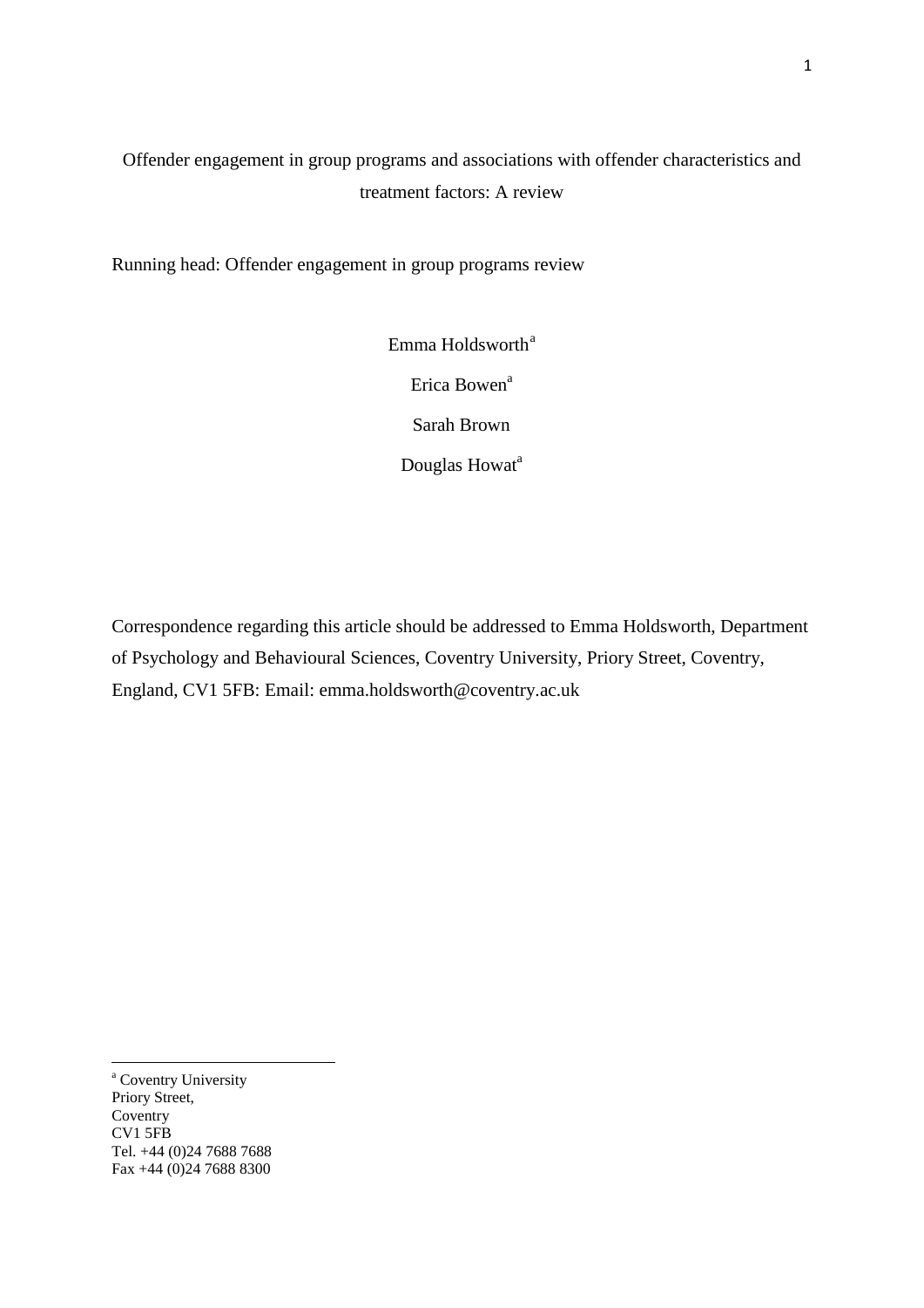Offender engagement in group programs and associations with offender characteristics and treatment factors: A review

Running head: Offender engagement in group programs review

Emma Holdsworth[a]

Erica Bowen[a]

Sarah Brown

Douglas Howat[a]

Correspondence regarding this article should be addressed to Emma Holdsworth, Department of Psychology and Behavioural Sciences, Coventry University, Priory Street, Coventry, England, CV1 5FB: Email: emma.holdsworth@coventry.ac.uk

---

[a] Coventry University
Priory Street,
Coventry
CV1 5FB
Tel. +44 (0)24 7688 7688
Fax +44 (0)24 7688 8300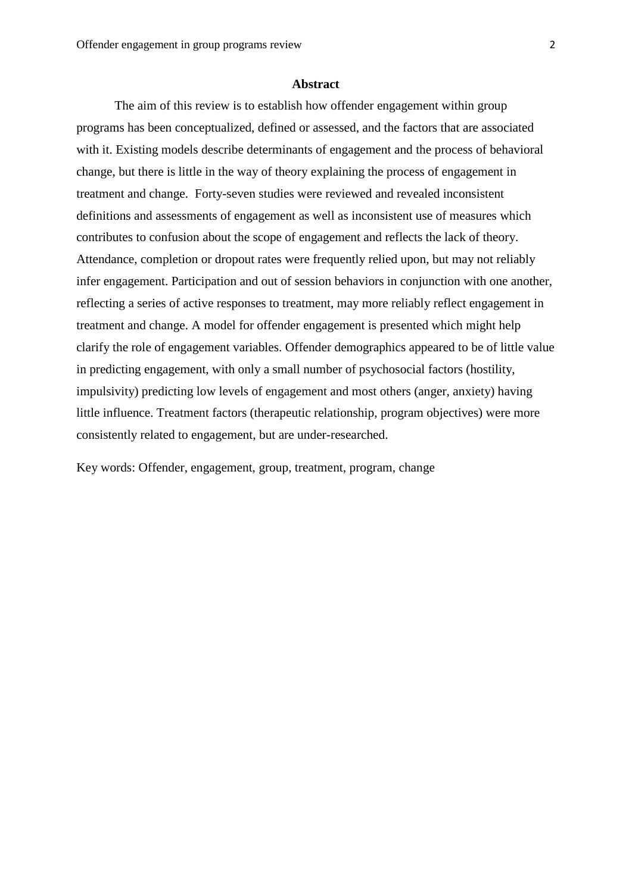## Abstract

The aim of this review is to establish how offender engagement within group programs has been conceptualized, defined or assessed, and the factors that are associated with it. Existing models describe determinants of engagement and the process of behavioral change, but there is little in the way of theory explaining the process of engagement in treatment and change. Forty-seven studies were reviewed and revealed inconsistent definitions and assessments of engagement as well as inconsistent use of measures which contributes to confusion about the scope of engagement and reflects the lack of theory. Attendance, completion or dropout rates were frequently relied upon, but may not reliably infer engagement. Participation and out of session behaviors in conjunction with one another, reflecting a series of active responses to treatment, may more reliably reflect engagement in treatment and change. A model for offender engagement is presented which might help clarify the role of engagement variables. Offender demographics appeared to be of little value in predicting engagement, with only a small number of psychosocial factors (hostility, impulsivity) predicting low levels of engagement and most others (anger, anxiety) having little influence. Treatment factors (therapeutic relationship, program objectives) were more consistently related to engagement, but are under-researched.

Key words: Offender, engagement, group, treatment, program, change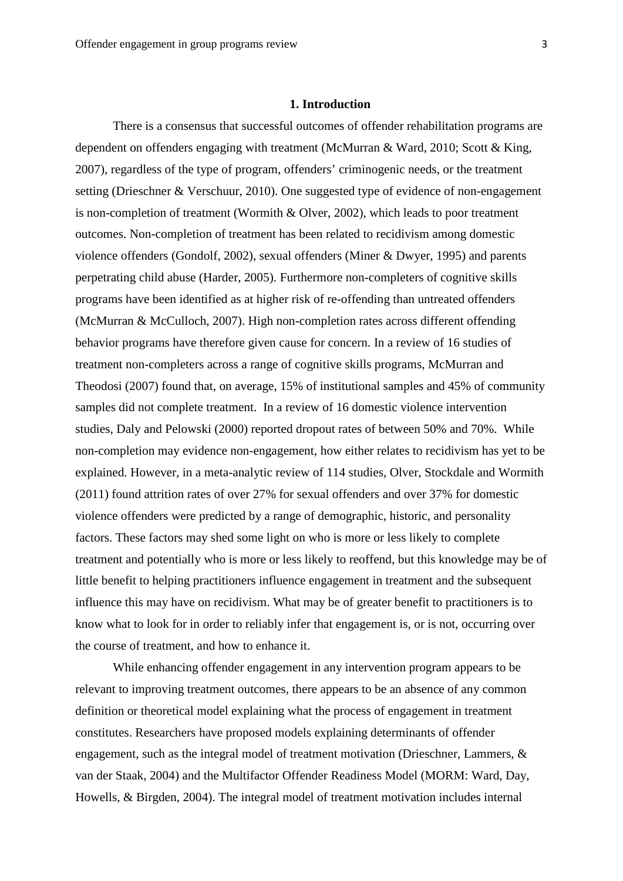## 1. Introduction

There is a consensus that successful outcomes of offender rehabilitation programs are dependent on offenders engaging with treatment (McMurran & Ward, 2010; Scott & King, 2007), regardless of the type of program, offenders' criminogenic needs, or the treatment setting (Drieschner & Verschuur, 2010). One suggested type of evidence of non-engagement is non-completion of treatment (Wormith & Olver, 2002), which leads to poor treatment outcomes. Non-completion of treatment has been related to recidivism among domestic violence offenders (Gondolf, 2002), sexual offenders (Miner & Dwyer, 1995) and parents perpetrating child abuse (Harder, 2005). Furthermore non-completers of cognitive skills programs have been identified as at higher risk of re-offending than untreated offenders (McMurran & McCulloch, 2007). High non-completion rates across different offending behavior programs have therefore given cause for concern. In a review of 16 studies of treatment non-completers across a range of cognitive skills programs, McMurran and Theodosi (2007) found that, on average, 15% of institutional samples and 45% of community samples did not complete treatment. In a review of 16 domestic violence intervention studies, Daly and Pelowski (2000) reported dropout rates of between 50% and 70%. While non-completion may evidence non-engagement, how either relates to recidivism has yet to be explained. However, in a meta-analytic review of 114 studies, Olver, Stockdale and Wormith (2011) found attrition rates of over 27% for sexual offenders and over 37% for domestic violence offenders were predicted by a range of demographic, historic, and personality factors. These factors may shed some light on who is more or less likely to complete treatment and potentially who is more or less likely to reoffend, but this knowledge may be of little benefit to helping practitioners influence engagement in treatment and the subsequent influence this may have on recidivism. What may be of greater benefit to practitioners is to know what to look for in order to reliably infer that engagement is, or is not, occurring over the course of treatment, and how to enhance it.

While enhancing offender engagement in any intervention program appears to be relevant to improving treatment outcomes, there appears to be an absence of any common definition or theoretical model explaining what the process of engagement in treatment constitutes. Researchers have proposed models explaining determinants of offender engagement, such as the integral model of treatment motivation (Drieschner, Lammers, & van der Staak, 2004) and the Multifactor Offender Readiness Model (MORM: Ward, Day, Howells, & Birgden, 2004). The integral model of treatment motivation includes internal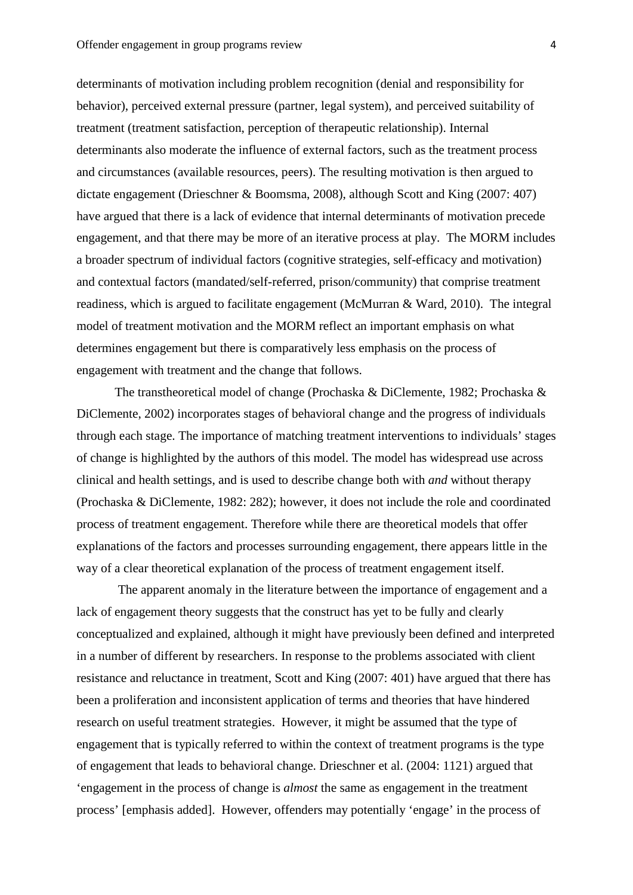determinants of motivation including problem recognition (denial and responsibility for behavior), perceived external pressure (partner, legal system), and perceived suitability of treatment (treatment satisfaction, perception of therapeutic relationship). Internal determinants also moderate the influence of external factors, such as the treatment process and circumstances (available resources, peers). The resulting motivation is then argued to dictate engagement (Drieschner & Boomsma, 2008), although Scott and King (2007: 407) have argued that there is a lack of evidence that internal determinants of motivation precede engagement, and that there may be more of an iterative process at play. The MORM includes a broader spectrum of individual factors (cognitive strategies, self-efficacy and motivation) and contextual factors (mandated/self-referred, prison/community) that comprise treatment readiness, which is argued to facilitate engagement (McMurran & Ward, 2010). The integral model of treatment motivation and the MORM reflect an important emphasis on what determines engagement but there is comparatively less emphasis on the process of engagement with treatment and the change that follows.

The transtheoretical model of change (Prochaska & DiClemente, 1982; Prochaska & DiClemente, 2002) incorporates stages of behavioral change and the progress of individuals through each stage. The importance of matching treatment interventions to individuals' stages of change is highlighted by the authors of this model. The model has widespread use across clinical and health settings, and is used to describe change both with *and* without therapy (Prochaska & DiClemente, 1982: 282); however, it does not include the role and coordinated process of treatment engagement. Therefore while there are theoretical models that offer explanations of the factors and processes surrounding engagement, there appears little in the way of a clear theoretical explanation of the process of treatment engagement itself.

The apparent anomaly in the literature between the importance of engagement and a lack of engagement theory suggests that the construct has yet to be fully and clearly conceptualized and explained, although it might have previously been defined and interpreted in a number of different by researchers. In response to the problems associated with client resistance and reluctance in treatment, Scott and King (2007: 401) have argued that there has been a proliferation and inconsistent application of terms and theories that have hindered research on useful treatment strategies. However, it might be assumed that the type of engagement that is typically referred to within the context of treatment programs is the type of engagement that leads to behavioral change. Drieschner et al. (2004: 1121) argued that 'engagement in the process of change is *almost* the same as engagement in the treatment process' [emphasis added]. However, offenders may potentially 'engage' in the process of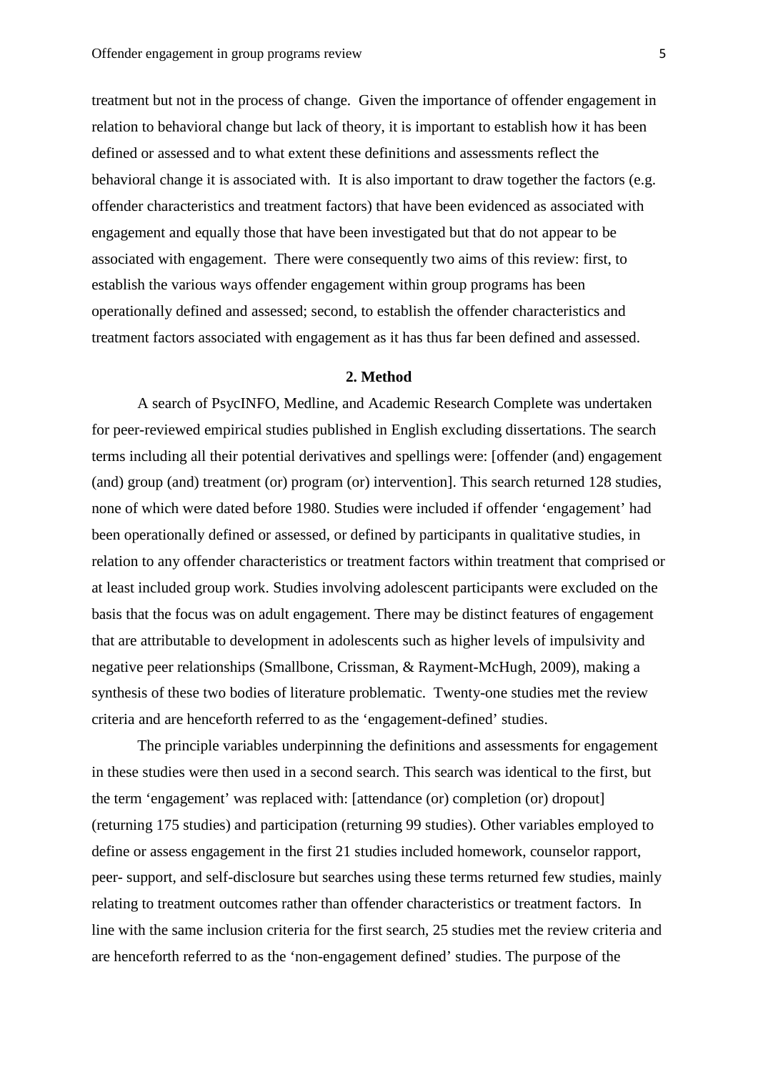treatment but not in the process of change. Given the importance of offender engagement in relation to behavioral change but lack of theory, it is important to establish how it has been defined or assessed and to what extent these definitions and assessments reflect the behavioral change it is associated with. It is also important to draw together the factors (e.g. offender characteristics and treatment factors) that have been evidenced as associated with engagement and equally those that have been investigated but that do not appear to be associated with engagement. There were consequently two aims of this review: first, to establish the various ways offender engagement within group programs has been operationally defined and assessed; second, to establish the offender characteristics and treatment factors associated with engagement as it has thus far been defined and assessed.

## 2. Method

A search of PsycINFO, Medline, and Academic Research Complete was undertaken for peer-reviewed empirical studies published in English excluding dissertations. The search terms including all their potential derivatives and spellings were: [offender (and) engagement (and) group (and) treatment (or) program (or) intervention]. This search returned 128 studies, none of which were dated before 1980. Studies were included if offender 'engagement' had been operationally defined or assessed, or defined by participants in qualitative studies, in relation to any offender characteristics or treatment factors within treatment that comprised or at least included group work. Studies involving adolescent participants were excluded on the basis that the focus was on adult engagement. There may be distinct features of engagement that are attributable to development in adolescents such as higher levels of impulsivity and negative peer relationships (Smallbone, Crissman, & Rayment-McHugh, 2009), making a synthesis of these two bodies of literature problematic. Twenty-one studies met the review criteria and are henceforth referred to as the 'engagement-defined' studies.

The principle variables underpinning the definitions and assessments for engagement in these studies were then used in a second search. This search was identical to the first, but the term 'engagement' was replaced with: [attendance (or) completion (or) dropout] (returning 175 studies) and participation (returning 99 studies). Other variables employed to define or assess engagement in the first 21 studies included homework, counselor rapport, peer- support, and self-disclosure but searches using these terms returned few studies, mainly relating to treatment outcomes rather than offender characteristics or treatment factors. In line with the same inclusion criteria for the first search, 25 studies met the review criteria and are henceforth referred to as the 'non-engagement defined' studies. The purpose of the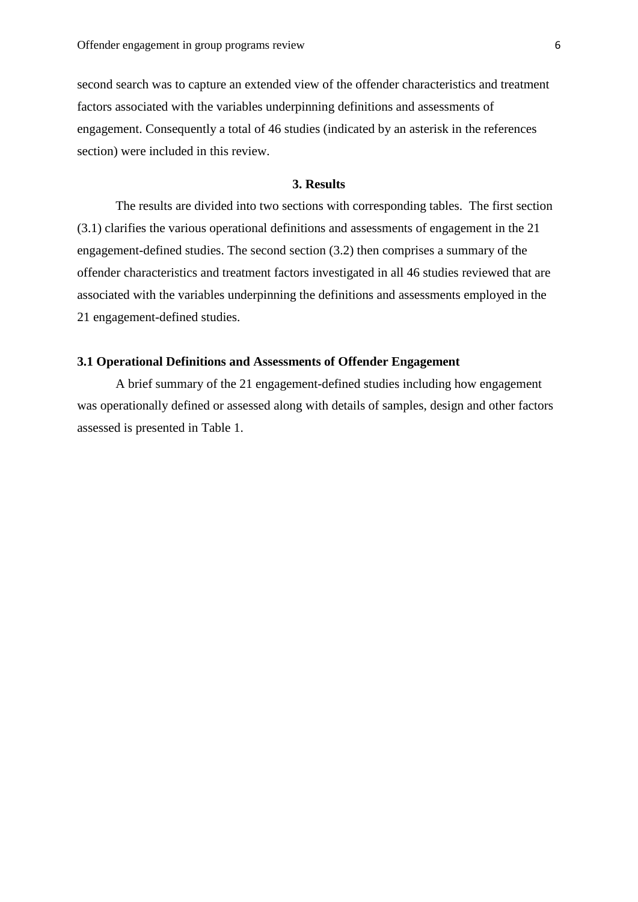second search was to capture an extended view of the offender characteristics and treatment factors associated with the variables underpinning definitions and assessments of engagement. Consequently a total of 46 studies (indicated by an asterisk in the references section) were included in this review.

## 3. Results

The results are divided into two sections with corresponding tables. The first section (3.1) clarifies the various operational definitions and assessments of engagement in the 21 engagement-defined studies. The second section (3.2) then comprises a summary of the offender characteristics and treatment factors investigated in all 46 studies reviewed that are associated with the variables underpinning the definitions and assessments employed in the 21 engagement-defined studies.

### 3.1 Operational Definitions and Assessments of Offender Engagement

A brief summary of the 21 engagement-defined studies including how engagement was operationally defined or assessed along with details of samples, design and other factors assessed is presented in Table 1.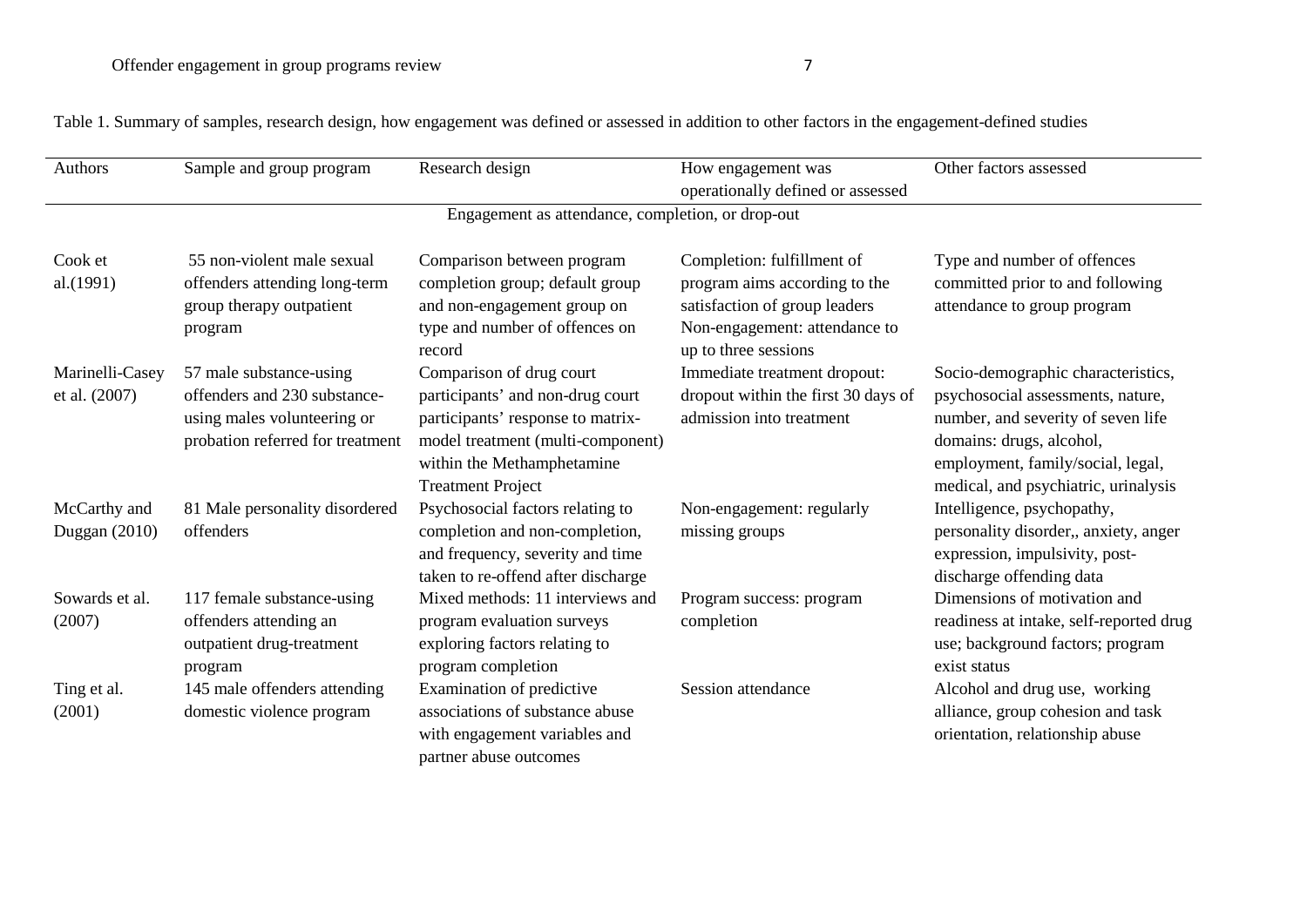Table 1. Summary of samples, research design, how engagement was defined or assessed in addition to other factors in the engagement-defined studies

| Authors | Sample and group program | Research design | How engagement was operationally defined or assessed | Other factors assessed |
|---|---|---|---|---|
| Engagement as attendance, completion, or drop-out | | | | |
| Cook et al.(1991) | 55 non-violent male sexual offenders attending long-term group therapy outpatient program | Comparison between program completion group; default group and non-engagement group on type and number of offences on record | Completion: fulfillment of program aims according to the satisfaction of group leaders Non-engagement: attendance to up to three sessions | Type and number of offences committed prior to and following attendance to group program |
| Marinelli-Casey et al. (2007) | 57 male substance-using offenders and 230 substance-using males volunteering or probation referred for treatment | Comparison of drug court participants' and non-drug court participants' response to matrix-model treatment (multi-component) within the Methamphetamine Treatment Project | Immediate treatment dropout: dropout within the first 30 days of admission into treatment | Socio-demographic characteristics, psychosocial assessments, nature, number, and severity of seven life domains: drugs, alcohol, employment, family/social, legal, medical, and psychiatric, urinalysis |
| McCarthy and Duggan (2010) | 81 Male personality disordered offenders | Psychosocial factors relating to completion and non-completion, and frequency, severity and time taken to re-offend after discharge | Non-engagement: regularly missing groups | Intelligence, psychopathy, personality disorder,, anxiety, anger expression, impulsivity, post-discharge offending data |
| Sowards et al. (2007) | 117 female substance-using offenders attending an outpatient drug-treatment program | Mixed methods: 11 interviews and program evaluation surveys exploring factors relating to program completion | Program success: program completion | Dimensions of motivation and readiness at intake, self-reported drug use; background factors; program exist status |
| Ting et al. (2001) | 145 male offenders attending domestic violence program | Examination of predictive associations of substance abuse with engagement variables and partner abuse outcomes | Session attendance | Alcohol and drug use, working alliance, group cohesion and task orientation, relationship abuse |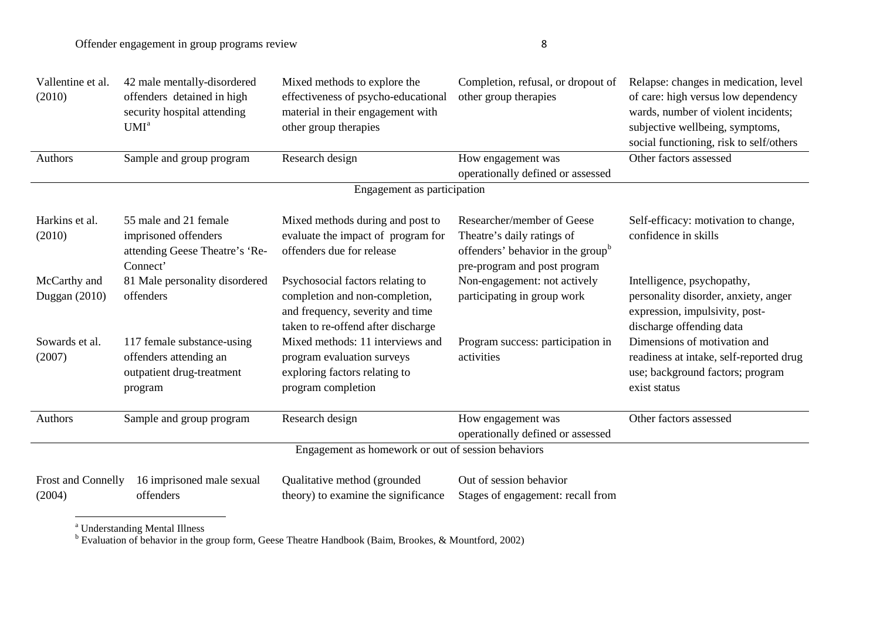| Vallentine et al. (2010) | 42 male mentally-disordered offenders detained in high security hospital attending UMI[a] | Mixed methods to explore the effectiveness of psycho-educational material in their engagement with other group therapies | Completion, refusal, or dropout of other group therapies | Relapse: changes in medication, level of care: high versus low dependency wards, number of violent incidents; subjective wellbeing, symptoms, social functioning, risk to self/others |
|---|---|---|---|---|
| **Authors** | **Sample and group program** | **Research design** | **How engagement was operationally defined or assessed** | **Other factors assessed** |
| | | Engagement as participation | | |
| Harkins et al. (2010) | 55 male and 21 female imprisoned offenders attending Geese Theatre's 'Re-Connect' | Mixed methods during and post to evaluate the impact of program for offenders due for release | Researcher/member of Geese Theatre's daily ratings of offenders' behavior in the group[b] pre-program and post program | Self-efficacy: motivation to change, confidence in skills |
| McCarthy and Duggan (2010) | 81 Male personality disordered offenders | Psychosocial factors relating to completion and non-completion, and frequency, severity and time taken to re-offend after discharge | Non-engagement: not actively participating in group work | Intelligence, psychopathy, personality disorder, anxiety, anger expression, impulsivity, post-discharge offending data |
| Sowards et al. (2007) | 117 female substance-using offenders attending an outpatient drug-treatment program | Mixed methods: 11 interviews and program evaluation surveys exploring factors relating to program completion | Program success: participation in activities | Dimensions of motivation and readiness at intake, self-reported drug use; background factors; program exist status |
| **Authors** | **Sample and group program** | **Research design** | **How engagement was operationally defined or assessed** | **Other factors assessed** |
| | | Engagement as homework or out of session behaviors | | |
| Frost and Connelly (2004) | 16 imprisoned male sexual offenders | Qualitative method (grounded theory) to examine the significance | Out of session behavior Stages of engagement: recall from | |

[a] Understanding Mental Illness

[b] Evaluation of behavior in the group form, Geese Theatre Handbook (Baim, Brookes, & Mountford, 2002)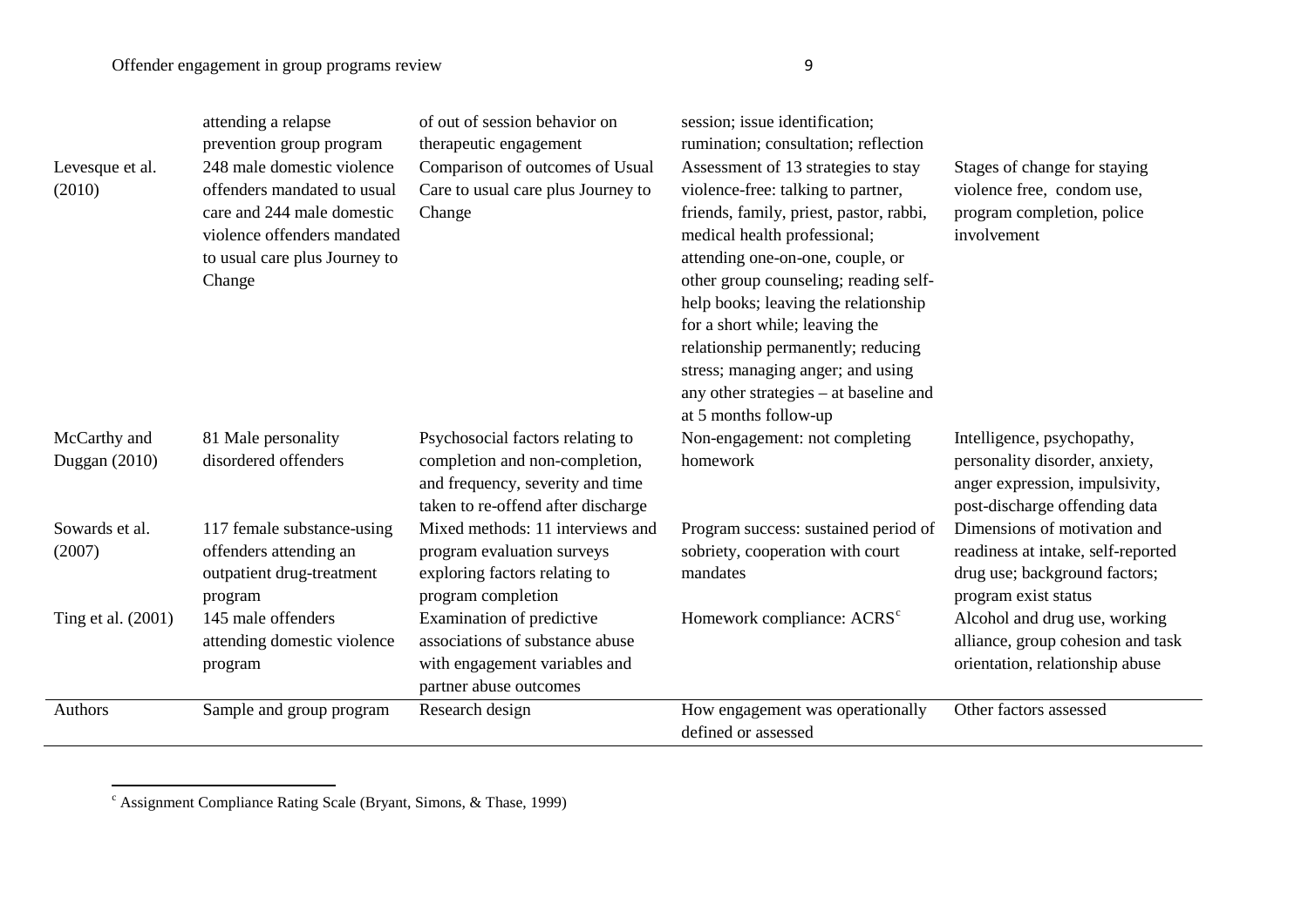| | attending a relapse prevention group program | of out of session behavior on therapeutic engagement | session; issue identification; rumination; consultation; reflection | |
|---|---|---|---|---|
| Levesque et al. (2010) | 248 male domestic violence offenders mandated to usual care and 244 male domestic violence offenders mandated to usual care plus Journey to Change | Comparison of outcomes of Usual Care to usual care plus Journey to Change | Assessment of 13 strategies to stay violence-free: talking to partner, friends, family, priest, pastor, rabbi, medical health professional; attending one-on-one, couple, or other group counseling; reading self-help books; leaving the relationship for a short while; leaving the relationship permanently; reducing stress; managing anger; and using any other strategies – at baseline and at 5 months follow-up | Stages of change for staying violence free, condom use, program completion, police involvement |
| McCarthy and Duggan (2010) | 81 Male personality disordered offenders | Psychosocial factors relating to completion and non-completion, and frequency, severity and time taken to re-offend after discharge | Non-engagement: not completing homework | Intelligence, psychopathy, personality disorder, anxiety, anger expression, impulsivity, post-discharge offending data |
| Sowards et al. (2007) | 117 female substance-using offenders attending an outpatient drug-treatment program | Mixed methods: 11 interviews and program evaluation surveys exploring factors relating to program completion | Program success: sustained period of sobriety, cooperation with court mandates | Dimensions of motivation and readiness at intake, self-reported drug use; background factors; program exist status |
| Ting et al. (2001) | 145 male offenders attending domestic violence program | Examination of predictive associations of substance abuse with engagement variables and partner abuse outcomes | Homework compliance: ACRS[c] | Alcohol and drug use, working alliance, group cohesion and task orientation, relationship abuse |
| Authors | Sample and group program | Research design | How engagement was operationally defined or assessed | Other factors assessed |

[c] Assignment Compliance Rating Scale (Bryant, Simons, & Thase, 1999)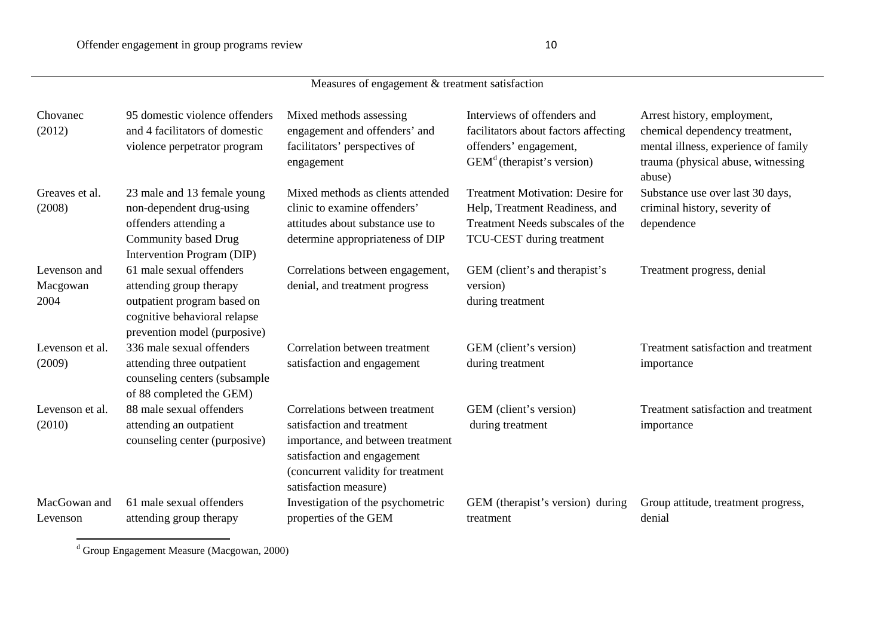| Measures of engagement & treatment satisfaction | | | | |
|---|---|---|---|---|
| Chovanec (2012) | 95 domestic violence offenders and 4 facilitators of domestic violence perpetrator program | Mixed methods assessing engagement and offenders' and facilitators' perspectives of engagement | Interviews of offenders and facilitators about factors affecting offenders' engagement, GEM[d] (therapist's version) | Arrest history, employment, chemical dependency treatment, mental illness, experience of family trauma (physical abuse, witnessing abuse) |
| Greaves et al. (2008) | 23 male and 13 female young non-dependent drug-using offenders attending a Community based Drug Intervention Program (DIP) | Mixed methods as clients attended clinic to examine offenders' attitudes about substance use to determine appropriateness of DIP | Treatment Motivation: Desire for Help, Treatment Readiness, and Treatment Needs subscales of the TCU-CEST during treatment | Substance use over last 30 days, criminal history, severity of dependence |
| Levenson and Macgowan 2004 | 61 male sexual offenders attending group therapy outpatient program based on cognitive behavioral relapse prevention model (purposive) | Correlations between engagement, denial, and treatment progress | GEM (client's and therapist's version) during treatment | Treatment progress, denial |
| Levenson et al. (2009) | 336 male sexual offenders attending three outpatient counseling centers (subsample of 88 completed the GEM) | Correlation between treatment satisfaction and engagement | GEM (client's version) during treatment | Treatment satisfaction and treatment importance |
| Levenson et al. (2010) | 88 male sexual offenders attending an outpatient counseling center (purposive) | Correlations between treatment satisfaction and treatment importance, and between treatment satisfaction and engagement (concurrent validity for treatment satisfaction measure) | GEM (client's version) during treatment | Treatment satisfaction and treatment importance |
| MacGowan and Levenson | 61 male sexual offenders attending group therapy | Investigation of the psychometric properties of the GEM | GEM (therapist's version) during treatment | Group attitude, treatment progress, denial |

[d] Group Engagement Measure (Macgowan, 2000)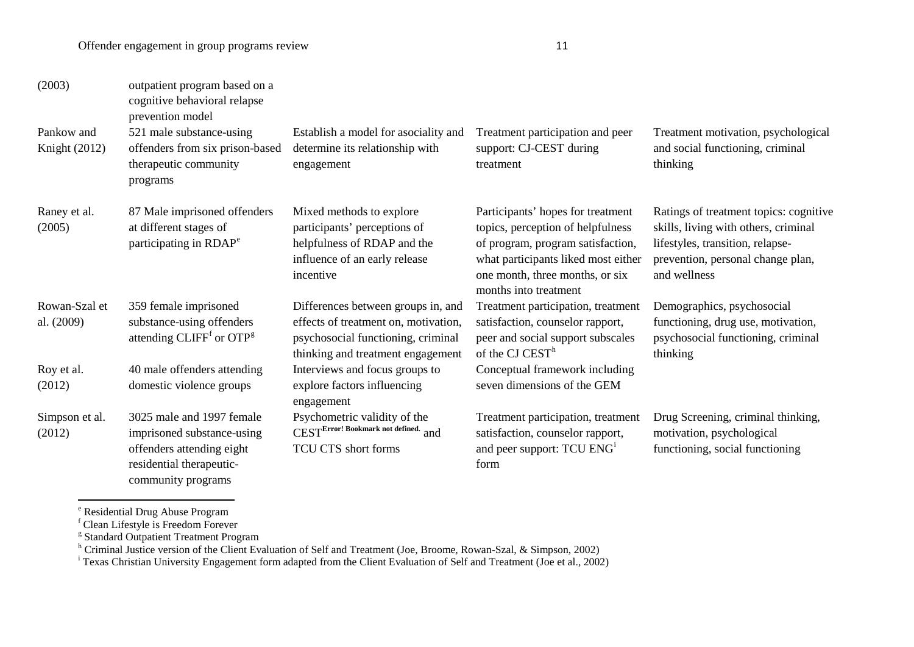| (2003) | outpatient program based on a cognitive behavioral relapse prevention model | | | |
|---|---|---|---|---|
| Pankow and Knight (2012) | 521 male substance-using offenders from six prison-based therapeutic community programs | Establish a model for asociality and determine its relationship with engagement | Treatment participation and peer support: CJ-CEST during treatment | Treatment motivation, psychological and social functioning, criminal thinking |
| Raney et al. (2005) | 87 Male imprisoned offenders at different stages of participating in RDAP[e] | Mixed methods to explore participants' perceptions of helpfulness of RDAP and the influence of an early release incentive | Participants' hopes for treatment topics, perception of helpfulness of program, program satisfaction, what participants liked most either one month, three months, or six months into treatment | Ratings of treatment topics: cognitive skills, living with others, criminal lifestyles, transition, relapse-prevention, personal change plan, and wellness |
| Rowan-Szal et al. (2009) | 359 female imprisoned substance-using offenders attending CLIFF[f] or OTP[g] | Differences between groups in, and effects of treatment on, motivation, psychosocial functioning, criminal thinking and treatment engagement | Treatment participation, treatment satisfaction, counselor rapport, peer and social support subscales of the CJ CEST[h] | Demographics, psychosocial functioning, drug use, motivation, psychosocial functioning, criminal thinking |
| Roy et al. (2012) | 40 male offenders attending domestic violence groups | Interviews and focus groups to explore factors influencing engagement | Conceptual framework including seven dimensions of the GEM | |
| Simpson et al. (2012) | 3025 male and 1997 female imprisoned substance-using offenders attending eight residential therapeutic-community programs | Psychometric validity of the CEST**Error! Bookmark not defined.** and TCU CTS short forms | Treatment participation, treatment satisfaction, counselor rapport, and peer support: TCU ENG[i] form | Drug Screening, criminal thinking, motivation, psychological functioning, social functioning |

[e] Residential Drug Abuse Program

[f] Clean Lifestyle is Freedom Forever

[g] Standard Outpatient Treatment Program

[h] Criminal Justice version of the Client Evaluation of Self and Treatment (Joe, Broome, Rowan-Szal, & Simpson, 2002)

[i] Texas Christian University Engagement form adapted from the Client Evaluation of Self and Treatment (Joe et al., 2002)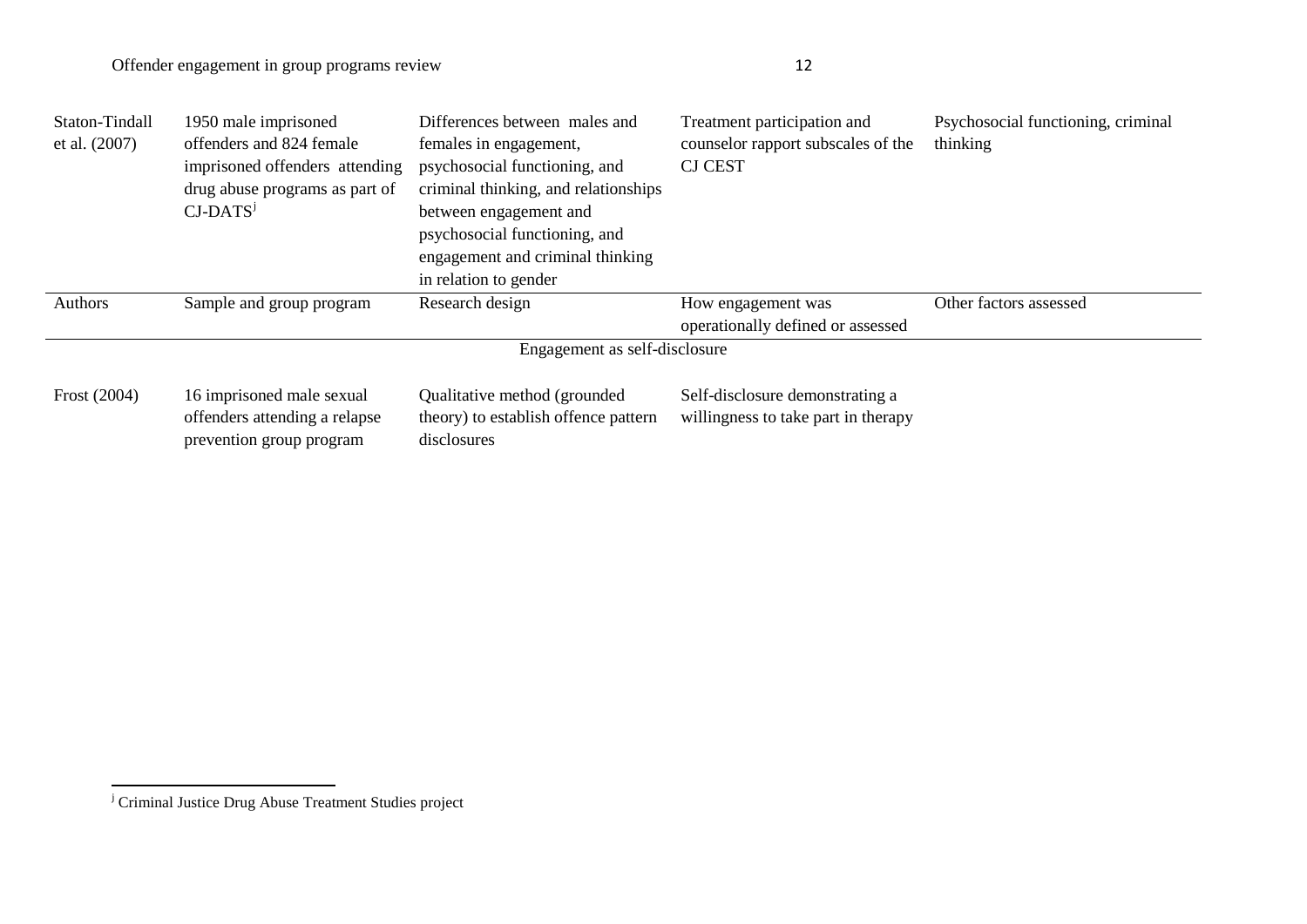| Staton-Tindall et al. (2007) | 1950 male imprisoned offenders and 824 female imprisoned offenders attending drug abuse programs as part of CJ-DATS[j] | Differences between males and females in engagement, psychosocial functioning, and criminal thinking, and relationships between engagement and psychosocial functioning, and engagement and criminal thinking in relation to gender | Treatment participation and counselor rapport subscales of the CJ CEST | Psychosocial functioning, criminal thinking |
|---|---|---|---|---|
| **Authors** | **Sample and group program** | **Research design** | **How engagement was operationally defined or assessed** | **Other factors assessed** |
| | | Engagement as self-disclosure | | |
| Frost (2004) | 16 imprisoned male sexual offenders attending a relapse prevention group program | Qualitative method (grounded theory) to establish offence pattern disclosures | Self-disclosure demonstrating a willingness to take part in therapy | |

[j] Criminal Justice Drug Abuse Treatment Studies project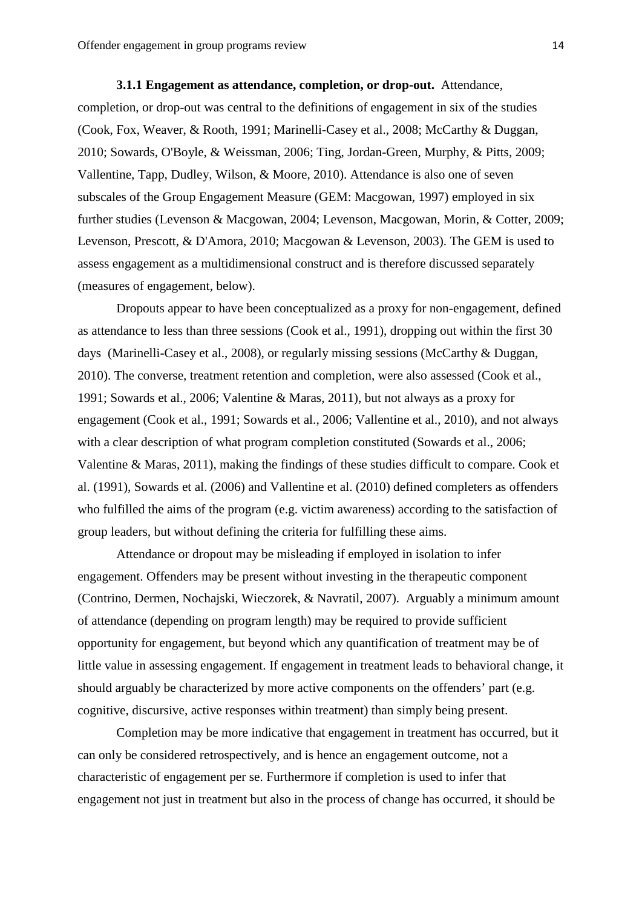**3.1.1 Engagement as attendance, completion, or drop-out.** Attendance, completion, or drop-out was central to the definitions of engagement in six of the studies (Cook, Fox, Weaver, & Rooth, 1991; Marinelli-Casey et al., 2008; McCarthy & Duggan, 2010; Sowards, O'Boyle, & Weissman, 2006; Ting, Jordan-Green, Murphy, & Pitts, 2009; Vallentine, Tapp, Dudley, Wilson, & Moore, 2010). Attendance is also one of seven subscales of the Group Engagement Measure (GEM: Macgowan, 1997) employed in six further studies (Levenson & Macgowan, 2004; Levenson, Macgowan, Morin, & Cotter, 2009; Levenson, Prescott, & D'Amora, 2010; Macgowan & Levenson, 2003). The GEM is used to assess engagement as a multidimensional construct and is therefore discussed separately (measures of engagement, below).

Dropouts appear to have been conceptualized as a proxy for non-engagement, defined as attendance to less than three sessions (Cook et al., 1991), dropping out within the first 30 days (Marinelli-Casey et al., 2008), or regularly missing sessions (McCarthy & Duggan, 2010). The converse, treatment retention and completion, were also assessed (Cook et al., 1991; Sowards et al., 2006; Valentine & Maras, 2011), but not always as a proxy for engagement (Cook et al., 1991; Sowards et al., 2006; Vallentine et al., 2010), and not always with a clear description of what program completion constituted (Sowards et al., 2006; Valentine & Maras, 2011), making the findings of these studies difficult to compare. Cook et al. (1991), Sowards et al. (2006) and Vallentine et al. (2010) defined completers as offenders who fulfilled the aims of the program (e.g. victim awareness) according to the satisfaction of group leaders, but without defining the criteria for fulfilling these aims.

Attendance or dropout may be misleading if employed in isolation to infer engagement. Offenders may be present without investing in the therapeutic component (Contrino, Dermen, Nochajski, Wieczorek, & Navratil, 2007). Arguably a minimum amount of attendance (depending on program length) may be required to provide sufficient opportunity for engagement, but beyond which any quantification of treatment may be of little value in assessing engagement. If engagement in treatment leads to behavioral change, it should arguably be characterized by more active components on the offenders' part (e.g. cognitive, discursive, active responses within treatment) than simply being present.

Completion may be more indicative that engagement in treatment has occurred, but it can only be considered retrospectively, and is hence an engagement outcome, not a characteristic of engagement per se. Furthermore if completion is used to infer that engagement not just in treatment but also in the process of change has occurred, it should be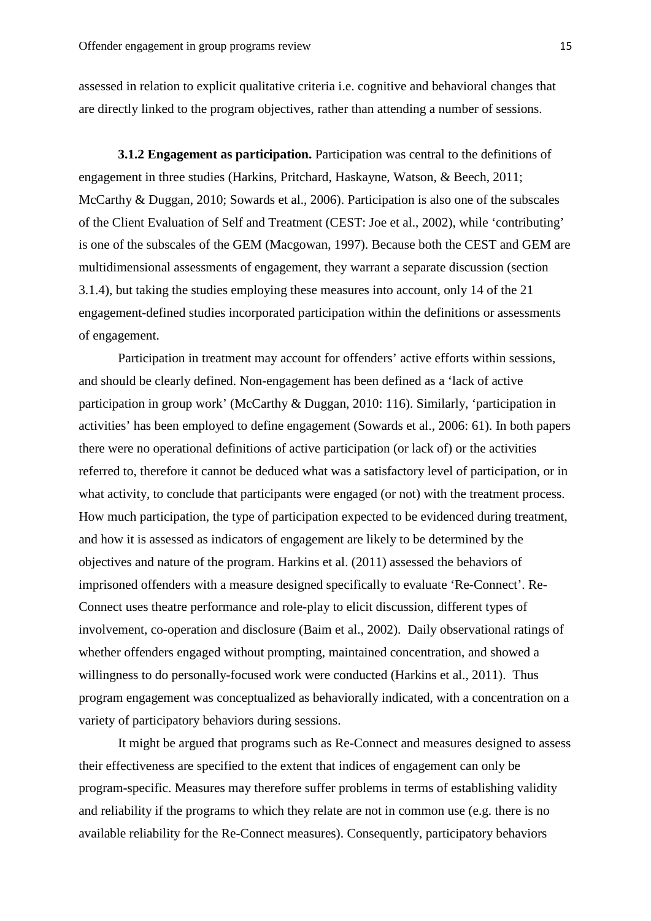assessed in relation to explicit qualitative criteria i.e. cognitive and behavioral changes that are directly linked to the program objectives, rather than attending a number of sessions.

**3.1.2 Engagement as participation.** Participation was central to the definitions of engagement in three studies (Harkins, Pritchard, Haskayne, Watson, & Beech, 2011; McCarthy & Duggan, 2010; Sowards et al., 2006). Participation is also one of the subscales of the Client Evaluation of Self and Treatment (CEST: Joe et al., 2002), while 'contributing' is one of the subscales of the GEM (Macgowan, 1997). Because both the CEST and GEM are multidimensional assessments of engagement, they warrant a separate discussion (section 3.1.4), but taking the studies employing these measures into account, only 14 of the 21 engagement-defined studies incorporated participation within the definitions or assessments of engagement.

Participation in treatment may account for offenders' active efforts within sessions, and should be clearly defined. Non-engagement has been defined as a 'lack of active participation in group work' (McCarthy & Duggan, 2010: 116). Similarly, 'participation in activities' has been employed to define engagement (Sowards et al., 2006: 61). In both papers there were no operational definitions of active participation (or lack of) or the activities referred to, therefore it cannot be deduced what was a satisfactory level of participation, or in what activity, to conclude that participants were engaged (or not) with the treatment process. How much participation, the type of participation expected to be evidenced during treatment, and how it is assessed as indicators of engagement are likely to be determined by the objectives and nature of the program. Harkins et al. (2011) assessed the behaviors of imprisoned offenders with a measure designed specifically to evaluate 'Re-Connect'. Re-Connect uses theatre performance and role-play to elicit discussion, different types of involvement, co-operation and disclosure (Baim et al., 2002). Daily observational ratings of whether offenders engaged without prompting, maintained concentration, and showed a willingness to do personally-focused work were conducted (Harkins et al., 2011). Thus program engagement was conceptualized as behaviorally indicated, with a concentration on a variety of participatory behaviors during sessions.

It might be argued that programs such as Re-Connect and measures designed to assess their effectiveness are specified to the extent that indices of engagement can only be program-specific. Measures may therefore suffer problems in terms of establishing validity and reliability if the programs to which they relate are not in common use (e.g. there is no available reliability for the Re-Connect measures). Consequently, participatory behaviors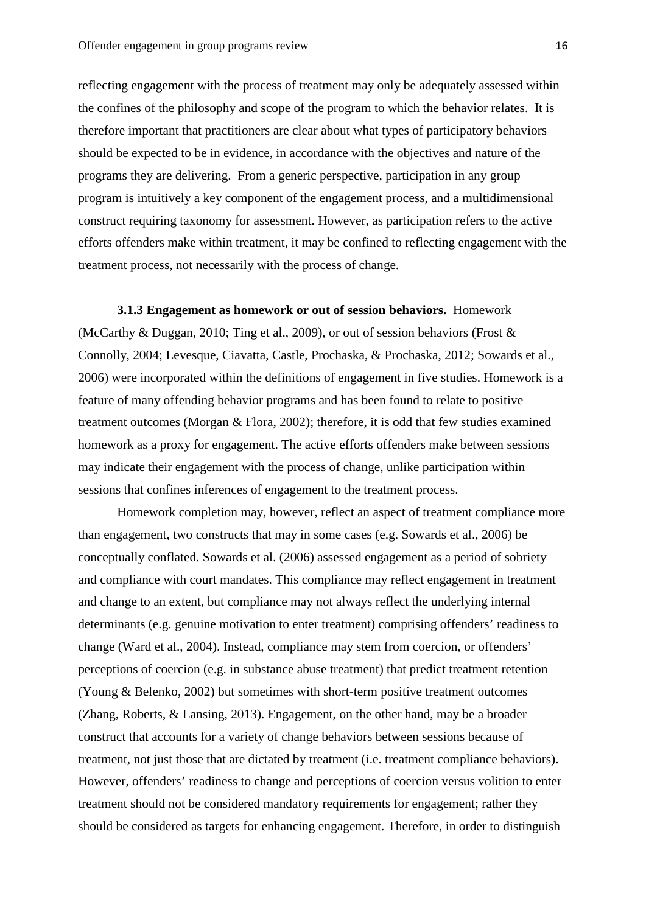reflecting engagement with the process of treatment may only be adequately assessed within the confines of the philosophy and scope of the program to which the behavior relates. It is therefore important that practitioners are clear about what types of participatory behaviors should be expected to be in evidence, in accordance with the objectives and nature of the programs they are delivering. From a generic perspective, participation in any group program is intuitively a key component of the engagement process, and a multidimensional construct requiring taxonomy for assessment. However, as participation refers to the active efforts offenders make within treatment, it may be confined to reflecting engagement with the treatment process, not necessarily with the process of change.

**3.1.3 Engagement as homework or out of session behaviors.** Homework (McCarthy & Duggan, 2010; Ting et al., 2009), or out of session behaviors (Frost & Connolly, 2004; Levesque, Ciavatta, Castle, Prochaska, & Prochaska, 2012; Sowards et al., 2006) were incorporated within the definitions of engagement in five studies. Homework is a feature of many offending behavior programs and has been found to relate to positive treatment outcomes (Morgan & Flora, 2002); therefore, it is odd that few studies examined homework as a proxy for engagement. The active efforts offenders make between sessions may indicate their engagement with the process of change, unlike participation within sessions that confines inferences of engagement to the treatment process.

Homework completion may, however, reflect an aspect of treatment compliance more than engagement, two constructs that may in some cases (e.g. Sowards et al., 2006) be conceptually conflated. Sowards et al. (2006) assessed engagement as a period of sobriety and compliance with court mandates. This compliance may reflect engagement in treatment and change to an extent, but compliance may not always reflect the underlying internal determinants (e.g. genuine motivation to enter treatment) comprising offenders' readiness to change (Ward et al., 2004). Instead, compliance may stem from coercion, or offenders' perceptions of coercion (e.g. in substance abuse treatment) that predict treatment retention (Young & Belenko, 2002) but sometimes with short-term positive treatment outcomes (Zhang, Roberts, & Lansing, 2013). Engagement, on the other hand, may be a broader construct that accounts for a variety of change behaviors between sessions because of treatment, not just those that are dictated by treatment (i.e. treatment compliance behaviors). However, offenders' readiness to change and perceptions of coercion versus volition to enter treatment should not be considered mandatory requirements for engagement; rather they should be considered as targets for enhancing engagement. Therefore, in order to distinguish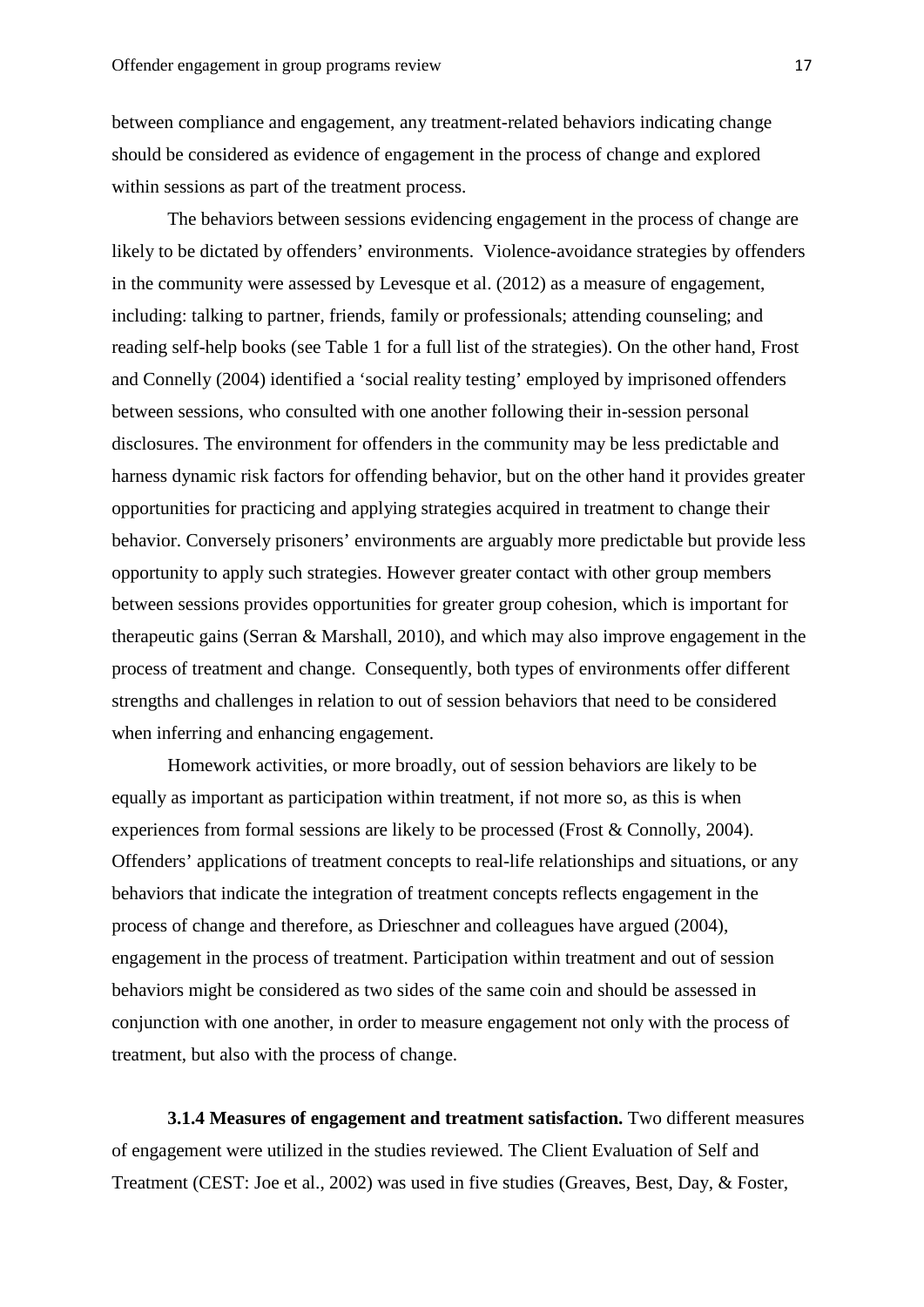between compliance and engagement, any treatment-related behaviors indicating change should be considered as evidence of engagement in the process of change and explored within sessions as part of the treatment process.

The behaviors between sessions evidencing engagement in the process of change are likely to be dictated by offenders' environments. Violence-avoidance strategies by offenders in the community were assessed by Levesque et al. (2012) as a measure of engagement, including: talking to partner, friends, family or professionals; attending counseling; and reading self-help books (see Table 1 for a full list of the strategies). On the other hand, Frost and Connelly (2004) identified a 'social reality testing' employed by imprisoned offenders between sessions, who consulted with one another following their in-session personal disclosures. The environment for offenders in the community may be less predictable and harness dynamic risk factors for offending behavior, but on the other hand it provides greater opportunities for practicing and applying strategies acquired in treatment to change their behavior. Conversely prisoners' environments are arguably more predictable but provide less opportunity to apply such strategies. However greater contact with other group members between sessions provides opportunities for greater group cohesion, which is important for therapeutic gains (Serran & Marshall, 2010), and which may also improve engagement in the process of treatment and change. Consequently, both types of environments offer different strengths and challenges in relation to out of session behaviors that need to be considered when inferring and enhancing engagement.

Homework activities, or more broadly, out of session behaviors are likely to be equally as important as participation within treatment, if not more so, as this is when experiences from formal sessions are likely to be processed (Frost & Connolly, 2004). Offenders' applications of treatment concepts to real-life relationships and situations, or any behaviors that indicate the integration of treatment concepts reflects engagement in the process of change and therefore, as Drieschner and colleagues have argued (2004), engagement in the process of treatment. Participation within treatment and out of session behaviors might be considered as two sides of the same coin and should be assessed in conjunction with one another, in order to measure engagement not only with the process of treatment, but also with the process of change.

**3.1.4 Measures of engagement and treatment satisfaction.** Two different measures of engagement were utilized in the studies reviewed. The Client Evaluation of Self and Treatment (CEST: Joe et al., 2002) was used in five studies (Greaves, Best, Day, & Foster,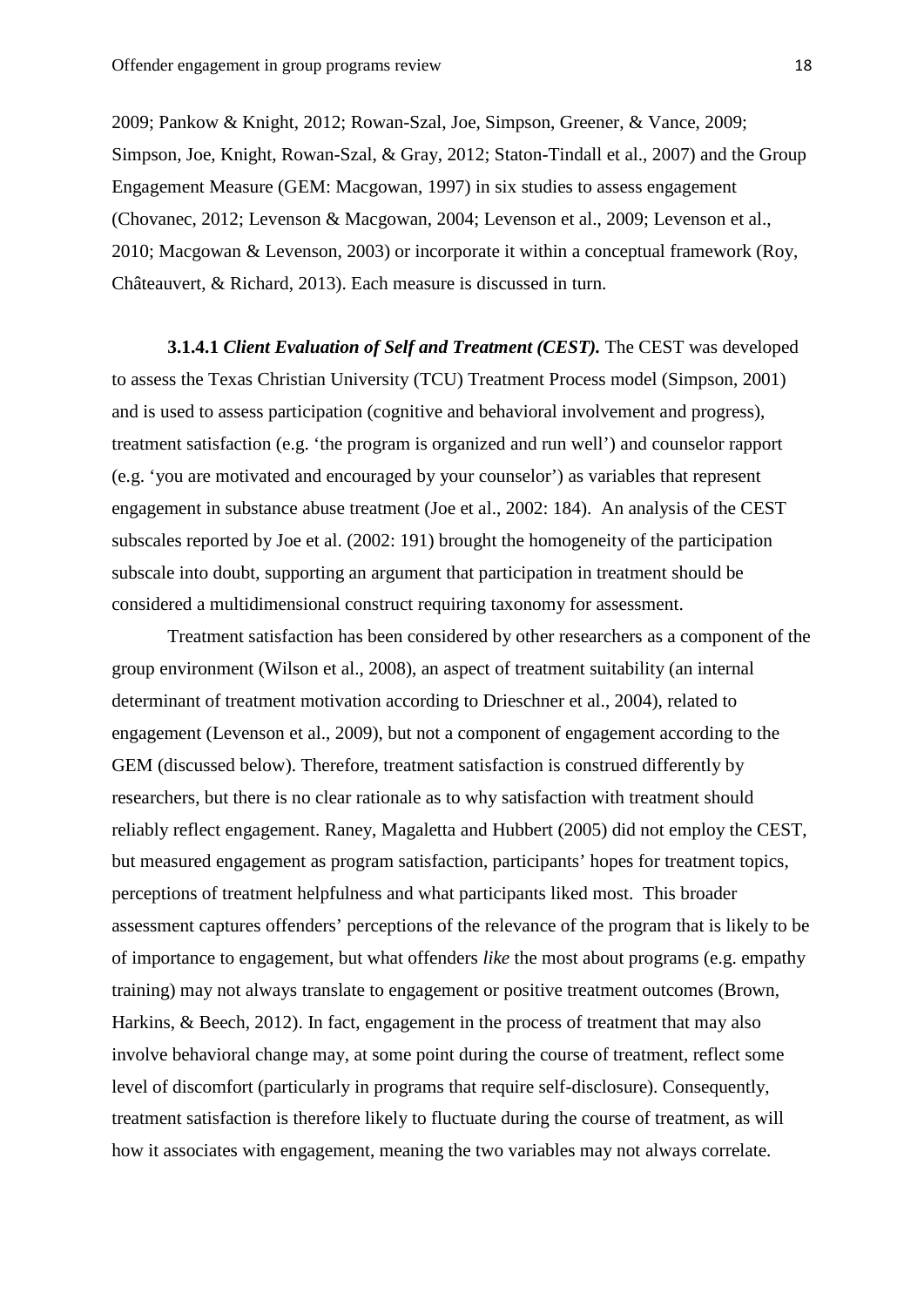2009; Pankow & Knight, 2012; Rowan-Szal, Joe, Simpson, Greener, & Vance, 2009; Simpson, Joe, Knight, Rowan-Szal, & Gray, 2012; Staton-Tindall et al., 2007) and the Group Engagement Measure (GEM: Macgowan, 1997) in six studies to assess engagement (Chovanec, 2012; Levenson & Macgowan, 2004; Levenson et al., 2009; Levenson et al., 2010; Macgowan & Levenson, 2003) or incorporate it within a conceptual framework (Roy, Châteauvert, & Richard, 2013). Each measure is discussed in turn.

**3.1.4.1** ***Client Evaluation of Self and Treatment (CEST).*** The CEST was developed to assess the Texas Christian University (TCU) Treatment Process model (Simpson, 2001) and is used to assess participation (cognitive and behavioral involvement and progress), treatment satisfaction (e.g. 'the program is organized and run well') and counselor rapport (e.g. 'you are motivated and encouraged by your counselor') as variables that represent engagement in substance abuse treatment (Joe et al., 2002: 184). An analysis of the CEST subscales reported by Joe et al. (2002: 191) brought the homogeneity of the participation subscale into doubt, supporting an argument that participation in treatment should be considered a multidimensional construct requiring taxonomy for assessment.

Treatment satisfaction has been considered by other researchers as a component of the group environment (Wilson et al., 2008), an aspect of treatment suitability (an internal determinant of treatment motivation according to Drieschner et al., 2004), related to engagement (Levenson et al., 2009), but not a component of engagement according to the GEM (discussed below). Therefore, treatment satisfaction is construed differently by researchers, but there is no clear rationale as to why satisfaction with treatment should reliably reflect engagement. Raney, Magaletta and Hubbert (2005) did not employ the CEST, but measured engagement as program satisfaction, participants' hopes for treatment topics, perceptions of treatment helpfulness and what participants liked most. This broader assessment captures offenders' perceptions of the relevance of the program that is likely to be of importance to engagement, but what offenders *like* the most about programs (e.g. empathy training) may not always translate to engagement or positive treatment outcomes (Brown, Harkins, & Beech, 2012). In fact, engagement in the process of treatment that may also involve behavioral change may, at some point during the course of treatment, reflect some level of discomfort (particularly in programs that require self-disclosure). Consequently, treatment satisfaction is therefore likely to fluctuate during the course of treatment, as will how it associates with engagement, meaning the two variables may not always correlate.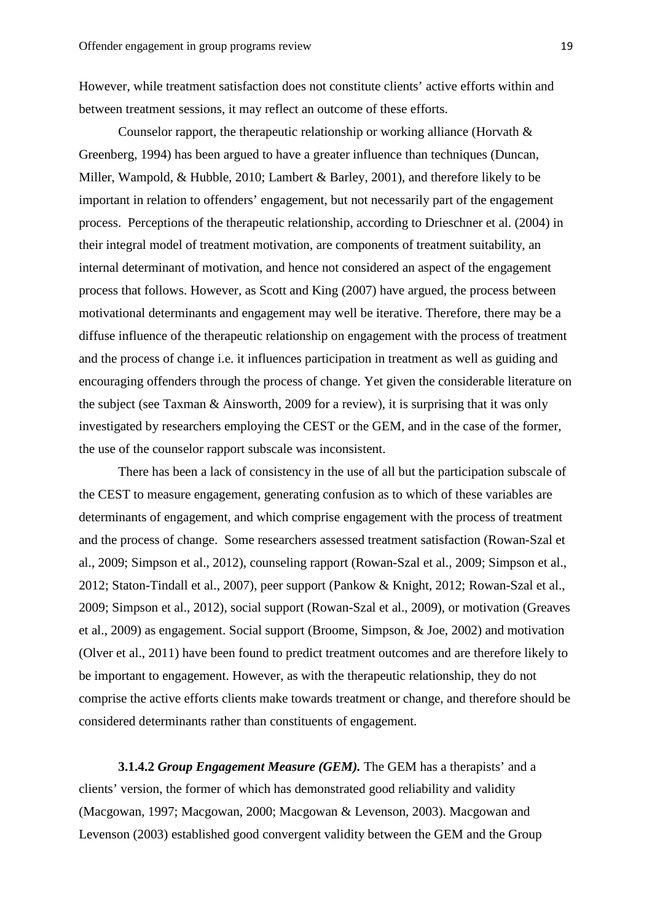However, while treatment satisfaction does not constitute clients' active efforts within and between treatment sessions, it may reflect an outcome of these efforts.

Counselor rapport, the therapeutic relationship or working alliance (Horvath & Greenberg, 1994) has been argued to have a greater influence than techniques (Duncan, Miller, Wampold, & Hubble, 2010; Lambert & Barley, 2001), and therefore likely to be important in relation to offenders' engagement, but not necessarily part of the engagement process. Perceptions of the therapeutic relationship, according to Drieschner et al. (2004) in their integral model of treatment motivation, are components of treatment suitability, an internal determinant of motivation, and hence not considered an aspect of the engagement process that follows. However, as Scott and King (2007) have argued, the process between motivational determinants and engagement may well be iterative. Therefore, there may be a diffuse influence of the therapeutic relationship on engagement with the process of treatment and the process of change i.e. it influences participation in treatment as well as guiding and encouraging offenders through the process of change. Yet given the considerable literature on the subject (see Taxman & Ainsworth, 2009 for a review), it is surprising that it was only investigated by researchers employing the CEST or the GEM, and in the case of the former, the use of the counselor rapport subscale was inconsistent.

There has been a lack of consistency in the use of all but the participation subscale of the CEST to measure engagement, generating confusion as to which of these variables are determinants of engagement, and which comprise engagement with the process of treatment and the process of change. Some researchers assessed treatment satisfaction (Rowan-Szal et al., 2009; Simpson et al., 2012), counseling rapport (Rowan-Szal et al., 2009; Simpson et al., 2012; Staton-Tindall et al., 2007), peer support (Pankow & Knight, 2012; Rowan-Szal et al., 2009; Simpson et al., 2012), social support (Rowan-Szal et al., 2009), or motivation (Greaves et al., 2009) as engagement. Social support (Broome, Simpson, & Joe, 2002) and motivation (Olver et al., 2011) have been found to predict treatment outcomes and are therefore likely to be important to engagement. However, as with the therapeutic relationship, they do not comprise the active efforts clients make towards treatment or change, and therefore should be considered determinants rather than constituents of engagement.

**3.1.4.2** ***Group Engagement Measure (GEM).*** The GEM has a therapists' and a clients' version, the former of which has demonstrated good reliability and validity (Macgowan, 1997; Macgowan, 2000; Macgowan & Levenson, 2003). Macgowan and Levenson (2003) established good convergent validity between the GEM and the Group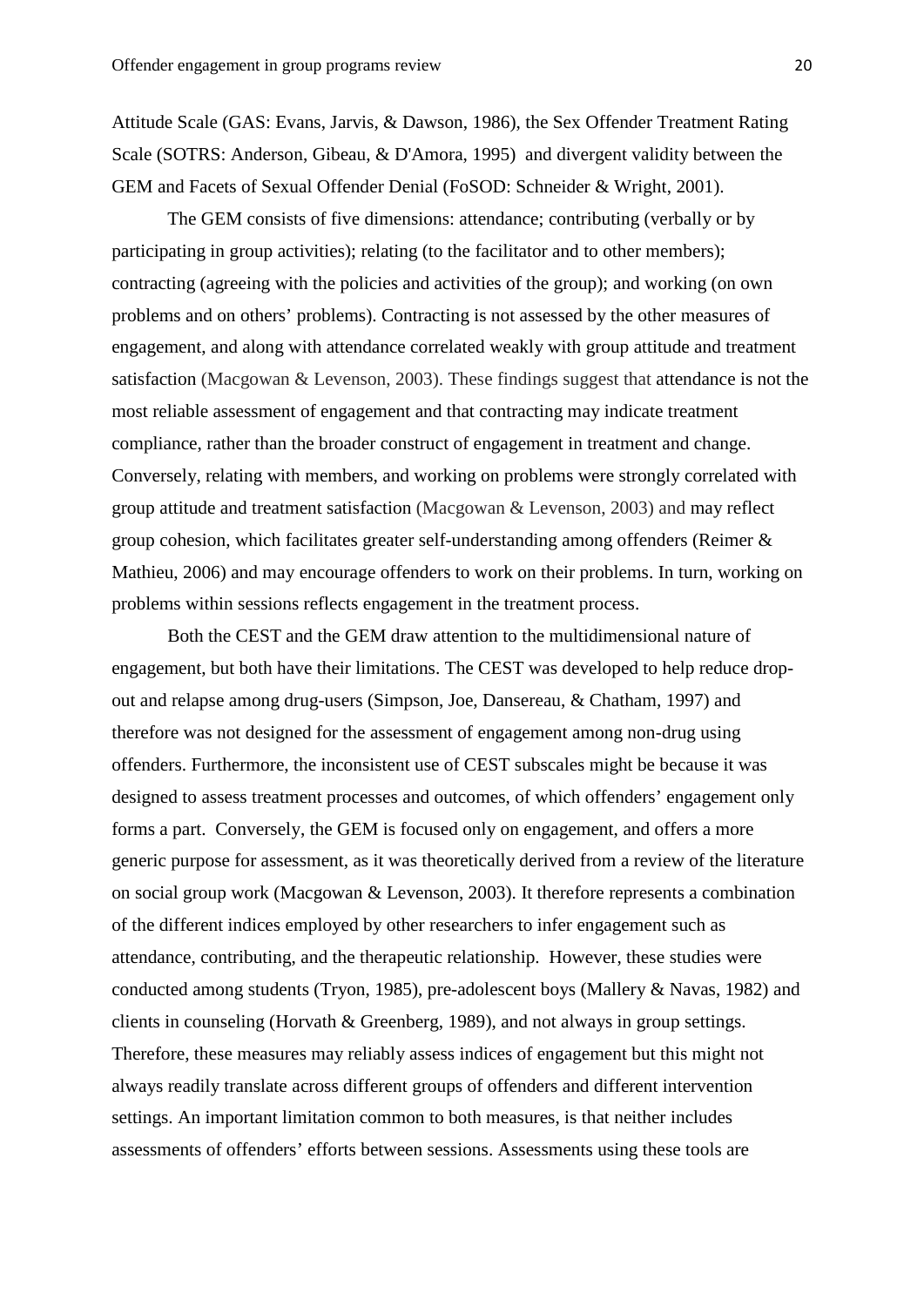Attitude Scale (GAS: Evans, Jarvis, & Dawson, 1986), the Sex Offender Treatment Rating Scale (SOTRS: Anderson, Gibeau, & D'Amora, 1995) and divergent validity between the GEM and Facets of Sexual Offender Denial (FoSOD: Schneider & Wright, 2001).

The GEM consists of five dimensions: attendance; contributing (verbally or by participating in group activities); relating (to the facilitator and to other members); contracting (agreeing with the policies and activities of the group); and working (on own problems and on others' problems). Contracting is not assessed by the other measures of engagement, and along with attendance correlated weakly with group attitude and treatment satisfaction (Macgowan & Levenson, 2003). These findings suggest that attendance is not the most reliable assessment of engagement and that contracting may indicate treatment compliance, rather than the broader construct of engagement in treatment and change. Conversely, relating with members, and working on problems were strongly correlated with group attitude and treatment satisfaction (Macgowan & Levenson, 2003) and may reflect group cohesion, which facilitates greater self-understanding among offenders (Reimer & Mathieu, 2006) and may encourage offenders to work on their problems. In turn, working on problems within sessions reflects engagement in the treatment process.

Both the CEST and the GEM draw attention to the multidimensional nature of engagement, but both have their limitations. The CEST was developed to help reduce drop-out and relapse among drug-users (Simpson, Joe, Dansereau, & Chatham, 1997) and therefore was not designed for the assessment of engagement among non-drug using offenders. Furthermore, the inconsistent use of CEST subscales might be because it was designed to assess treatment processes and outcomes, of which offenders' engagement only forms a part. Conversely, the GEM is focused only on engagement, and offers a more generic purpose for assessment, as it was theoretically derived from a review of the literature on social group work (Macgowan & Levenson, 2003). It therefore represents a combination of the different indices employed by other researchers to infer engagement such as attendance, contributing, and the therapeutic relationship. However, these studies were conducted among students (Tryon, 1985), pre-adolescent boys (Mallery & Navas, 1982) and clients in counseling (Horvath & Greenberg, 1989), and not always in group settings. Therefore, these measures may reliably assess indices of engagement but this might not always readily translate across different groups of offenders and different intervention settings. An important limitation common to both measures, is that neither includes assessments of offenders' efforts between sessions. Assessments using these tools are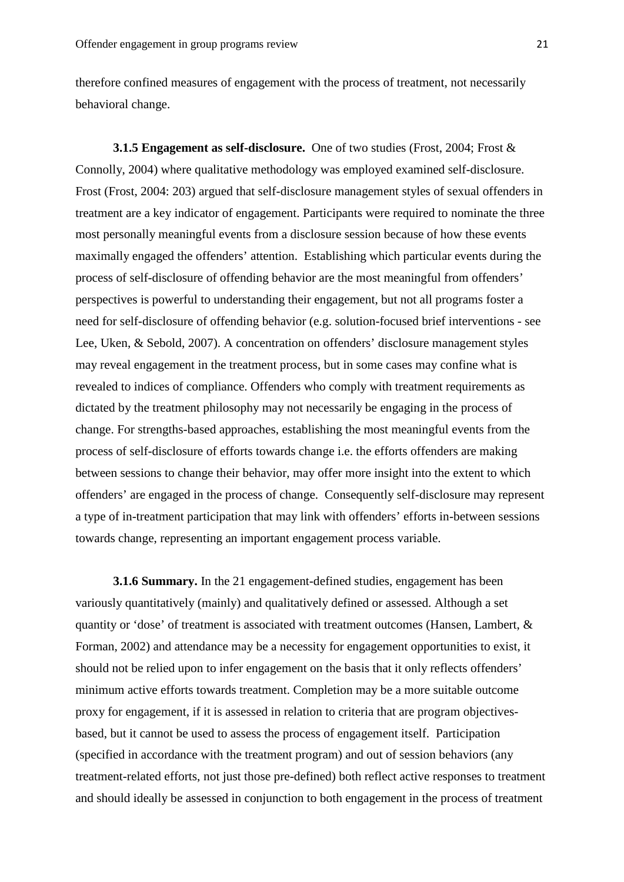therefore confined measures of engagement with the process of treatment, not necessarily behavioral change.

**3.1.5 Engagement as self-disclosure.** One of two studies (Frost, 2004; Frost & Connolly, 2004) where qualitative methodology was employed examined self-disclosure. Frost (Frost, 2004: 203) argued that self-disclosure management styles of sexual offenders in treatment are a key indicator of engagement. Participants were required to nominate the three most personally meaningful events from a disclosure session because of how these events maximally engaged the offenders' attention. Establishing which particular events during the process of self-disclosure of offending behavior are the most meaningful from offenders' perspectives is powerful to understanding their engagement, but not all programs foster a need for self-disclosure of offending behavior (e.g. solution-focused brief interventions - see Lee, Uken, & Sebold, 2007). A concentration on offenders' disclosure management styles may reveal engagement in the treatment process, but in some cases may confine what is revealed to indices of compliance. Offenders who comply with treatment requirements as dictated by the treatment philosophy may not necessarily be engaging in the process of change. For strengths-based approaches, establishing the most meaningful events from the process of self-disclosure of efforts towards change i.e. the efforts offenders are making between sessions to change their behavior, may offer more insight into the extent to which offenders' are engaged in the process of change. Consequently self-disclosure may represent a type of in-treatment participation that may link with offenders' efforts in-between sessions towards change, representing an important engagement process variable.

**3.1.6 Summary.** In the 21 engagement-defined studies, engagement has been variously quantitatively (mainly) and qualitatively defined or assessed. Although a set quantity or 'dose' of treatment is associated with treatment outcomes (Hansen, Lambert, & Forman, 2002) and attendance may be a necessity for engagement opportunities to exist, it should not be relied upon to infer engagement on the basis that it only reflects offenders' minimum active efforts towards treatment. Completion may be a more suitable outcome proxy for engagement, if it is assessed in relation to criteria that are program objectives-based, but it cannot be used to assess the process of engagement itself. Participation (specified in accordance with the treatment program) and out of session behaviors (any treatment-related efforts, not just those pre-defined) both reflect active responses to treatment and should ideally be assessed in conjunction to both engagement in the process of treatment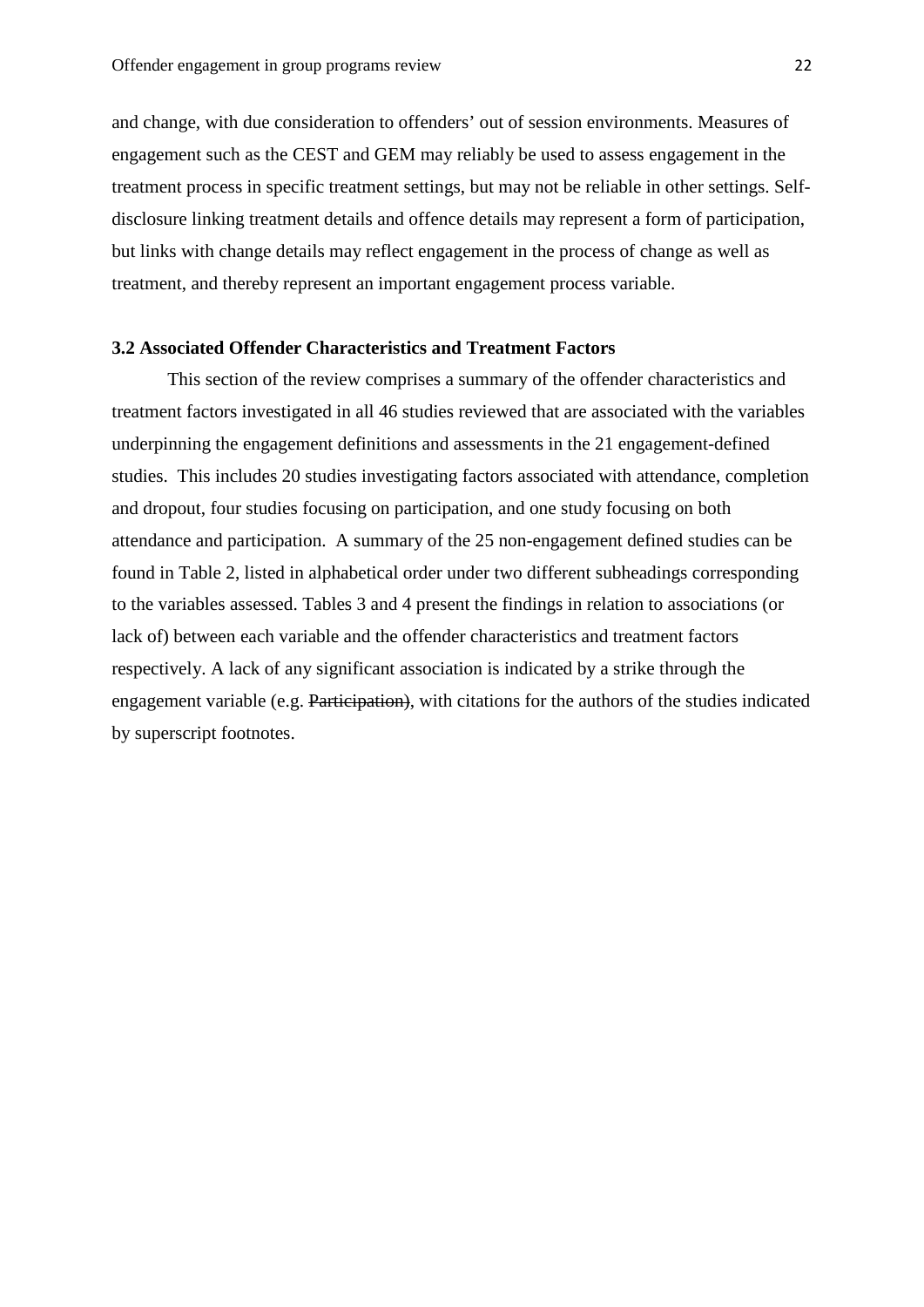and change, with due consideration to offenders' out of session environments. Measures of engagement such as the CEST and GEM may reliably be used to assess engagement in the treatment process in specific treatment settings, but may not be reliable in other settings. Self-disclosure linking treatment details and offence details may represent a form of participation, but links with change details may reflect engagement in the process of change as well as treatment, and thereby represent an important engagement process variable.

### 3.2 Associated Offender Characteristics and Treatment Factors

This section of the review comprises a summary of the offender characteristics and treatment factors investigated in all 46 studies reviewed that are associated with the variables underpinning the engagement definitions and assessments in the 21 engagement-defined studies. This includes 20 studies investigating factors associated with attendance, completion and dropout, four studies focusing on participation, and one study focusing on both attendance and participation. A summary of the 25 non-engagement defined studies can be found in Table 2, listed in alphabetical order under two different subheadings corresponding to the variables assessed. Tables 3 and 4 present the findings in relation to associations (or lack of) between each variable and the offender characteristics and treatment factors respectively. A lack of any significant association is indicated by a strike through the engagement variable (e.g. ~~Participation~~), with citations for the authors of the studies indicated by superscript footnotes.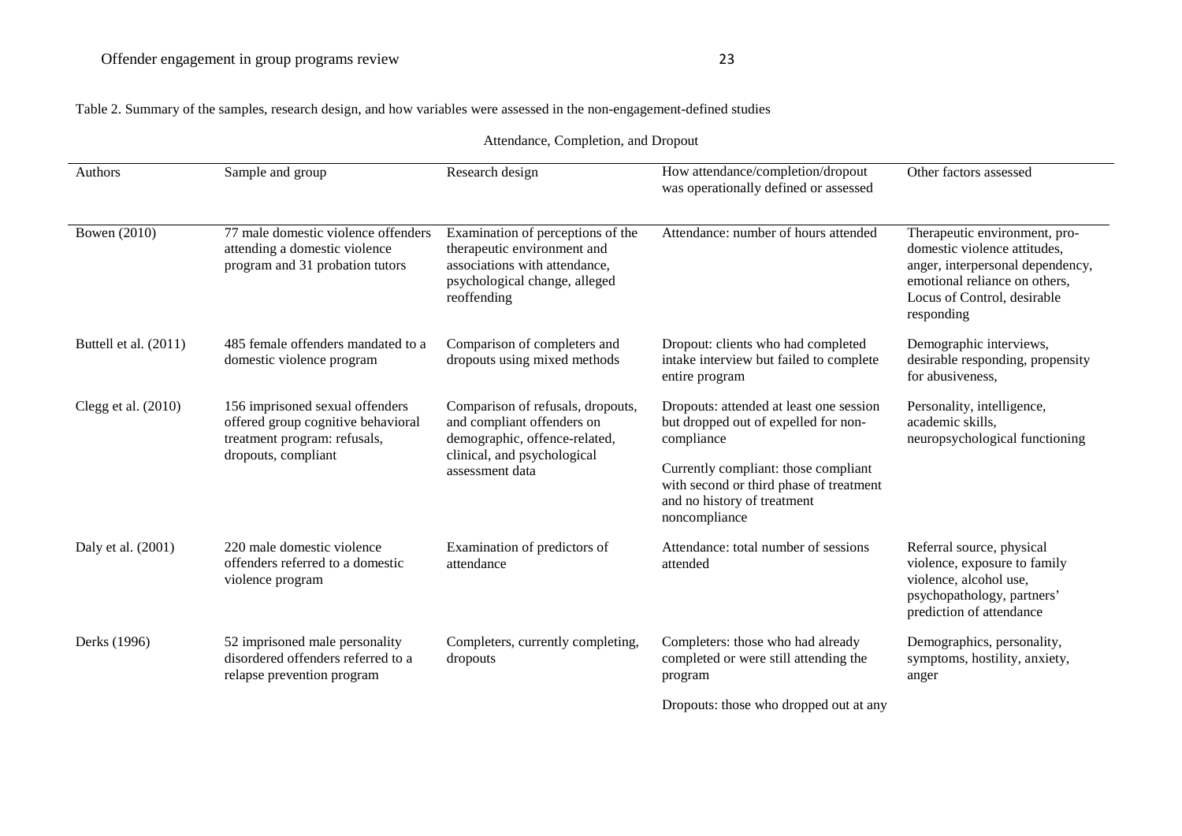Table 2. Summary of the samples, research design, and how variables were assessed in the non-engagement-defined studies

Attendance, Completion, and Dropout

| Authors | Sample and group | Research design | How attendance/completion/dropout was operationally defined or assessed | Other factors assessed |
|---|---|---|---|---|
| Bowen (2010) | 77 male domestic violence offenders attending a domestic violence program and 31 probation tutors | Examination of perceptions of the therapeutic environment and associations with attendance, psychological change, alleged reoffending | Attendance: number of hours attended | Therapeutic environment, pro-domestic violence attitudes, anger, interpersonal dependency, emotional reliance on others, Locus of Control, desirable responding |
| Buttell et al. (2011) | 485 female offenders mandated to a domestic violence program | Comparison of completers and dropouts using mixed methods | Dropout: clients who had completed intake interview but failed to complete entire program | Demographic interviews, desirable responding, propensity for abusiveness, |
| Clegg et al. (2010) | 156 imprisoned sexual offenders offered group cognitive behavioral treatment program: refusals, dropouts, compliant | Comparison of refusals, dropouts, and compliant offenders on demographic, offence-related, clinical, and psychological assessment data | Dropouts: attended at least one session but dropped out of expelled for non-compliance<br><br>Currently compliant: those compliant with second or third phase of treatment and no history of treatment noncompliance | Personality, intelligence, academic skills, neuropsychological functioning |
| Daly et al. (2001) | 220 male domestic violence offenders referred to a domestic violence program | Examination of predictors of attendance | Attendance: total number of sessions attended | Referral source, physical violence, exposure to family violence, alcohol use, psychopathology, partners' prediction of attendance |
| Derks (1996) | 52 imprisoned male personality disordered offenders referred to a relapse prevention program | Completers, currently completing, dropouts | Completers: those who had already completed or were still attending the program<br><br>Dropouts: those who dropped out at any | Demographics, personality, symptoms, hostility, anxiety, anger |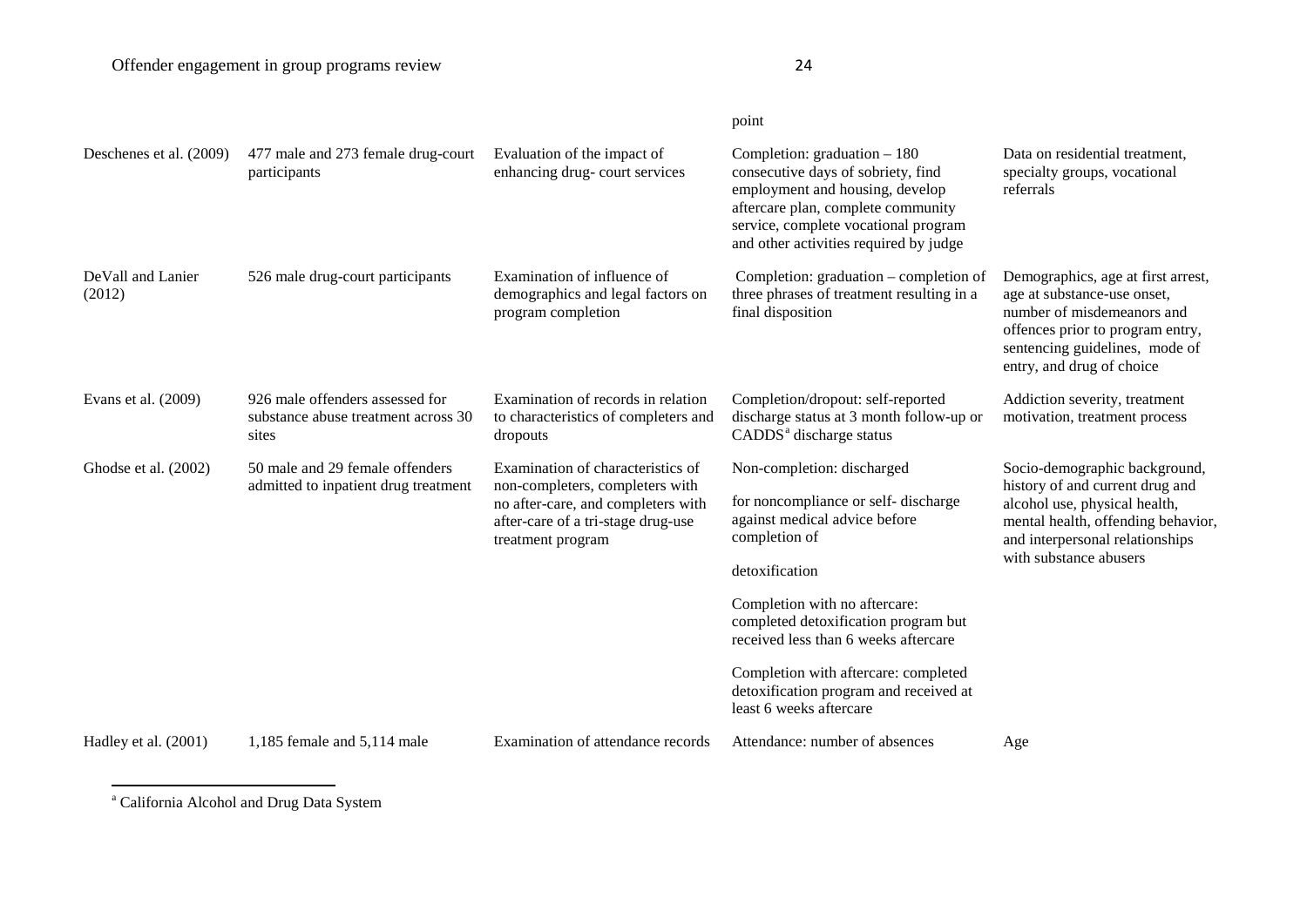| | | | point | |
|---|---|---|---|---|
| Deschenes et al. (2009) | 477 male and 273 female drug-court participants | Evaluation of the impact of enhancing drug- court services | Completion: graduation – 180 consecutive days of sobriety, find employment and housing, develop aftercare plan, complete community service, complete vocational program and other activities required by judge | Data on residential treatment, specialty groups, vocational referrals |
| DeVall and Lanier (2012) | 526 male drug-court participants | Examination of influence of demographics and legal factors on program completion | Completion: graduation – completion of three phrases of treatment resulting in a final disposition | Demographics, age at first arrest, age at substance-use onset, number of misdemeanors and offences prior to program entry, sentencing guidelines, mode of entry, and drug of choice |
| Evans et al. (2009) | 926 male offenders assessed for substance abuse treatment across 30 sites | Examination of records in relation to characteristics of completers and dropouts | Completion/dropout: self-reported discharge status at 3 month follow-up or CADDS[a] discharge status | Addiction severity, treatment motivation, treatment process |
| Ghodse et al. (2002) | 50 male and 29 female offenders admitted to inpatient drug treatment | Examination of characteristics of non-completers, completers with no after-care, and completers with after-care of a tri-stage drug-use treatment program | Non-completion: discharged for noncompliance or self- discharge against medical advice before completion of detoxification<br><br>Completion with no aftercare: completed detoxification program but received less than 6 weeks aftercare<br><br>Completion with aftercare: completed detoxification program and received at least 6 weeks aftercare | Socio-demographic background, history of and current drug and alcohol use, physical health, mental health, offending behavior, and interpersonal relationships with substance abusers |
| Hadley et al. (2001) | 1,185 female and 5,114 male | Examination of attendance records | Attendance: number of absences | Age |

[a] California Alcohol and Drug Data System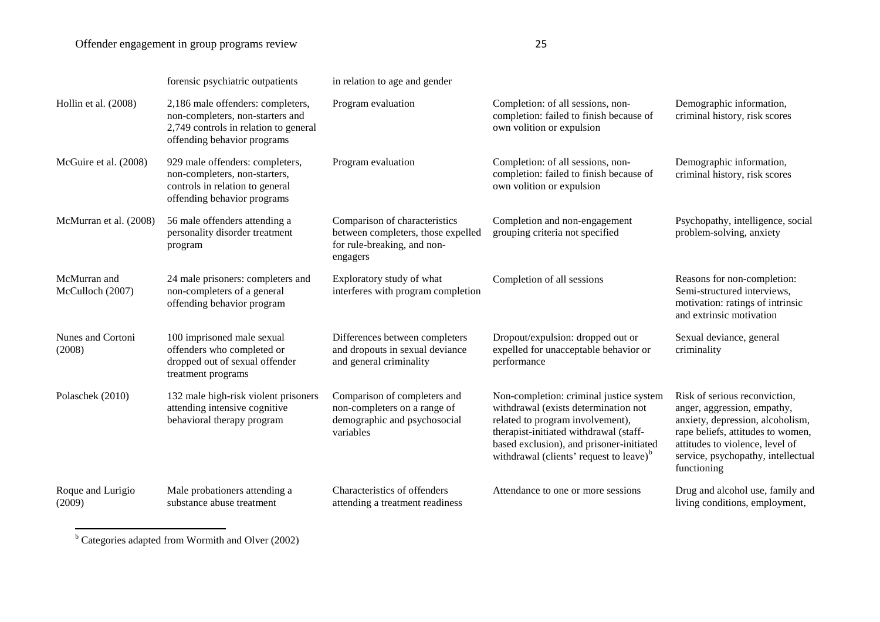| | | | | |
|---|---|---|---|---|
| | forensic psychiatric outpatients | in relation to age and gender | | |
| Hollin et al. (2008) | 2,186 male offenders: completers, non-completers, non-starters and 2,749 controls in relation to general offending behavior programs | Program evaluation | Completion: of all sessions, non-completion: failed to finish because of own volition or expulsion | Demographic information, criminal history, risk scores |
| McGuire et al. (2008) | 929 male offenders: completers, non-completers, non-starters, controls in relation to general offending behavior programs | Program evaluation | Completion: of all sessions, non-completion: failed to finish because of own volition or expulsion | Demographic information, criminal history, risk scores |
| McMurran et al. (2008) | 56 male offenders attending a personality disorder treatment program | Comparison of characteristics between completers, those expelled for rule-breaking, and non-engagers | Completion and non-engagement grouping criteria not specified | Psychopathy, intelligence, social problem-solving, anxiety |
| McMurran and McCulloch (2007) | 24 male prisoners: completers and non-completers of a general offending behavior program | Exploratory study of what interferes with program completion | Completion of all sessions | Reasons for non-completion: Semi-structured interviews, motivation: ratings of intrinsic and extrinsic motivation |
| Nunes and Cortoni (2008) | 100 imprisoned male sexual offenders who completed or dropped out of sexual offender treatment programs | Differences between completers and dropouts in sexual deviance and general criminality | Dropout/expulsion: dropped out or expelled for unacceptable behavior or performance | Sexual deviance, general criminality |
| Polaschek (2010) | 132 male high-risk violent prisoners attending intensive cognitive behavioral therapy program | Comparison of completers and non-completers on a range of demographic and psychosocial variables | Non-completion: criminal justice system withdrawal (exists determination not related to program involvement), therapist-initiated withdrawal (staff-based exclusion), and prisoner-initiated withdrawal (clients' request to leave)[b] | Risk of serious reconviction, anger, aggression, empathy, anxiety, depression, alcoholism, rape beliefs, attitudes to women, attitudes to violence, level of service, psychopathy, intellectual functioning |
| Roque and Lurigio (2009) | Male probationers attending a substance abuse treatment | Characteristics of offenders attending a treatment readiness | Attendance to one or more sessions | Drug and alcohol use, family and living conditions, employment, |

[b] Categories adapted from Wormith and Olver (2002)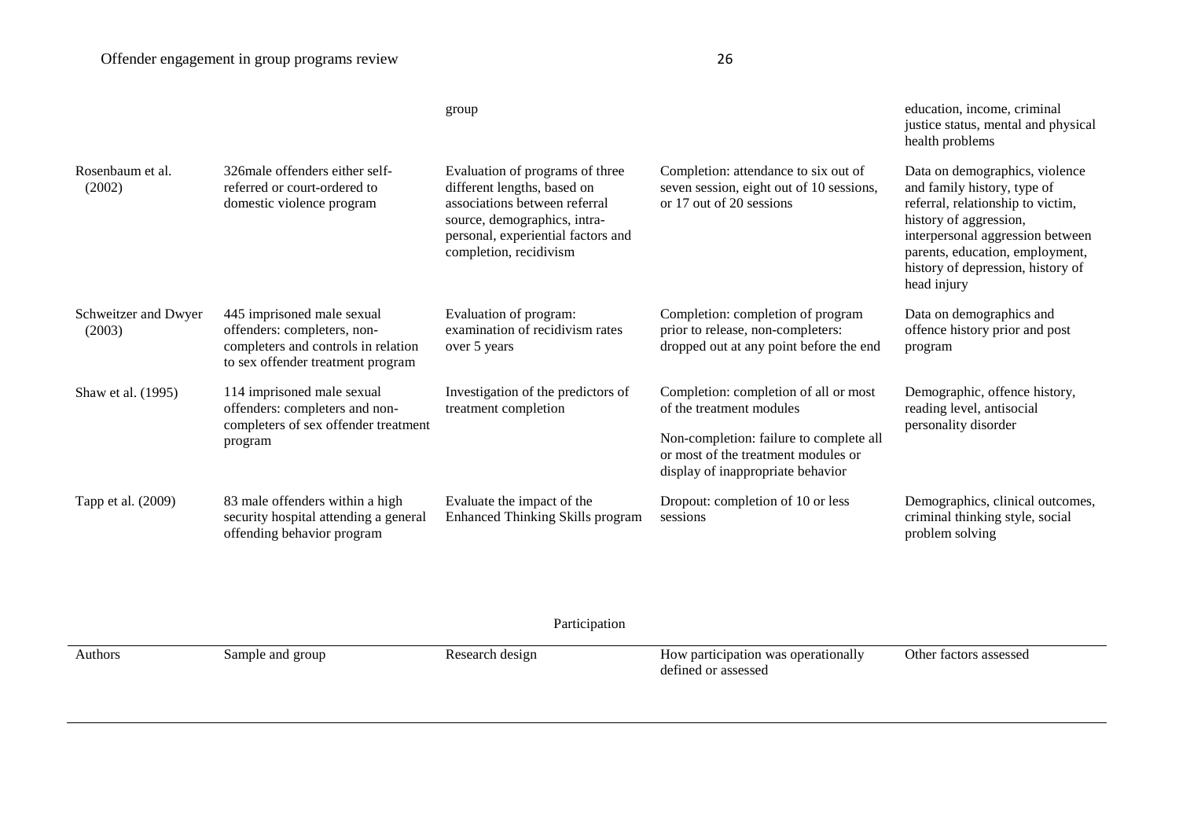| | | group | | education, income, criminal justice status, mental and physical health problems |
|---|---|---|---|---|
| Rosenbaum et al. (2002) | 326male offenders either self-referred or court-ordered to domestic violence program | Evaluation of programs of three different lengths, based on associations between referral source, demographics, intra-personal, experiential factors and completion, recidivism | Completion: attendance to six out of seven session, eight out of 10 sessions, or 17 out of 20 sessions | Data on demographics, violence and family history, type of referral, relationship to victim, history of aggression, interpersonal aggression between parents, education, employment, history of depression, history of head injury |
| Schweitzer and Dwyer (2003) | 445 imprisoned male sexual offenders: completers, non-completers and controls in relation to sex offender treatment program | Evaluation of program: examination of recidivism rates over 5 years | Completion: completion of program prior to release, non-completers: dropped out at any point before the end | Data on demographics and offence history prior and post program |
| Shaw et al. (1995) | 114 imprisoned male sexual offenders: completers and non-completers of sex offender treatment program | Investigation of the predictors of treatment completion | Completion: completion of all or most of the treatment modules<br><br>Non-completion: failure to complete all or most of the treatment modules or display of inappropriate behavior | Demographic, offence history, reading level, antisocial personality disorder |
| Tapp et al. (2009) | 83 male offenders within a high security hospital attending a general offending behavior program | Evaluate the impact of the Enhanced Thinking Skills program | Dropout: completion of 10 or less sessions | Demographics, clinical outcomes, criminal thinking style, social problem solving |

Participation

| Authors | Sample and group | Research design | How participation was operationally defined or assessed | Other factors assessed |
|---|---|---|---|---|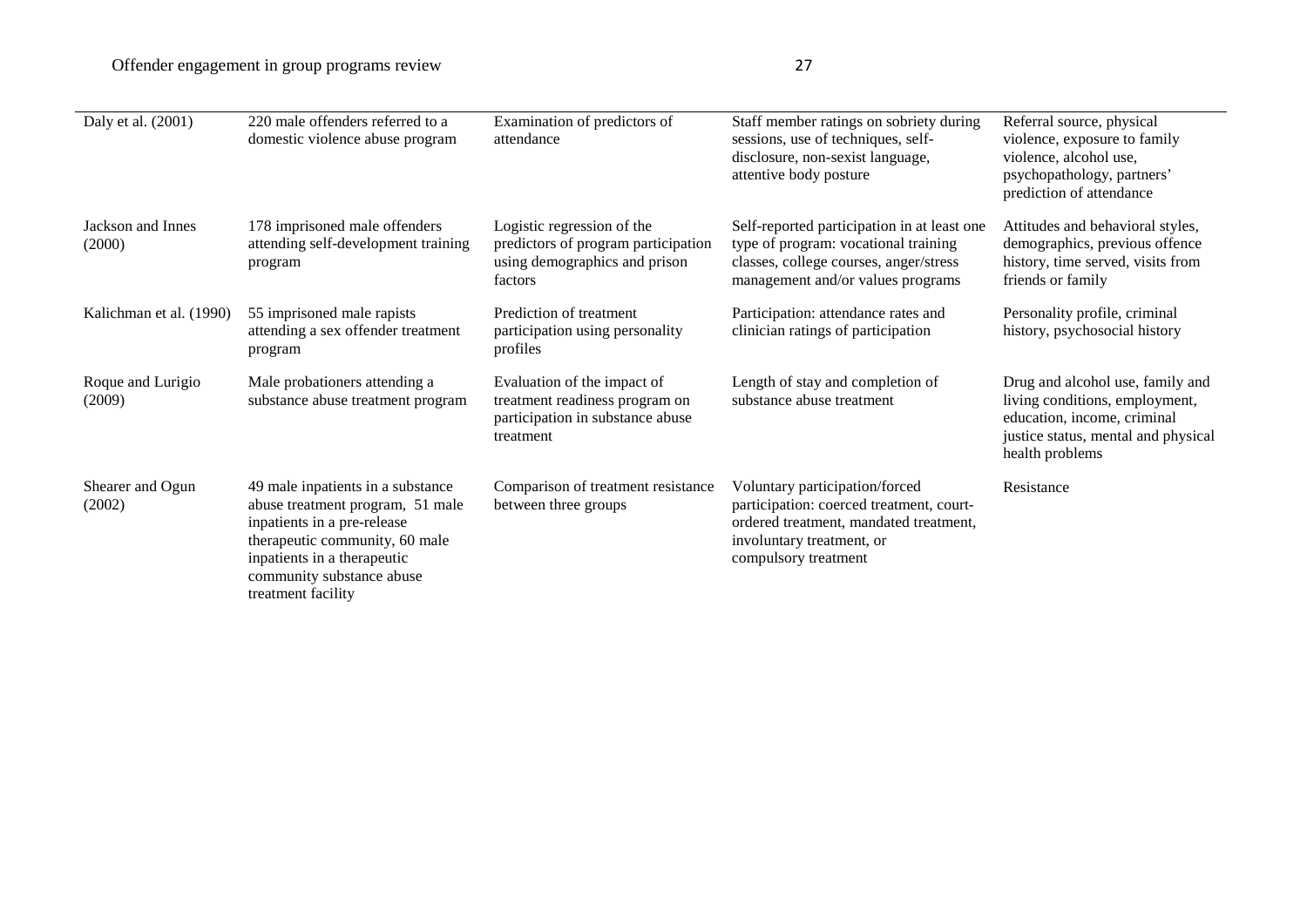| | | | | |
|---|---|---|---|---|
| Daly et al. (2001) | 220 male offenders referred to a domestic violence abuse program | Examination of predictors of attendance | Staff member ratings on sobriety during sessions, use of techniques, self-disclosure, non-sexist language, attentive body posture | Referral source, physical violence, exposure to family violence, alcohol use, psychopathology, partners' prediction of attendance |
| Jackson and Innes (2000) | 178 imprisoned male offenders attending self-development training program | Logistic regression of the predictors of program participation using demographics and prison factors | Self-reported participation in at least one type of program: vocational training classes, college courses, anger/stress management and/or values programs | Attitudes and behavioral styles, demographics, previous offence history, time served, visits from friends or family |
| Kalichman et al. (1990) | 55 imprisoned male rapists attending a sex offender treatment program | Prediction of treatment participation using personality profiles | Participation: attendance rates and clinician ratings of participation | Personality profile, criminal history, psychosocial history |
| Roque and Lurigio (2009) | Male probationers attending a substance abuse treatment program | Evaluation of the impact of treatment readiness program on participation in substance abuse treatment | Length of stay and completion of substance abuse treatment | Drug and alcohol use, family and living conditions, employment, education, income, criminal justice status, mental and physical health problems |
| Shearer and Ogun (2002) | 49 male inpatients in a substance abuse treatment program, 51 male inpatients in a pre-release therapeutic community, 60 male inpatients in a therapeutic community substance abuse treatment facility | Comparison of treatment resistance between three groups | Voluntary participation/forced participation: coerced treatment, court-ordered treatment, mandated treatment, involuntary treatment, or compulsory treatment | Resistance |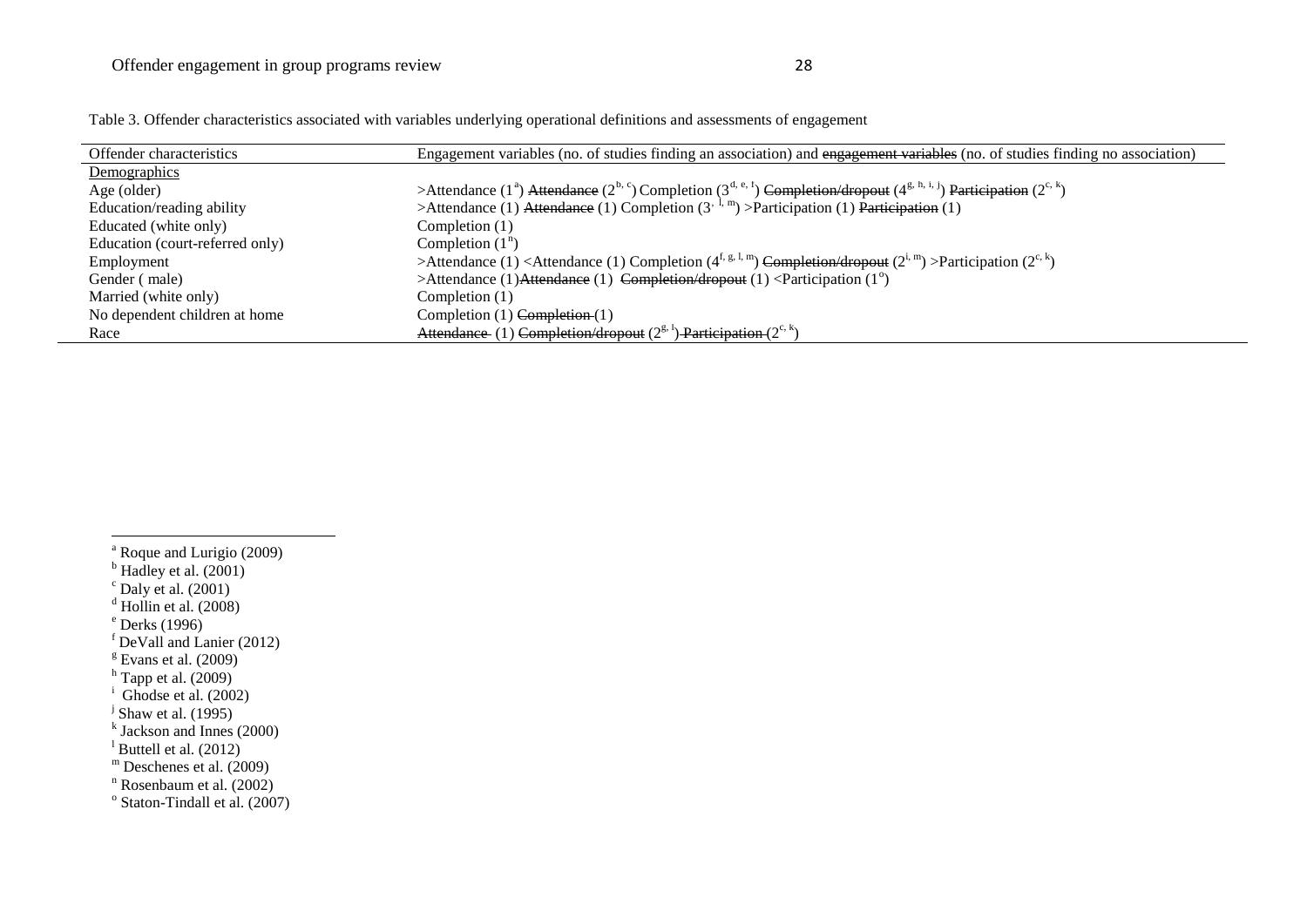Table 3. Offender characteristics associated with variables underlying operational definitions and assessments of engagement

| Offender characteristics | Engagement variables (no. of studies finding an association) and ~~engagement variables~~ (no. of studies finding no association) |
|---|---|
| Demographics | |
| Age (older) | >Attendance (1[a]) ~~Attendance~~ (2[b, c]) Completion (3[d, e, f]) ~~Completion/dropout~~ (4[g, h, i, j]) ~~Participation~~ (2[c, k]) |
| Education/reading ability | >Attendance (1) ~~Attendance~~ (1) Completion (3[, l, m]) >Participation (1) ~~Participation~~ (1) |
| Educated (white only) | Completion (1) |
| Education (court-referred only) | Completion (1[n]) |
| Employment | >Attendance (1) <Attendance (1) Completion (4[f, g, l, m]) ~~Completion/dropout~~ (2[i, m]) >Participation (2[c, k]) |
| Gender ( male) | >Attendance (1)~~Attendance~~ (1) ~~Completion/dropout~~ (1) <Participation (1[o]) |
| Married (white only) | Completion (1) |
| No dependent children at home | Completion (1) ~~Completion~~ (1) |
| Race | ~~Attendance~~ (1) ~~Completion/dropout~~ (2[g, l]) ~~Participation~~ (2[c, k]) |

[a] Roque and Lurigio (2009)
[b] Hadley et al. (2001)
[c] Daly et al. (2001)
[d] Hollin et al. (2008)
[e] Derks (1996)
[f] DeVall and Lanier (2012)
[g] Evans et al. (2009)
[h] Tapp et al. (2009)
[i] Ghodse et al. (2002)
[j] Shaw et al. (1995)
[k] Jackson and Innes (2000)
[l] Buttell et al. (2012)
[m] Deschenes et al. (2009)
[n] Rosenbaum et al. (2002)
[o] Staton-Tindall et al. (2007)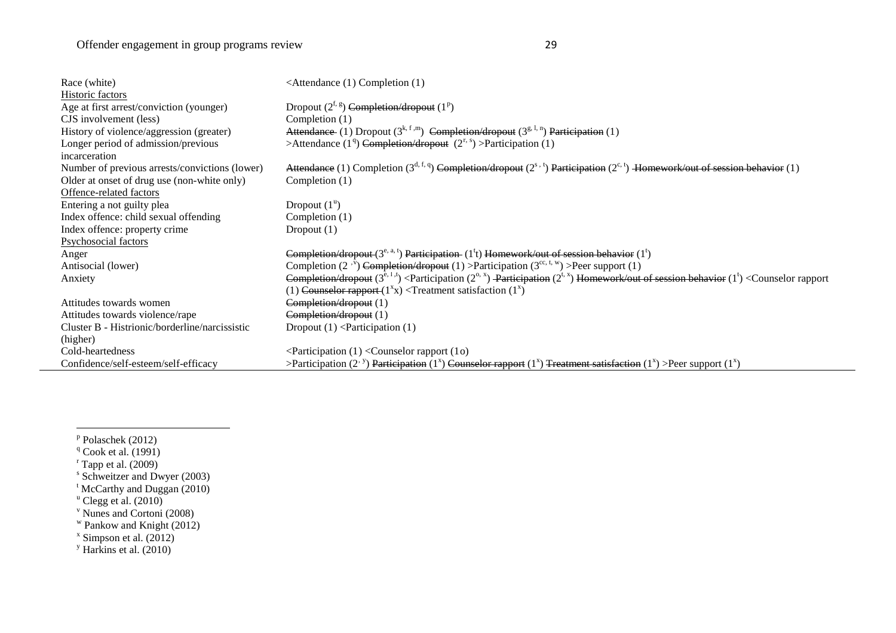| | |
|---|---|
| Race (white) | <Attendance (1) Completion (1) |
| Historic factors | |
| Age at first arrest/conviction (younger) | Dropout (2[f, g]) ~~Completion/dropout~~ (1[p]) |
| CJS involvement (less) | Completion (1) |
| History of violence/aggression (greater) | ~~Attendance~~ (1) Dropout (3[k, f, m]) ~~Completion/dropout~~ (3[g, l, n]) ~~Participation~~ (1) |
| Longer period of admission/previous incarceration | >Attendance (1[q]) ~~Completion/dropout~~ (2[r, s]) >Participation (1) |
| Number of previous arrests/convictions (lower) | ~~Attendance~~ (1) Completion (3[d, f, q]) ~~Completion/dropout~~ (2[s, t]) ~~Participation~~ (2[c, t]) ~~Homework/out of session behavior~~ (1) |
| Older at onset of drug use (non-white only) | Completion (1) |
| Offence-related factors | |
| Entering a not guilty plea | Dropout (1[u]) |
| Index offence: child sexual offending | Completion (1) |
| Index offence: property crime | Dropout (1) |
| Psychosocial factors | |
| Anger | ~~Completion/dropout~~ (3[e, a, t]) ~~Participation~~ (1[t]t) ~~Homework/out of session behavior~~ (1[t]) |
| Antisocial (lower) | Completion (2 [, v]) ~~Completion/dropout~~ (1) >Participation (3[cc, t, w]) >Peer support (1) |
| Anxiety | ~~Completion/dropout~~ (3[e, l, t]) <Participation (2[o, x]) ~~Participation~~ (2[t, x]) ~~Homework/out of session behavior~~ (1[t]) <Counselor rapport (1) ~~Counselor rapport~~ (1[x]x) <Treatment satisfaction (1[x]) |
| Attitudes towards women | ~~Completion/dropout~~ (1) |
| Attitudes towards violence/rape | ~~Completion/dropout~~ (1) |
| Cluster B - Histrionic/borderline/narcissistic (higher) | Dropout (1) <Participation (1) |
| Cold-heartedness | <Participation (1) <Counselor rapport (1o) |
| Confidence/self-esteem/self-efficacy | >Participation (2[, y]) ~~Participation~~ (1[x]) ~~Counselor rapport~~ (1[x]) ~~Treatment satisfaction~~ (1[x]) >Peer support (1[x]) |

[p] Polaschek (2012)
[q] Cook et al. (1991)
[r] Tapp et al. (2009)
[s] Schweitzer and Dwyer (2003)
[t] McCarthy and Duggan (2010)
[u] Clegg et al. (2010)
[v] Nunes and Cortoni (2008)
[w] Pankow and Knight (2012)
[x] Simpson et al. (2012)
[y] Harkins et al. (2010)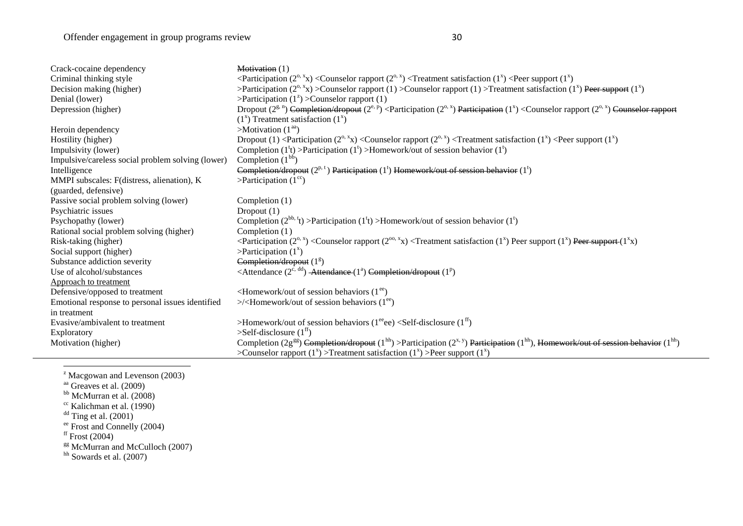| | |
|---|---|
| Crack-cocaine dependency | ~~Motivation~~ (1) |
| Criminal thinking style | <Participation (2[o, x]x) <Counselor rapport (2[o, x]) <Treatment satisfaction (1[x]) <Peer support (1[x]) |
| Decision making (higher) | >Participation (2[o, x]x) >Counselor rapport (1) >Counselor rapport (1) >Treatment satisfaction (1[x]) ~~Peer support~~ (1[x]) |
| Denial (lower) | >Participation (1[z]) >Counselor rapport (1) |
| Depression (higher) | Dropout (2[g, n]) ~~Completion/dropout~~ (2[e, p]) <Participation (2[o, x]) ~~Participation~~ (1[x]) <Counselor rapport (2[o, x]) ~~Counselor rapport~~ (1[x]) Treatment satisfaction (1[x]) |
| Heroin dependency | >Motivation (1[aa]) |
| Hostility (higher) | Dropout (1) <Participation (2[o, x]x) <Counselor rapport (2[o, x]) <Treatment satisfaction (1[x]) <Peer support (1[x]) |
| Impulsivity (lower) | Completion (1[t]t) >Participation (1[t]) >Homework/out of session behavior (1[t]) |
| Impulsive/careless social problem solving (lower) | Completion (1[bb]) |
| Intelligence | ~~Completion/dropout~~ (2[p, t]) ~~Participation~~ (1[t]) ~~Homework/out of session behavior~~ (1[t]) |
| MMPI subscales: F(distress, alienation), K (guarded, defensive) | >Participation (1[cc]) |
| Passive social problem solving (lower) | Completion (1) |
| Psychiatric issues | Dropout (1) |
| Psychopathy (lower) | Completion (2[bb, t]t) >Participation (1[t]t) >Homework/out of session behavior (1[t]) |
| Rational social problem solving (higher) | Completion (1) |
| Risk-taking (higher) | <Participation (2[o, x]) <Counselor rapport (2[oo, x]x) <Treatment satisfaction (1[x]) Peer support (1[x]) ~~Peer support~~ (1[x]x) |
| Social support (higher) | >Participation (1[x]) |
| Substance addiction severity | ~~Completion/dropout~~ (1[g]) |
| Use of alcohol/substances | <Attendance (2[c, dd]) ~~Attendance~~ (1[a]) ~~Completion/dropout~~ (1[p]) |
| Approach to treatment | |
| Defensive/opposed to treatment | <Homework/out of session behaviors (1[ee]) |
| Emotional response to personal issues identified in treatment | >/<Homework/out of session behaviors (1[ee]) |
| Evasive/ambivalent to treatment | >Homework/out of session behaviors (1[ee]ee) <Self-disclosure (1[ff]) |
| Exploratory | >Self-disclosure (1[ff]) |
| Motivation (higher) | Completion (2g[gg]) ~~Completion/dropout~~ (1[hh]) >Participation (2[x, y]) ~~Participation~~ (1[hh]), ~~Homework/out of session behavior~~ (1[hh]) >Counselor rapport (1[x]) >Treatment satisfaction (1[x]) >Peer support (1[x]) |

[z] Macgowan and Levenson (2003)
[aa] Greaves et al. (2009)
[bb] McMurran et al. (2008)
[cc] Kalichman et al. (1990)
[dd] Ting et al. (2001)
[ee] Frost and Connelly (2004)
[ff] Frost (2004)
[gg] McMurran and McCulloch (2007)
[hh] Sowards et al. (2007)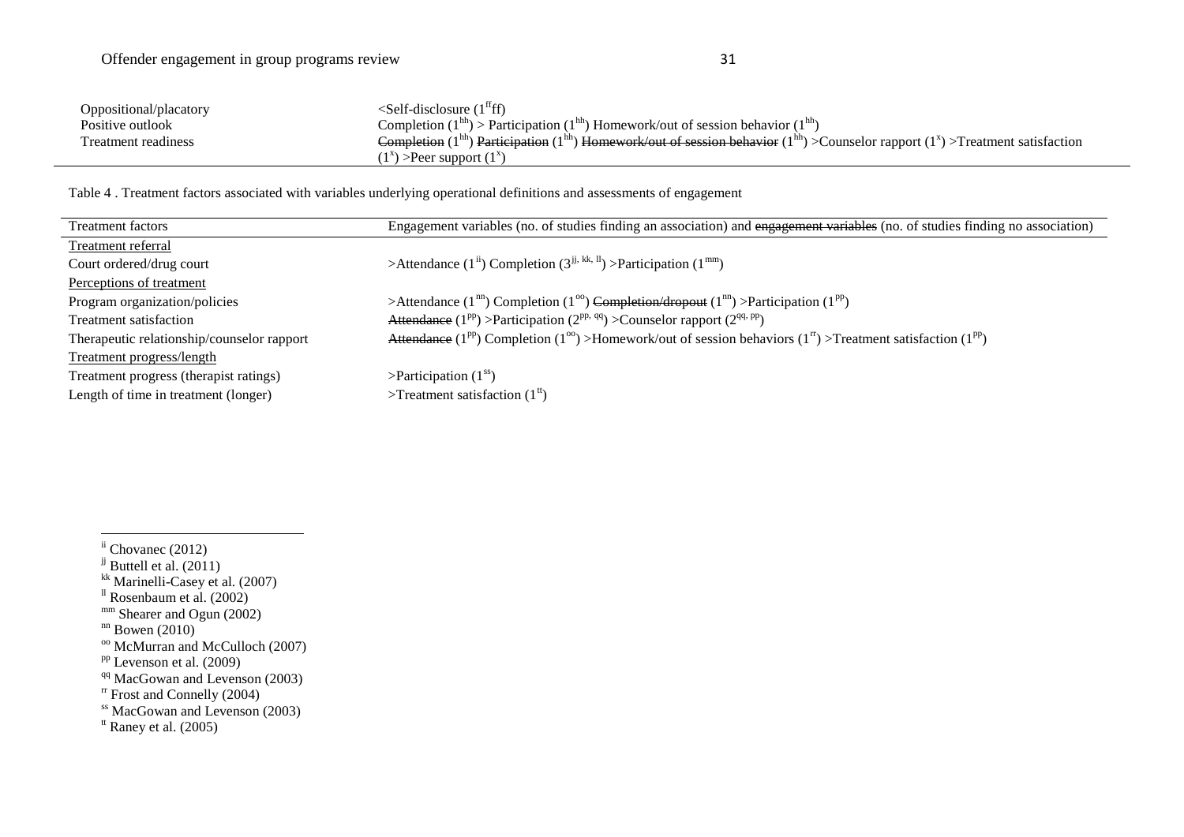| | |
|---|---|
| Oppositional/placatory | <Self-disclosure (1[ff]ff) |
| Positive outlook | Completion (1[hh]) > Participation (1[hh]) Homework/out of session behavior (1[hh]) |
| Treatment readiness | ~~Completion~~ (1[hh]) ~~Participation~~ (1[hh]) ~~Homework/out of session behavior~~ (1[hh]) >Counselor rapport (1[x]) >Treatment satisfaction (1[x]) >Peer support (1[x]) |

Table 4 . Treatment factors associated with variables underlying operational definitions and assessments of engagement

| Treatment factors | Engagement variables (no. of studies finding an association) and ~~engagement variables~~ (no. of studies finding no association) |
|---|---|
| <u>Treatment referral</u> | |
| Court ordered/drug court | >Attendance (1[ii]) Completion (3[jj, kk, ll]) >Participation (1[mm]) |
| <u>Perceptions of treatment</u> | |
| Program organization/policies | >Attendance (1[nn]) Completion (1[oo]) ~~Completion/dropout~~ (1[nn]) >Participation (1[pp]) |
| Treatment satisfaction | ~~Attendance~~ (1[pp]) >Participation (2[pp, qq]) >Counselor rapport (2[qq, pp]) |
| Therapeutic relationship/counselor rapport | ~~Attendance~~ (1[pp]) Completion (1[oo]) >Homework/out of session behaviors (1[rr]) >Treatment satisfaction (1[pp]) |
| <u>Treatment progress/length</u> | |
| Treatment progress (therapist ratings) | >Participation (1[ss]) |
| Length of time in treatment (longer) | >Treatment satisfaction (1[tt]) |

[ii] Chovanec (2012)
[jj] Buttell et al. (2011)
[kk] Marinelli-Casey et al. (2007)
[ll] Rosenbaum et al. (2002)
[mm] Shearer and Ogun (2002)
[nn] Bowen (2010)
[oo] McMurran and McCulloch (2007)
[pp] Levenson et al. (2009)
[qq] MacGowan and Levenson (2003)
[rr] Frost and Connelly (2004)
[ss] MacGowan and Levenson (2003)
[tt] Raney et al. (2005)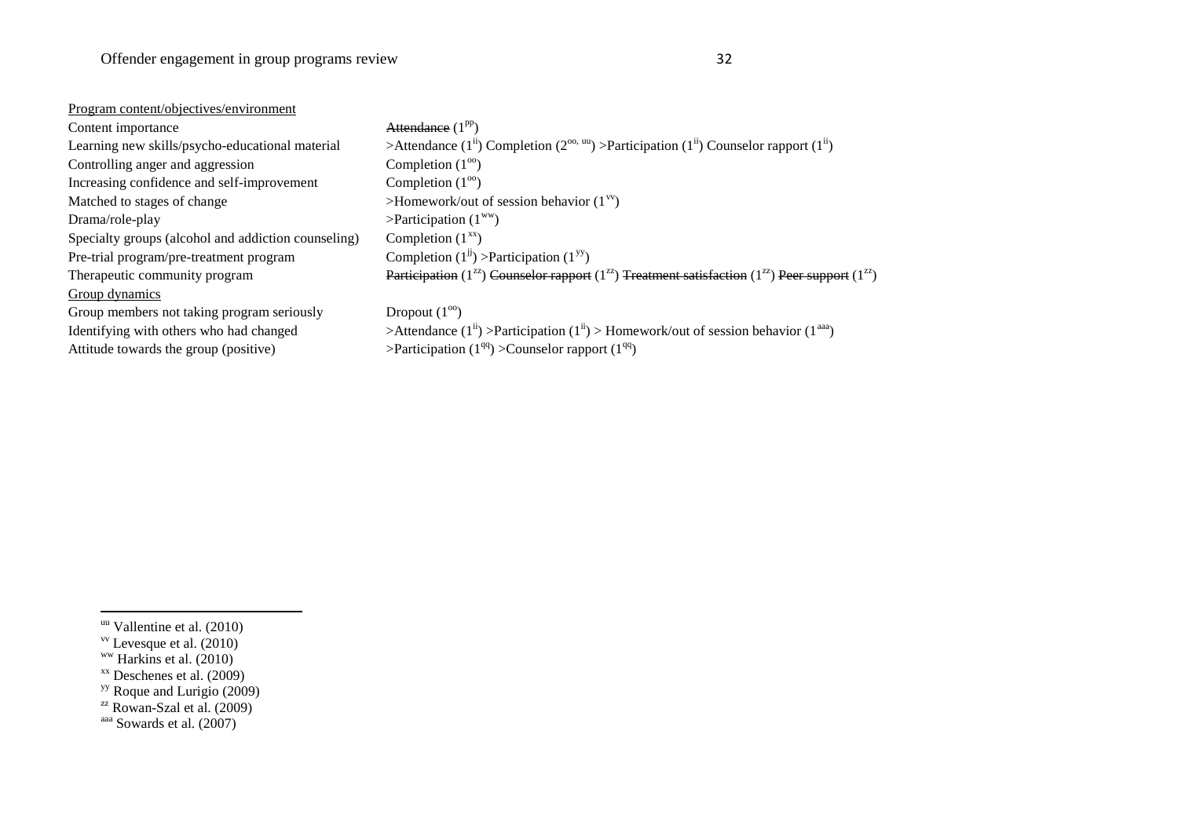| | |
|---|---|
| Program content/objectives/environment | |
| Content importance | ~~Attendance~~ (1[pp]) |
| Learning new skills/psycho-educational material | >Attendance (1[ii]) Completion (2[oo, uu]) >Participation (1[ii]) Counselor rapport (1[ii]) |
| Controlling anger and aggression | Completion (1[oo]) |
| Increasing confidence and self-improvement | Completion (1[oo]) |
| Matched to stages of change | >Homework/out of session behavior (1[vv]) |
| Drama/role-play | >Participation (1[ww]) |
| Specialty groups (alcohol and addiction counseling) | Completion (1[xx]) |
| Pre-trial program/pre-treatment program | Completion (1[jj]) >Participation (1[yy]) |
| Therapeutic community program | ~~Participation~~ (1[zz]) ~~Counselor rapport~~ (1[zz]) ~~Treatment satisfaction~~ (1[zz]) ~~Peer support~~ (1[zz]) |
| Group dynamics | |
| Group members not taking program seriously | Dropout (1[oo]) |
| Identifying with others who had changed | >Attendance (1[ii]) >Participation (1[ii]) > Homework/out of session behavior (1[aaa]) |
| Attitude towards the group (positive) | >Participation (1[qq]) >Counselor rapport (1[qq]) |

[uu] Vallentine et al. (2010)
[vv] Levesque et al. (2010)
[ww] Harkins et al. (2010)
[xx] Deschenes et al. (2009)
[yy] Roque and Lurigio (2009)
[zz] Rowan-Szal et al. (2009)
[aaa] Sowards et al. (2007)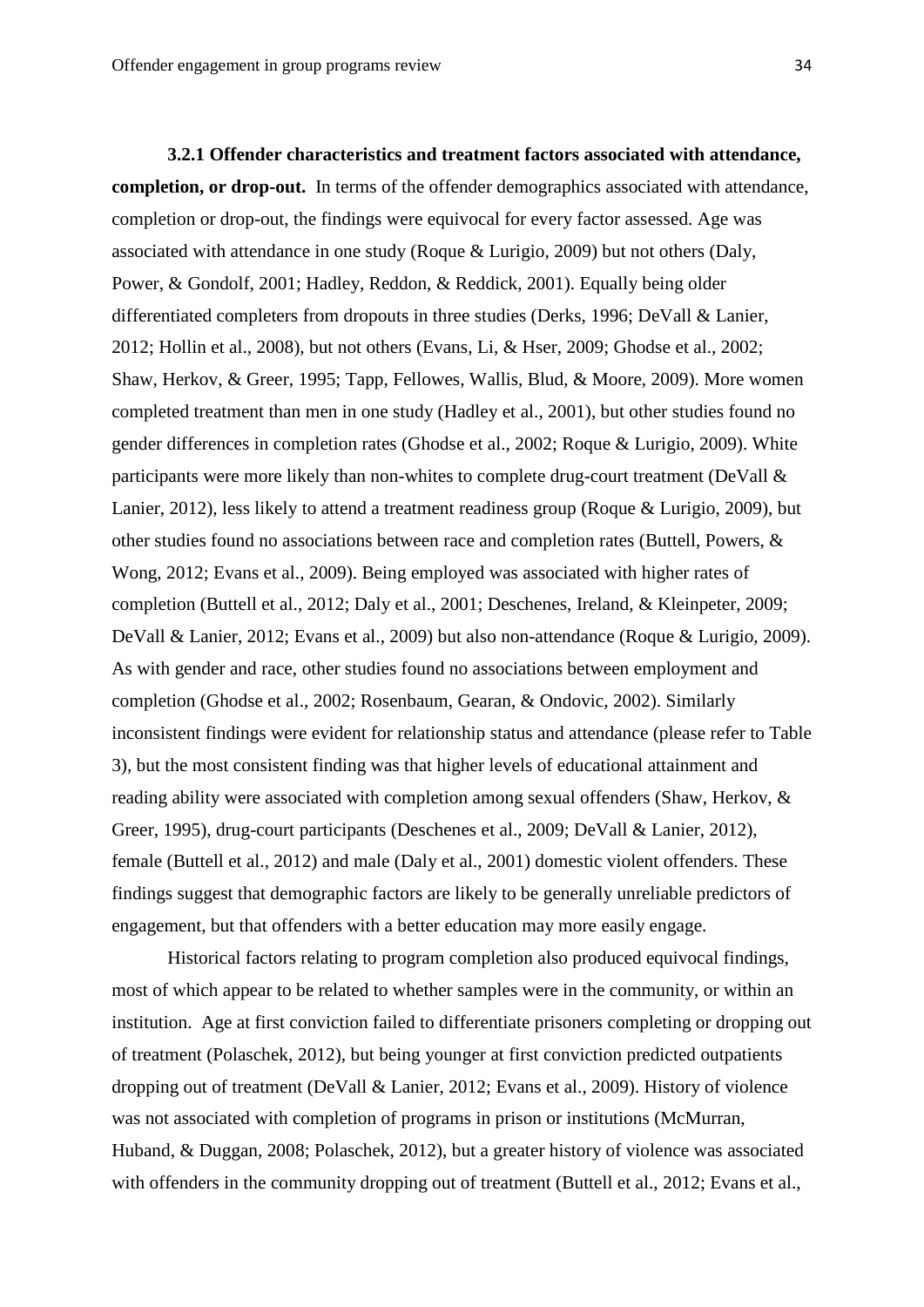**3.2.1 Offender characteristics and treatment factors associated with attendance, completion, or drop-out.** In terms of the offender demographics associated with attendance, completion or drop-out, the findings were equivocal for every factor assessed. Age was associated with attendance in one study (Roque & Lurigio, 2009) but not others (Daly, Power, & Gondolf, 2001; Hadley, Reddon, & Reddick, 2001). Equally being older differentiated completers from dropouts in three studies (Derks, 1996; DeVall & Lanier, 2012; Hollin et al., 2008), but not others (Evans, Li, & Hser, 2009; Ghodse et al., 2002; Shaw, Herkov, & Greer, 1995; Tapp, Fellowes, Wallis, Blud, & Moore, 2009). More women completed treatment than men in one study (Hadley et al., 2001), but other studies found no gender differences in completion rates (Ghodse et al., 2002; Roque & Lurigio, 2009). White participants were more likely than non-whites to complete drug-court treatment (DeVall & Lanier, 2012), less likely to attend a treatment readiness group (Roque & Lurigio, 2009), but other studies found no associations between race and completion rates (Buttell, Powers, & Wong, 2012; Evans et al., 2009). Being employed was associated with higher rates of completion (Buttell et al., 2012; Daly et al., 2001; Deschenes, Ireland, & Kleinpeter, 2009; DeVall & Lanier, 2012; Evans et al., 2009) but also non-attendance (Roque & Lurigio, 2009). As with gender and race, other studies found no associations between employment and completion (Ghodse et al., 2002; Rosenbaum, Gearan, & Ondovic, 2002). Similarly inconsistent findings were evident for relationship status and attendance (please refer to Table 3), but the most consistent finding was that higher levels of educational attainment and reading ability were associated with completion among sexual offenders (Shaw, Herkov, & Greer, 1995), drug-court participants (Deschenes et al., 2009; DeVall & Lanier, 2012), female (Buttell et al., 2012) and male (Daly et al., 2001) domestic violent offenders. These findings suggest that demographic factors are likely to be generally unreliable predictors of engagement, but that offenders with a better education may more easily engage.

Historical factors relating to program completion also produced equivocal findings, most of which appear to be related to whether samples were in the community, or within an institution. Age at first conviction failed to differentiate prisoners completing or dropping out of treatment (Polaschek, 2012), but being younger at first conviction predicted outpatients dropping out of treatment (DeVall & Lanier, 2012; Evans et al., 2009). History of violence was not associated with completion of programs in prison or institutions (McMurran, Huband, & Duggan, 2008; Polaschek, 2012), but a greater history of violence was associated with offenders in the community dropping out of treatment (Buttell et al., 2012; Evans et al.,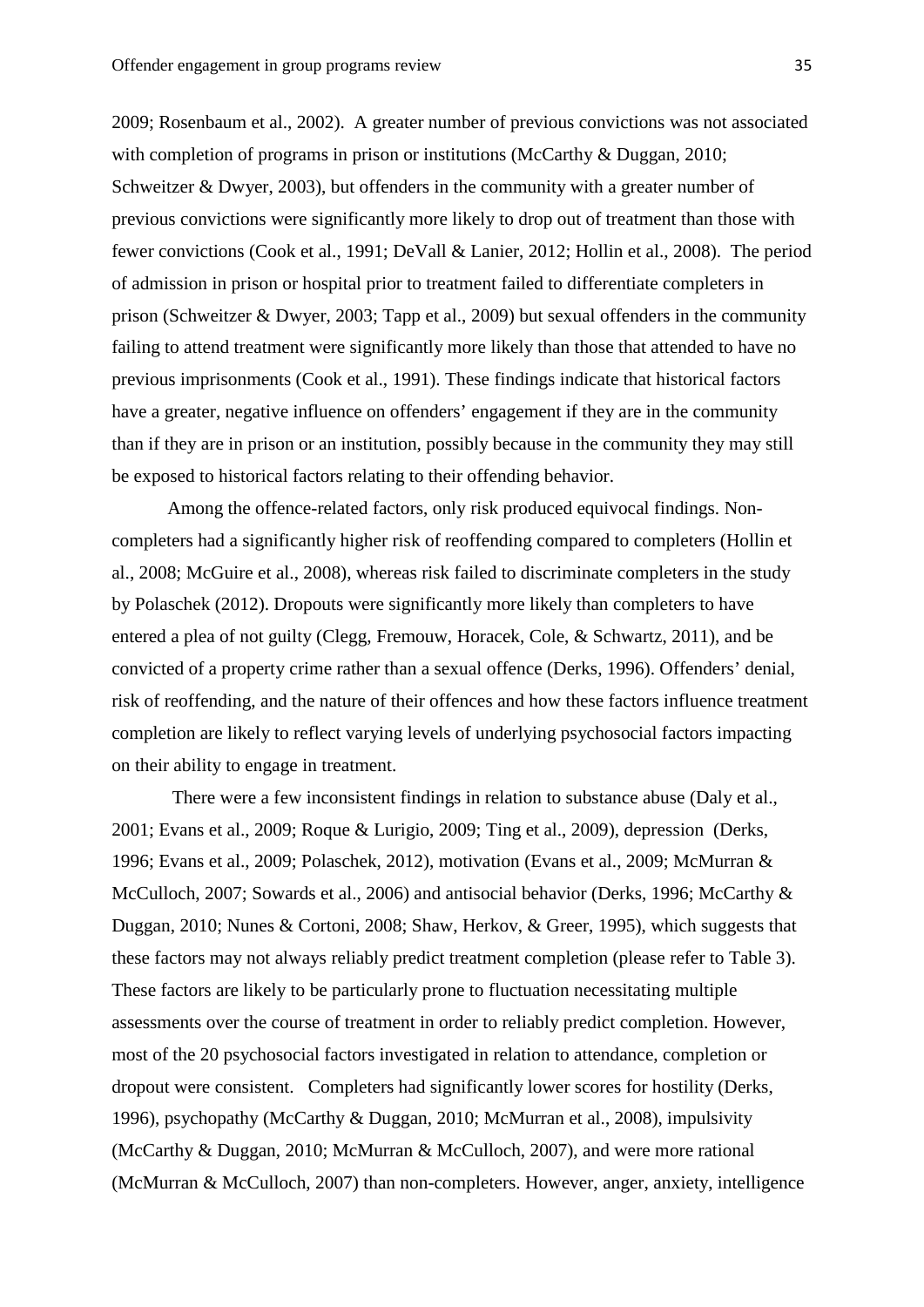2009; Rosenbaum et al., 2002). A greater number of previous convictions was not associated with completion of programs in prison or institutions (McCarthy & Duggan, 2010; Schweitzer & Dwyer, 2003), but offenders in the community with a greater number of previous convictions were significantly more likely to drop out of treatment than those with fewer convictions (Cook et al., 1991; DeVall & Lanier, 2012; Hollin et al., 2008). The period of admission in prison or hospital prior to treatment failed to differentiate completers in prison (Schweitzer & Dwyer, 2003; Tapp et al., 2009) but sexual offenders in the community failing to attend treatment were significantly more likely than those that attended to have no previous imprisonments (Cook et al., 1991). These findings indicate that historical factors have a greater, negative influence on offenders' engagement if they are in the community than if they are in prison or an institution, possibly because in the community they may still be exposed to historical factors relating to their offending behavior.

Among the offence-related factors, only risk produced equivocal findings. Non-completers had a significantly higher risk of reoffending compared to completers (Hollin et al., 2008; McGuire et al., 2008), whereas risk failed to discriminate completers in the study by Polaschek (2012). Dropouts were significantly more likely than completers to have entered a plea of not guilty (Clegg, Fremouw, Horacek, Cole, & Schwartz, 2011), and be convicted of a property crime rather than a sexual offence (Derks, 1996). Offenders' denial, risk of reoffending, and the nature of their offences and how these factors influence treatment completion are likely to reflect varying levels of underlying psychosocial factors impacting on their ability to engage in treatment.

There were a few inconsistent findings in relation to substance abuse (Daly et al., 2001; Evans et al., 2009; Roque & Lurigio, 2009; Ting et al., 2009), depression (Derks, 1996; Evans et al., 2009; Polaschek, 2012), motivation (Evans et al., 2009; McMurran & McCulloch, 2007; Sowards et al., 2006) and antisocial behavior (Derks, 1996; McCarthy & Duggan, 2010; Nunes & Cortoni, 2008; Shaw, Herkov, & Greer, 1995), which suggests that these factors may not always reliably predict treatment completion (please refer to Table 3). These factors are likely to be particularly prone to fluctuation necessitating multiple assessments over the course of treatment in order to reliably predict completion. However, most of the 20 psychosocial factors investigated in relation to attendance, completion or dropout were consistent. Completers had significantly lower scores for hostility (Derks, 1996), psychopathy (McCarthy & Duggan, 2010; McMurran et al., 2008), impulsivity (McCarthy & Duggan, 2010; McMurran & McCulloch, 2007), and were more rational (McMurran & McCulloch, 2007) than non-completers. However, anger, anxiety, intelligence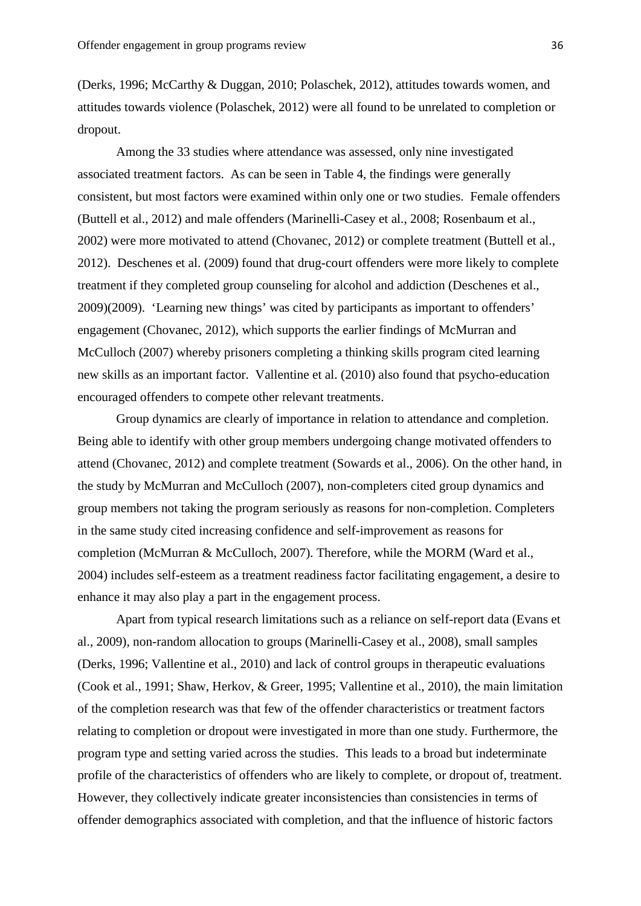(Derks, 1996; McCarthy & Duggan, 2010; Polaschek, 2012), attitudes towards women, and attitudes towards violence (Polaschek, 2012) were all found to be unrelated to completion or dropout.

Among the 33 studies where attendance was assessed, only nine investigated associated treatment factors. As can be seen in Table 4, the findings were generally consistent, but most factors were examined within only one or two studies. Female offenders (Buttell et al., 2012) and male offenders (Marinelli-Casey et al., 2008; Rosenbaum et al., 2002) were more motivated to attend (Chovanec, 2012) or complete treatment (Buttell et al., 2012). Deschenes et al. (2009) found that drug-court offenders were more likely to complete treatment if they completed group counseling for alcohol and addiction (Deschenes et al., 2009)(2009). 'Learning new things' was cited by participants as important to offenders' engagement (Chovanec, 2012), which supports the earlier findings of McMurran and McCulloch (2007) whereby prisoners completing a thinking skills program cited learning new skills as an important factor. Vallentine et al. (2010) also found that psycho-education encouraged offenders to compete other relevant treatments.

Group dynamics are clearly of importance in relation to attendance and completion. Being able to identify with other group members undergoing change motivated offenders to attend (Chovanec, 2012) and complete treatment (Sowards et al., 2006). On the other hand, in the study by McMurran and McCulloch (2007), non-completers cited group dynamics and group members not taking the program seriously as reasons for non-completion. Completers in the same study cited increasing confidence and self-improvement as reasons for completion (McMurran & McCulloch, 2007). Therefore, while the MORM (Ward et al., 2004) includes self-esteem as a treatment readiness factor facilitating engagement, a desire to enhance it may also play a part in the engagement process.

Apart from typical research limitations such as a reliance on self-report data (Evans et al., 2009), non-random allocation to groups (Marinelli-Casey et al., 2008), small samples (Derks, 1996; Vallentine et al., 2010) and lack of control groups in therapeutic evaluations (Cook et al., 1991; Shaw, Herkov, & Greer, 1995; Vallentine et al., 2010), the main limitation of the completion research was that few of the offender characteristics or treatment factors relating to completion or dropout were investigated in more than one study. Furthermore, the program type and setting varied across the studies. This leads to a broad but indeterminate profile of the characteristics of offenders who are likely to complete, or dropout of, treatment. However, they collectively indicate greater inconsistencies than consistencies in terms of offender demographics associated with completion, and that the influence of historic factors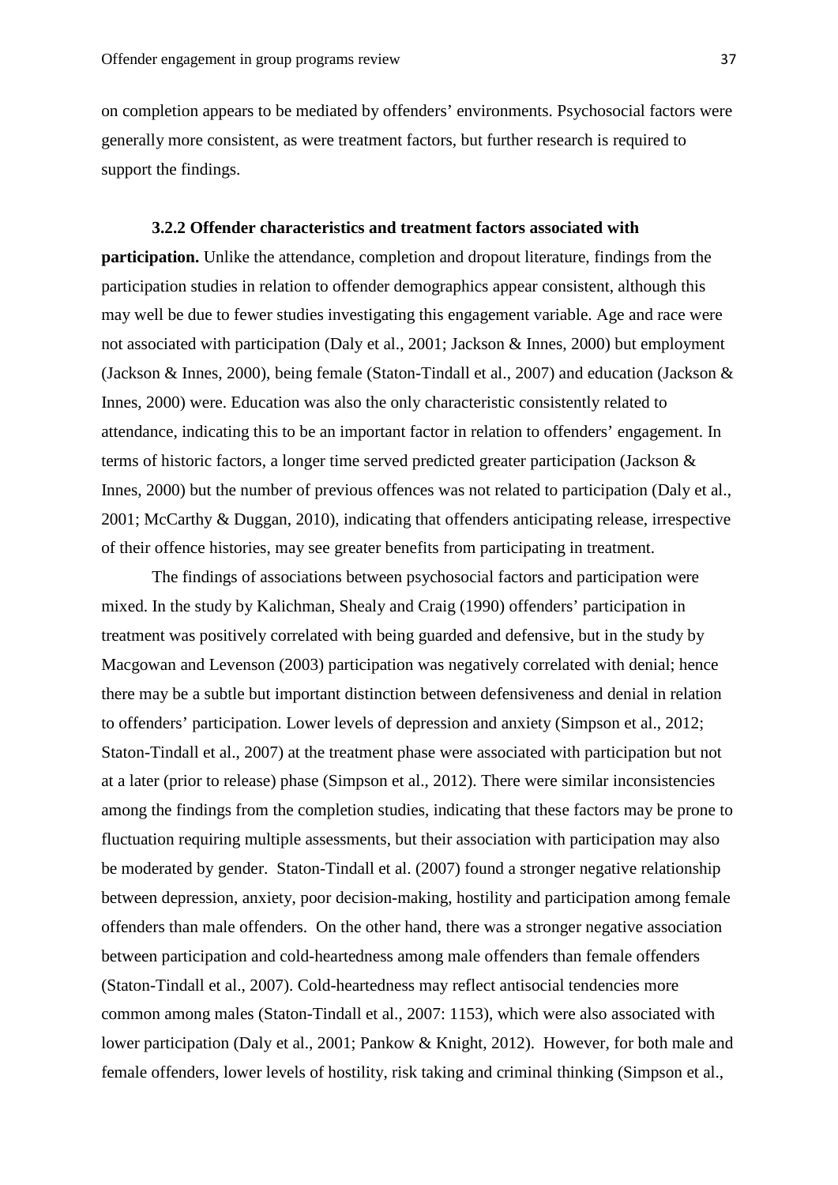on completion appears to be mediated by offenders' environments. Psychosocial factors were generally more consistent, as were treatment factors, but further research is required to support the findings.

**3.2.2 Offender characteristics and treatment factors associated with participation.** Unlike the attendance, completion and dropout literature, findings from the participation studies in relation to offender demographics appear consistent, although this may well be due to fewer studies investigating this engagement variable. Age and race were not associated with participation (Daly et al., 2001; Jackson & Innes, 2000) but employment (Jackson & Innes, 2000), being female (Staton-Tindall et al., 2007) and education (Jackson & Innes, 2000) were. Education was also the only characteristic consistently related to attendance, indicating this to be an important factor in relation to offenders' engagement. In terms of historic factors, a longer time served predicted greater participation (Jackson & Innes, 2000) but the number of previous offences was not related to participation (Daly et al., 2001; McCarthy & Duggan, 2010), indicating that offenders anticipating release, irrespective of their offence histories, may see greater benefits from participating in treatment.

The findings of associations between psychosocial factors and participation were mixed. In the study by Kalichman, Shealy and Craig (1990) offenders' participation in treatment was positively correlated with being guarded and defensive, but in the study by Macgowan and Levenson (2003) participation was negatively correlated with denial; hence there may be a subtle but important distinction between defensiveness and denial in relation to offenders' participation. Lower levels of depression and anxiety (Simpson et al., 2012; Staton-Tindall et al., 2007) at the treatment phase were associated with participation but not at a later (prior to release) phase (Simpson et al., 2012). There were similar inconsistencies among the findings from the completion studies, indicating that these factors may be prone to fluctuation requiring multiple assessments, but their association with participation may also be moderated by gender. Staton-Tindall et al. (2007) found a stronger negative relationship between depression, anxiety, poor decision-making, hostility and participation among female offenders than male offenders. On the other hand, there was a stronger negative association between participation and cold-heartedness among male offenders than female offenders (Staton-Tindall et al., 2007). Cold-heartedness may reflect antisocial tendencies more common among males (Staton-Tindall et al., 2007: 1153), which were also associated with lower participation (Daly et al., 2001; Pankow & Knight, 2012). However, for both male and female offenders, lower levels of hostility, risk taking and criminal thinking (Simpson et al.,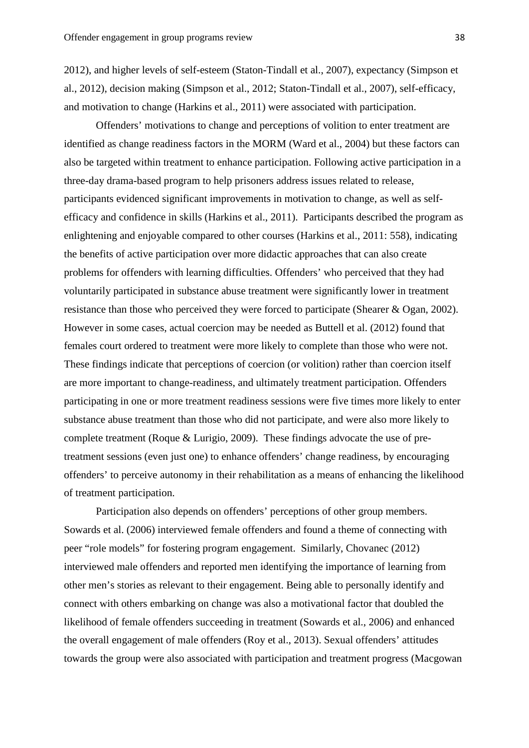2012), and higher levels of self-esteem (Staton-Tindall et al., 2007), expectancy (Simpson et al., 2012), decision making (Simpson et al., 2012; Staton-Tindall et al., 2007), self-efficacy, and motivation to change (Harkins et al., 2011) were associated with participation.

Offenders' motivations to change and perceptions of volition to enter treatment are identified as change readiness factors in the MORM (Ward et al., 2004) but these factors can also be targeted within treatment to enhance participation. Following active participation in a three-day drama-based program to help prisoners address issues related to release, participants evidenced significant improvements in motivation to change, as well as self-efficacy and confidence in skills (Harkins et al., 2011). Participants described the program as enlightening and enjoyable compared to other courses (Harkins et al., 2011: 558), indicating the benefits of active participation over more didactic approaches that can also create problems for offenders with learning difficulties. Offenders' who perceived that they had voluntarily participated in substance abuse treatment were significantly lower in treatment resistance than those who perceived they were forced to participate (Shearer & Ogan, 2002). However in some cases, actual coercion may be needed as Buttell et al. (2012) found that females court ordered to treatment were more likely to complete than those who were not. These findings indicate that perceptions of coercion (or volition) rather than coercion itself are more important to change-readiness, and ultimately treatment participation. Offenders participating in one or more treatment readiness sessions were five times more likely to enter substance abuse treatment than those who did not participate, and were also more likely to complete treatment (Roque & Lurigio, 2009). These findings advocate the use of pre-treatment sessions (even just one) to enhance offenders' change readiness, by encouraging offenders' to perceive autonomy in their rehabilitation as a means of enhancing the likelihood of treatment participation.

Participation also depends on offenders' perceptions of other group members. Sowards et al. (2006) interviewed female offenders and found a theme of connecting with peer "role models" for fostering program engagement. Similarly, Chovanec (2012) interviewed male offenders and reported men identifying the importance of learning from other men's stories as relevant to their engagement. Being able to personally identify and connect with others embarking on change was also a motivational factor that doubled the likelihood of female offenders succeeding in treatment (Sowards et al., 2006) and enhanced the overall engagement of male offenders (Roy et al., 2013). Sexual offenders' attitudes towards the group were also associated with participation and treatment progress (Macgowan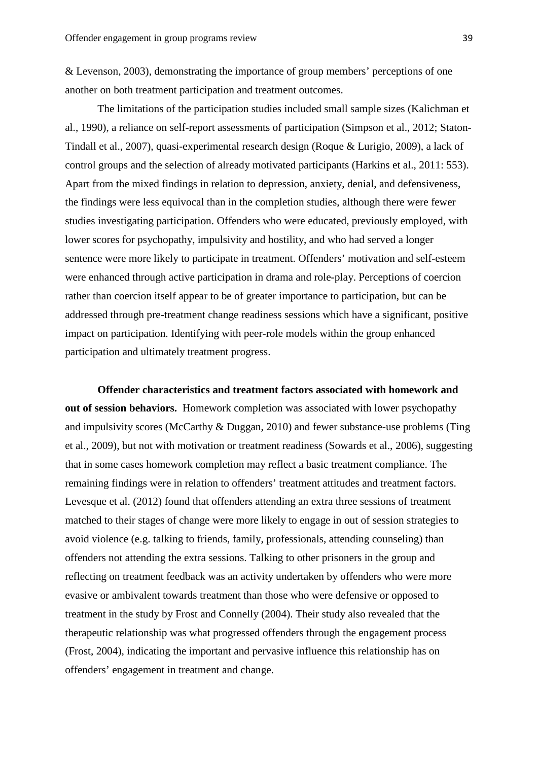& Levenson, 2003), demonstrating the importance of group members' perceptions of one another on both treatment participation and treatment outcomes.

The limitations of the participation studies included small sample sizes (Kalichman et al., 1990), a reliance on self-report assessments of participation (Simpson et al., 2012; Staton-Tindall et al., 2007), quasi-experimental research design (Roque & Lurigio, 2009), a lack of control groups and the selection of already motivated participants (Harkins et al., 2011: 553). Apart from the mixed findings in relation to depression, anxiety, denial, and defensiveness, the findings were less equivocal than in the completion studies, although there were fewer studies investigating participation. Offenders who were educated, previously employed, with lower scores for psychopathy, impulsivity and hostility, and who had served a longer sentence were more likely to participate in treatment. Offenders' motivation and self-esteem were enhanced through active participation in drama and role-play. Perceptions of coercion rather than coercion itself appear to be of greater importance to participation, but can be addressed through pre-treatment change readiness sessions which have a significant, positive impact on participation. Identifying with peer-role models within the group enhanced participation and ultimately treatment progress.

**Offender characteristics and treatment factors associated with homework and out of session behaviors.** Homework completion was associated with lower psychopathy and impulsivity scores (McCarthy & Duggan, 2010) and fewer substance-use problems (Ting et al., 2009), but not with motivation or treatment readiness (Sowards et al., 2006), suggesting that in some cases homework completion may reflect a basic treatment compliance. The remaining findings were in relation to offenders' treatment attitudes and treatment factors. Levesque et al. (2012) found that offenders attending an extra three sessions of treatment matched to their stages of change were more likely to engage in out of session strategies to avoid violence (e.g. talking to friends, family, professionals, attending counseling) than offenders not attending the extra sessions. Talking to other prisoners in the group and reflecting on treatment feedback was an activity undertaken by offenders who were more evasive or ambivalent towards treatment than those who were defensive or opposed to treatment in the study by Frost and Connelly (2004). Their study also revealed that the therapeutic relationship was what progressed offenders through the engagement process (Frost, 2004), indicating the important and pervasive influence this relationship has on offenders' engagement in treatment and change.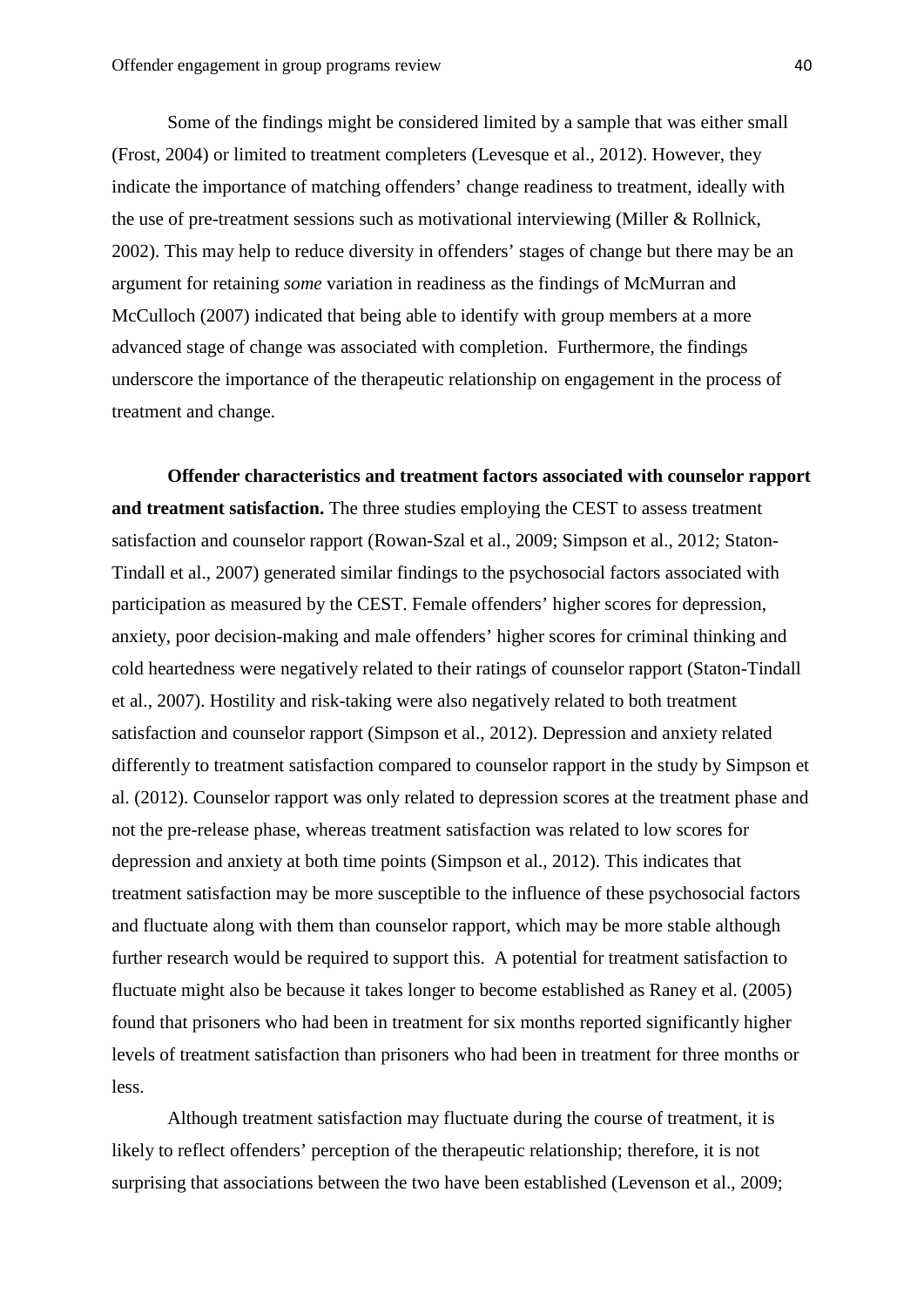Some of the findings might be considered limited by a sample that was either small (Frost, 2004) or limited to treatment completers (Levesque et al., 2012). However, they indicate the importance of matching offenders' change readiness to treatment, ideally with the use of pre-treatment sessions such as motivational interviewing (Miller & Rollnick, 2002). This may help to reduce diversity in offenders' stages of change but there may be an argument for retaining *some* variation in readiness as the findings of McMurran and McCulloch (2007) indicated that being able to identify with group members at a more advanced stage of change was associated with completion. Furthermore, the findings underscore the importance of the therapeutic relationship on engagement in the process of treatment and change.

**Offender characteristics and treatment factors associated with counselor rapport and treatment satisfaction.** The three studies employing the CEST to assess treatment satisfaction and counselor rapport (Rowan-Szal et al., 2009; Simpson et al., 2012; Staton-Tindall et al., 2007) generated similar findings to the psychosocial factors associated with participation as measured by the CEST. Female offenders' higher scores for depression, anxiety, poor decision-making and male offenders' higher scores for criminal thinking and cold heartedness were negatively related to their ratings of counselor rapport (Staton-Tindall et al., 2007). Hostility and risk-taking were also negatively related to both treatment satisfaction and counselor rapport (Simpson et al., 2012). Depression and anxiety related differently to treatment satisfaction compared to counselor rapport in the study by Simpson et al. (2012). Counselor rapport was only related to depression scores at the treatment phase and not the pre-release phase, whereas treatment satisfaction was related to low scores for depression and anxiety at both time points (Simpson et al., 2012). This indicates that treatment satisfaction may be more susceptible to the influence of these psychosocial factors and fluctuate along with them than counselor rapport, which may be more stable although further research would be required to support this. A potential for treatment satisfaction to fluctuate might also be because it takes longer to become established as Raney et al. (2005) found that prisoners who had been in treatment for six months reported significantly higher levels of treatment satisfaction than prisoners who had been in treatment for three months or less.

Although treatment satisfaction may fluctuate during the course of treatment, it is likely to reflect offenders' perception of the therapeutic relationship; therefore, it is not surprising that associations between the two have been established (Levenson et al., 2009;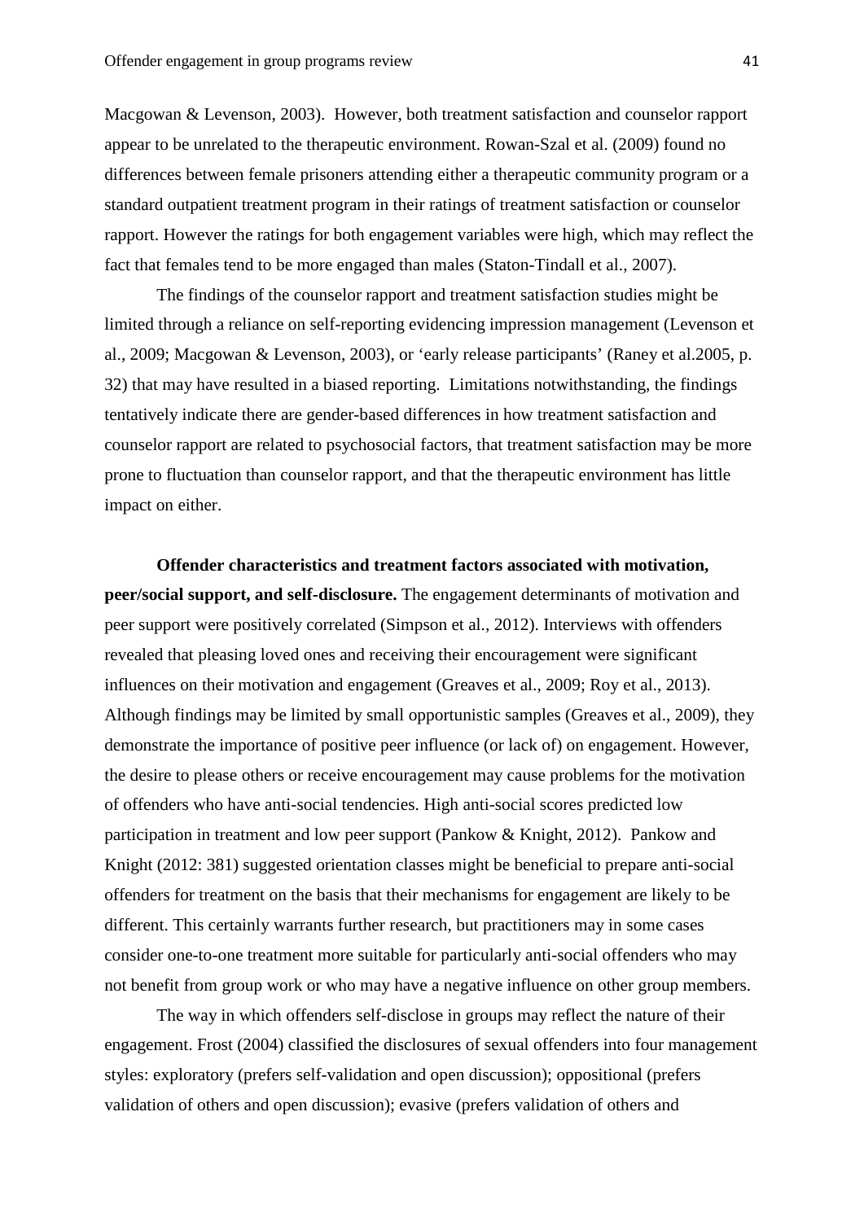Macgowan & Levenson, 2003). However, both treatment satisfaction and counselor rapport appear to be unrelated to the therapeutic environment. Rowan-Szal et al. (2009) found no differences between female prisoners attending either a therapeutic community program or a standard outpatient treatment program in their ratings of treatment satisfaction or counselor rapport. However the ratings for both engagement variables were high, which may reflect the fact that females tend to be more engaged than males (Staton-Tindall et al., 2007).

The findings of the counselor rapport and treatment satisfaction studies might be limited through a reliance on self-reporting evidencing impression management (Levenson et al., 2009; Macgowan & Levenson, 2003), or 'early release participants' (Raney et al.2005, p. 32) that may have resulted in a biased reporting. Limitations notwithstanding, the findings tentatively indicate there are gender-based differences in how treatment satisfaction and counselor rapport are related to psychosocial factors, that treatment satisfaction may be more prone to fluctuation than counselor rapport, and that the therapeutic environment has little impact on either.

**Offender characteristics and treatment factors associated with motivation, peer/social support, and self-disclosure.** The engagement determinants of motivation and peer support were positively correlated (Simpson et al., 2012). Interviews with offenders revealed that pleasing loved ones and receiving their encouragement were significant influences on their motivation and engagement (Greaves et al., 2009; Roy et al., 2013). Although findings may be limited by small opportunistic samples (Greaves et al., 2009), they demonstrate the importance of positive peer influence (or lack of) on engagement. However, the desire to please others or receive encouragement may cause problems for the motivation of offenders who have anti-social tendencies. High anti-social scores predicted low participation in treatment and low peer support (Pankow & Knight, 2012). Pankow and Knight (2012: 381) suggested orientation classes might be beneficial to prepare anti-social offenders for treatment on the basis that their mechanisms for engagement are likely to be different. This certainly warrants further research, but practitioners may in some cases consider one-to-one treatment more suitable for particularly anti-social offenders who may not benefit from group work or who may have a negative influence on other group members.

The way in which offenders self-disclose in groups may reflect the nature of their engagement. Frost (2004) classified the disclosures of sexual offenders into four management styles: exploratory (prefers self-validation and open discussion); oppositional (prefers validation of others and open discussion); evasive (prefers validation of others and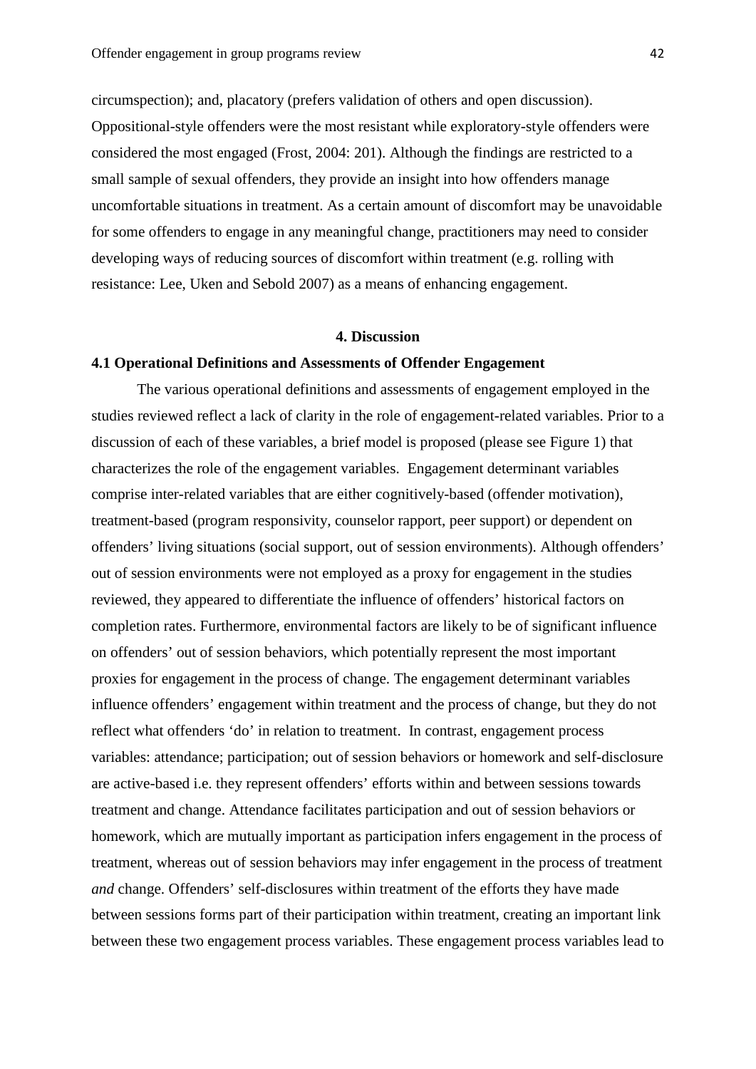circumspection); and, placatory (prefers validation of others and open discussion). Oppositional-style offenders were the most resistant while exploratory-style offenders were considered the most engaged (Frost, 2004: 201). Although the findings are restricted to a small sample of sexual offenders, they provide an insight into how offenders manage uncomfortable situations in treatment. As a certain amount of discomfort may be unavoidable for some offenders to engage in any meaningful change, practitioners may need to consider developing ways of reducing sources of discomfort within treatment (e.g. rolling with resistance: Lee, Uken and Sebold 2007) as a means of enhancing engagement.

## 4. Discussion

### 4.1 Operational Definitions and Assessments of Offender Engagement

The various operational definitions and assessments of engagement employed in the studies reviewed reflect a lack of clarity in the role of engagement-related variables. Prior to a discussion of each of these variables, a brief model is proposed (please see Figure 1) that characterizes the role of the engagement variables. Engagement determinant variables comprise inter-related variables that are either cognitively-based (offender motivation), treatment-based (program responsivity, counselor rapport, peer support) or dependent on offenders' living situations (social support, out of session environments). Although offenders' out of session environments were not employed as a proxy for engagement in the studies reviewed, they appeared to differentiate the influence of offenders' historical factors on completion rates. Furthermore, environmental factors are likely to be of significant influence on offenders' out of session behaviors, which potentially represent the most important proxies for engagement in the process of change. The engagement determinant variables influence offenders' engagement within treatment and the process of change, but they do not reflect what offenders 'do' in relation to treatment. In contrast, engagement process variables: attendance; participation; out of session behaviors or homework and self-disclosure are active-based i.e. they represent offenders' efforts within and between sessions towards treatment and change. Attendance facilitates participation and out of session behaviors or homework, which are mutually important as participation infers engagement in the process of treatment, whereas out of session behaviors may infer engagement in the process of treatment *and* change. Offenders' self-disclosures within treatment of the efforts they have made between sessions forms part of their participation within treatment, creating an important link between these two engagement process variables. These engagement process variables lead to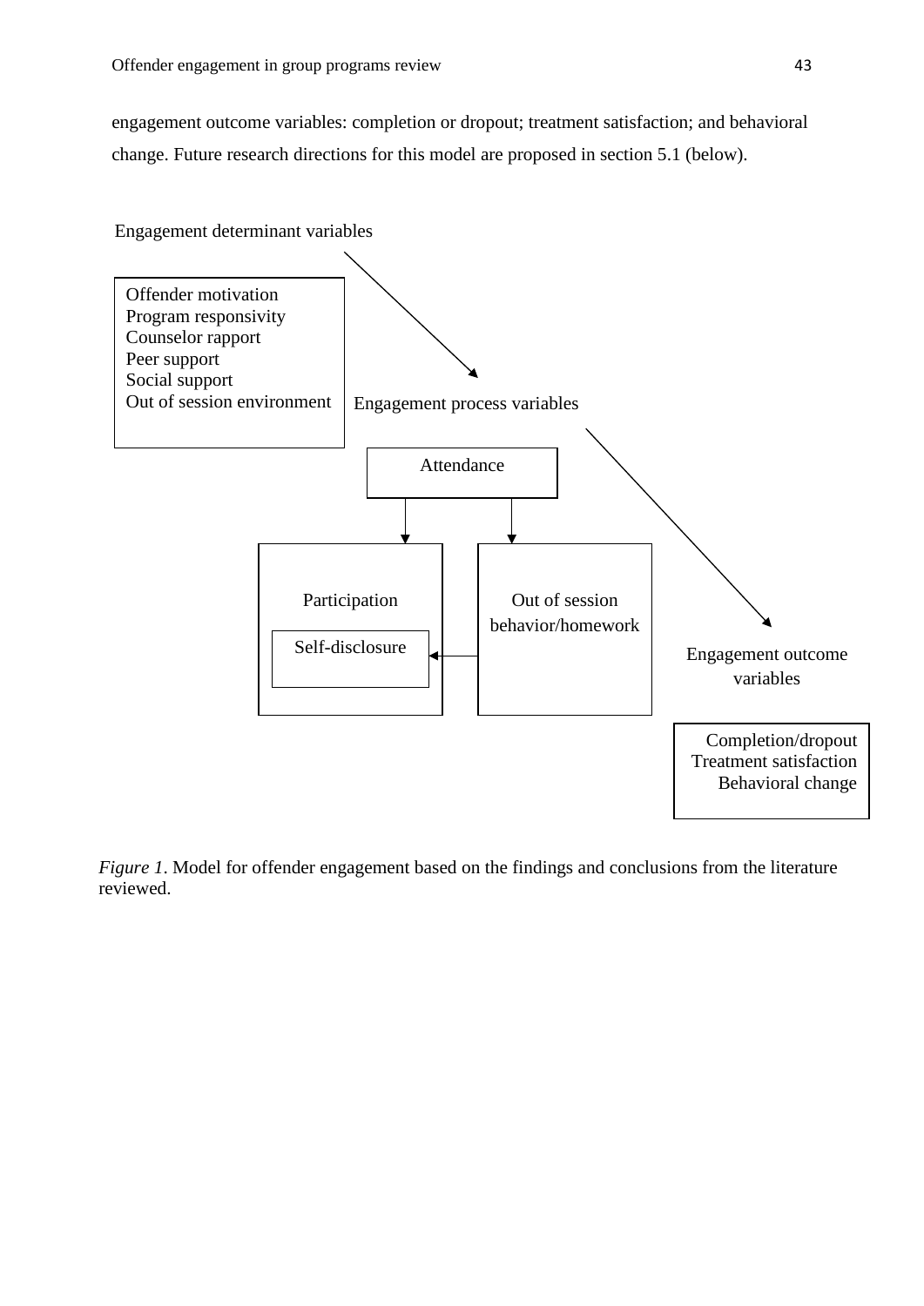engagement outcome variables: completion or dropout; treatment satisfaction; and behavioral change. Future research directions for this model are proposed in section 5.1 (below).

Engagement determinant variables

Offender motivation
Program responsivity
Counselor rapport
Peer support
Social support
Out of session environment

Engagement process variables

Attendance

Participation

Self-disclosure

Out of session behavior/homework

Engagement outcome variables

Completion/dropout
Treatment satisfaction
Behavioral change

*Figure 1*. Model for offender engagement based on the findings and conclusions from the literature reviewed.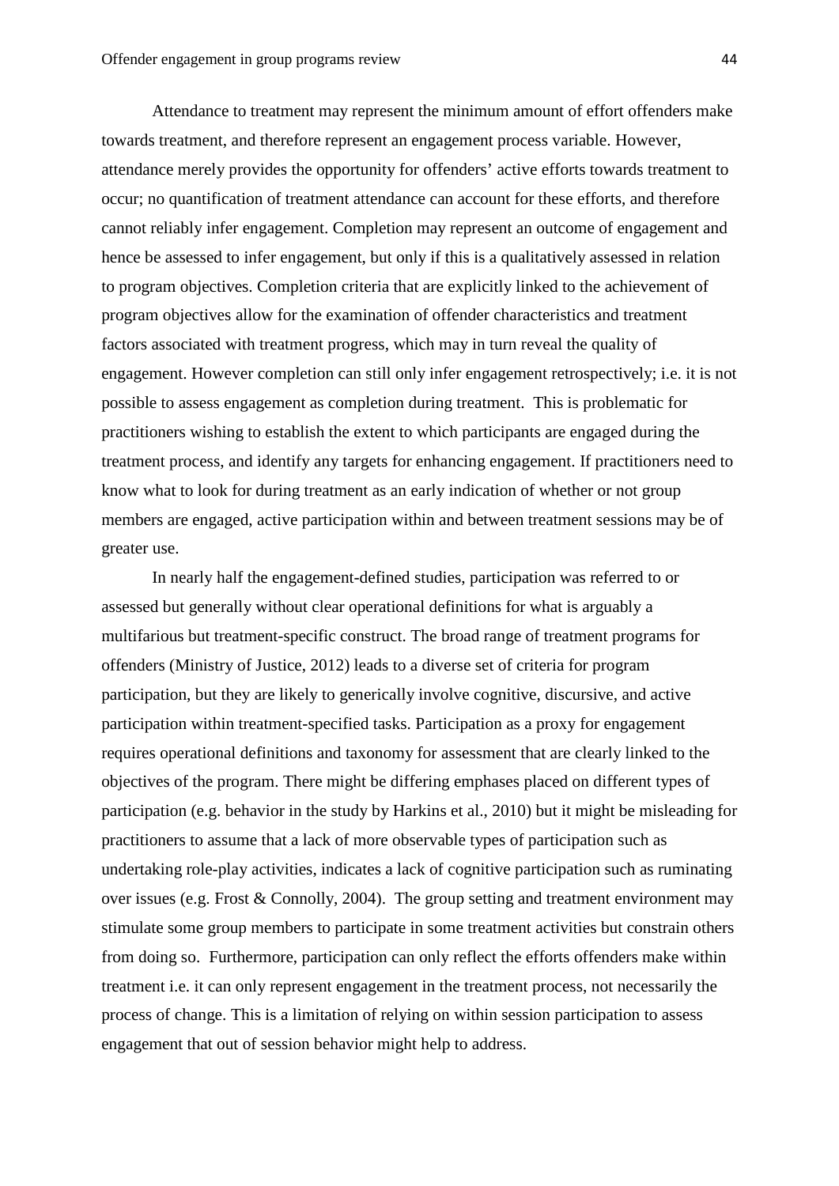Attendance to treatment may represent the minimum amount of effort offenders make towards treatment, and therefore represent an engagement process variable. However, attendance merely provides the opportunity for offenders' active efforts towards treatment to occur; no quantification of treatment attendance can account for these efforts, and therefore cannot reliably infer engagement. Completion may represent an outcome of engagement and hence be assessed to infer engagement, but only if this is a qualitatively assessed in relation to program objectives. Completion criteria that are explicitly linked to the achievement of program objectives allow for the examination of offender characteristics and treatment factors associated with treatment progress, which may in turn reveal the quality of engagement. However completion can still only infer engagement retrospectively; i.e. it is not possible to assess engagement as completion during treatment. This is problematic for practitioners wishing to establish the extent to which participants are engaged during the treatment process, and identify any targets for enhancing engagement. If practitioners need to know what to look for during treatment as an early indication of whether or not group members are engaged, active participation within and between treatment sessions may be of greater use.

In nearly half the engagement-defined studies, participation was referred to or assessed but generally without clear operational definitions for what is arguably a multifarious but treatment-specific construct. The broad range of treatment programs for offenders (Ministry of Justice, 2012) leads to a diverse set of criteria for program participation, but they are likely to generically involve cognitive, discursive, and active participation within treatment-specified tasks. Participation as a proxy for engagement requires operational definitions and taxonomy for assessment that are clearly linked to the objectives of the program. There might be differing emphases placed on different types of participation (e.g. behavior in the study by Harkins et al., 2010) but it might be misleading for practitioners to assume that a lack of more observable types of participation such as undertaking role-play activities, indicates a lack of cognitive participation such as ruminating over issues (e.g. Frost & Connolly, 2004). The group setting and treatment environment may stimulate some group members to participate in some treatment activities but constrain others from doing so. Furthermore, participation can only reflect the efforts offenders make within treatment i.e. it can only represent engagement in the treatment process, not necessarily the process of change. This is a limitation of relying on within session participation to assess engagement that out of session behavior might help to address.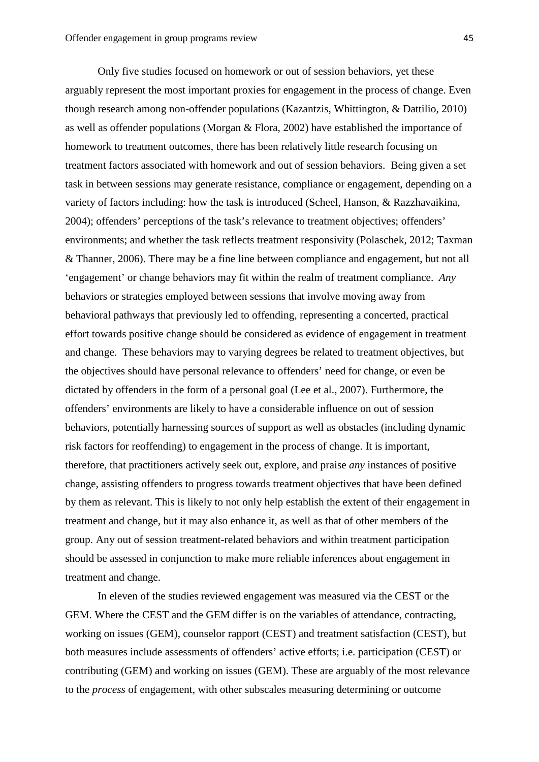Only five studies focused on homework or out of session behaviors, yet these arguably represent the most important proxies for engagement in the process of change. Even though research among non-offender populations (Kazantzis, Whittington, & Dattilio, 2010) as well as offender populations (Morgan & Flora, 2002) have established the importance of homework to treatment outcomes, there has been relatively little research focusing on treatment factors associated with homework and out of session behaviors. Being given a set task in between sessions may generate resistance, compliance or engagement, depending on a variety of factors including: how the task is introduced (Scheel, Hanson, & Razzhavaikina, 2004); offenders' perceptions of the task's relevance to treatment objectives; offenders' environments; and whether the task reflects treatment responsivity (Polaschek, 2012; Taxman & Thanner, 2006). There may be a fine line between compliance and engagement, but not all 'engagement' or change behaviors may fit within the realm of treatment compliance. *Any* behaviors or strategies employed between sessions that involve moving away from behavioral pathways that previously led to offending, representing a concerted, practical effort towards positive change should be considered as evidence of engagement in treatment and change. These behaviors may to varying degrees be related to treatment objectives, but the objectives should have personal relevance to offenders' need for change, or even be dictated by offenders in the form of a personal goal (Lee et al., 2007). Furthermore, the offenders' environments are likely to have a considerable influence on out of session behaviors, potentially harnessing sources of support as well as obstacles (including dynamic risk factors for reoffending) to engagement in the process of change. It is important, therefore, that practitioners actively seek out, explore, and praise *any* instances of positive change, assisting offenders to progress towards treatment objectives that have been defined by them as relevant. This is likely to not only help establish the extent of their engagement in treatment and change, but it may also enhance it, as well as that of other members of the group. Any out of session treatment-related behaviors and within treatment participation should be assessed in conjunction to make more reliable inferences about engagement in treatment and change.

In eleven of the studies reviewed engagement was measured via the CEST or the GEM. Where the CEST and the GEM differ is on the variables of attendance, contracting, working on issues (GEM), counselor rapport (CEST) and treatment satisfaction (CEST), but both measures include assessments of offenders' active efforts; i.e. participation (CEST) or contributing (GEM) and working on issues (GEM). These are arguably of the most relevance to the *process* of engagement, with other subscales measuring determining or outcome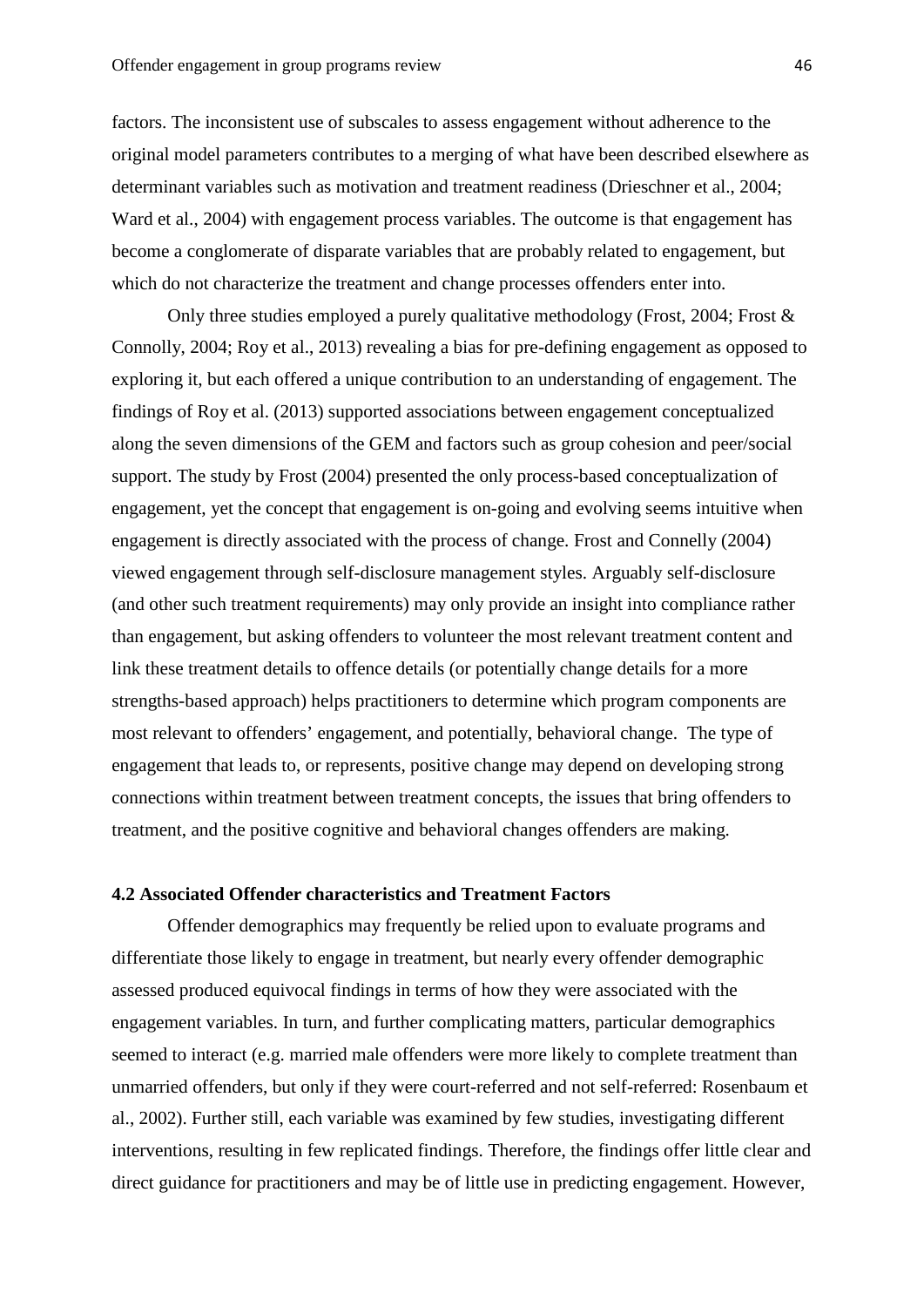factors. The inconsistent use of subscales to assess engagement without adherence to the original model parameters contributes to a merging of what have been described elsewhere as determinant variables such as motivation and treatment readiness (Drieschner et al., 2004; Ward et al., 2004) with engagement process variables. The outcome is that engagement has become a conglomerate of disparate variables that are probably related to engagement, but which do not characterize the treatment and change processes offenders enter into.

Only three studies employed a purely qualitative methodology (Frost, 2004; Frost & Connolly, 2004; Roy et al., 2013) revealing a bias for pre-defining engagement as opposed to exploring it, but each offered a unique contribution to an understanding of engagement. The findings of Roy et al. (2013) supported associations between engagement conceptualized along the seven dimensions of the GEM and factors such as group cohesion and peer/social support. The study by Frost (2004) presented the only process-based conceptualization of engagement, yet the concept that engagement is on-going and evolving seems intuitive when engagement is directly associated with the process of change. Frost and Connelly (2004) viewed engagement through self-disclosure management styles. Arguably self-disclosure (and other such treatment requirements) may only provide an insight into compliance rather than engagement, but asking offenders to volunteer the most relevant treatment content and link these treatment details to offence details (or potentially change details for a more strengths-based approach) helps practitioners to determine which program components are most relevant to offenders' engagement, and potentially, behavioral change. The type of engagement that leads to, or represents, positive change may depend on developing strong connections within treatment between treatment concepts, the issues that bring offenders to treatment, and the positive cognitive and behavioral changes offenders are making.

### 4.2 Associated Offender characteristics and Treatment Factors

Offender demographics may frequently be relied upon to evaluate programs and differentiate those likely to engage in treatment, but nearly every offender demographic assessed produced equivocal findings in terms of how they were associated with the engagement variables. In turn, and further complicating matters, particular demographics seemed to interact (e.g. married male offenders were more likely to complete treatment than unmarried offenders, but only if they were court-referred and not self-referred: Rosenbaum et al., 2002). Further still, each variable was examined by few studies, investigating different interventions, resulting in few replicated findings. Therefore, the findings offer little clear and direct guidance for practitioners and may be of little use in predicting engagement. However,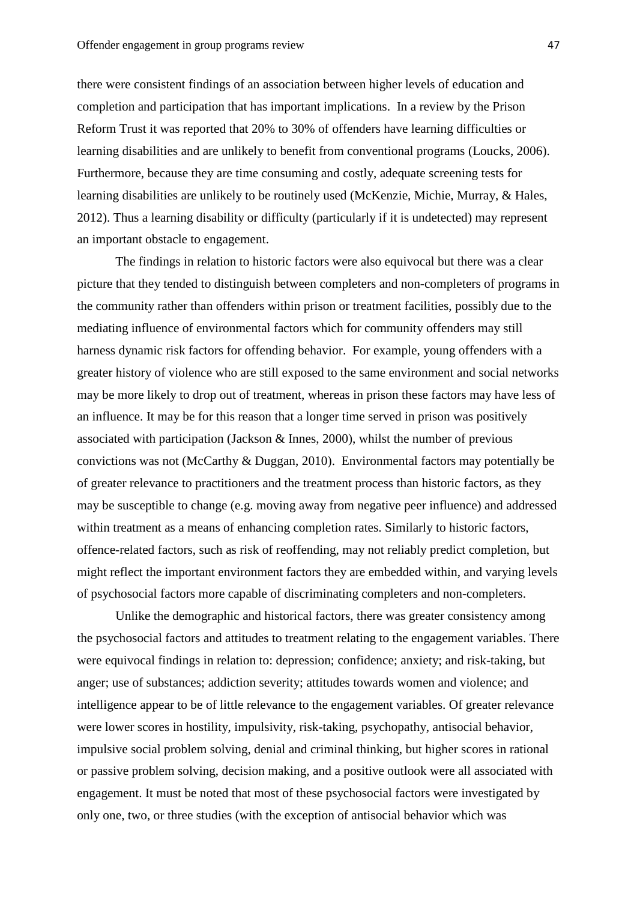there were consistent findings of an association between higher levels of education and completion and participation that has important implications. In a review by the Prison Reform Trust it was reported that 20% to 30% of offenders have learning difficulties or learning disabilities and are unlikely to benefit from conventional programs (Loucks, 2006). Furthermore, because they are time consuming and costly, adequate screening tests for learning disabilities are unlikely to be routinely used (McKenzie, Michie, Murray, & Hales, 2012). Thus a learning disability or difficulty (particularly if it is undetected) may represent an important obstacle to engagement.

The findings in relation to historic factors were also equivocal but there was a clear picture that they tended to distinguish between completers and non-completers of programs in the community rather than offenders within prison or treatment facilities, possibly due to the mediating influence of environmental factors which for community offenders may still harness dynamic risk factors for offending behavior. For example, young offenders with a greater history of violence who are still exposed to the same environment and social networks may be more likely to drop out of treatment, whereas in prison these factors may have less of an influence. It may be for this reason that a longer time served in prison was positively associated with participation (Jackson & Innes, 2000), whilst the number of previous convictions was not (McCarthy & Duggan, 2010). Environmental factors may potentially be of greater relevance to practitioners and the treatment process than historic factors, as they may be susceptible to change (e.g. moving away from negative peer influence) and addressed within treatment as a means of enhancing completion rates. Similarly to historic factors, offence-related factors, such as risk of reoffending, may not reliably predict completion, but might reflect the important environment factors they are embedded within, and varying levels of psychosocial factors more capable of discriminating completers and non-completers.

Unlike the demographic and historical factors, there was greater consistency among the psychosocial factors and attitudes to treatment relating to the engagement variables. There were equivocal findings in relation to: depression; confidence; anxiety; and risk-taking, but anger; use of substances; addiction severity; attitudes towards women and violence; and intelligence appear to be of little relevance to the engagement variables. Of greater relevance were lower scores in hostility, impulsivity, risk-taking, psychopathy, antisocial behavior, impulsive social problem solving, denial and criminal thinking, but higher scores in rational or passive problem solving, decision making, and a positive outlook were all associated with engagement. It must be noted that most of these psychosocial factors were investigated by only one, two, or three studies (with the exception of antisocial behavior which was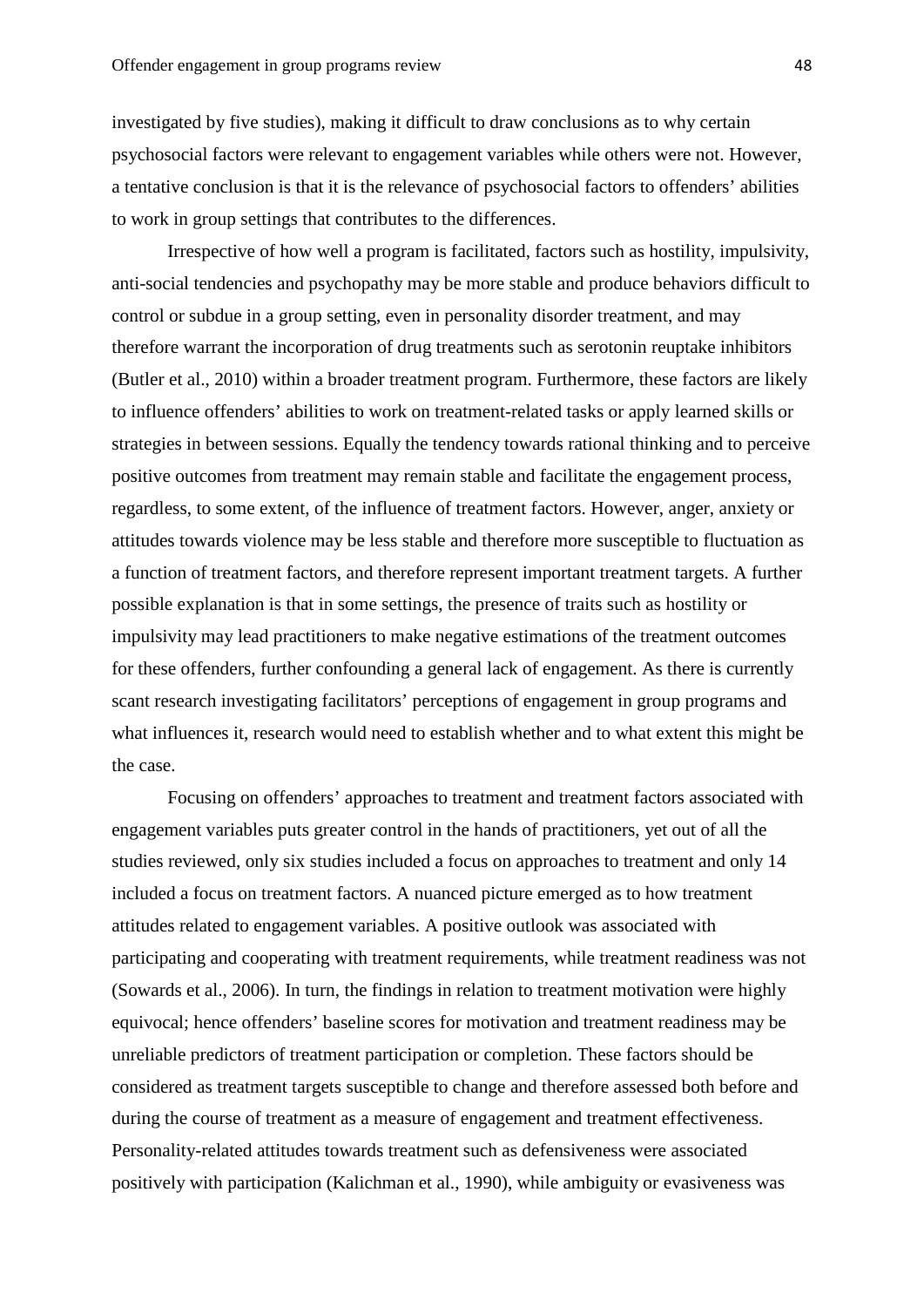investigated by five studies), making it difficult to draw conclusions as to why certain psychosocial factors were relevant to engagement variables while others were not. However, a tentative conclusion is that it is the relevance of psychosocial factors to offenders' abilities to work in group settings that contributes to the differences.

Irrespective of how well a program is facilitated, factors such as hostility, impulsivity, anti-social tendencies and psychopathy may be more stable and produce behaviors difficult to control or subdue in a group setting, even in personality disorder treatment, and may therefore warrant the incorporation of drug treatments such as serotonin reuptake inhibitors (Butler et al., 2010) within a broader treatment program. Furthermore, these factors are likely to influence offenders' abilities to work on treatment-related tasks or apply learned skills or strategies in between sessions. Equally the tendency towards rational thinking and to perceive positive outcomes from treatment may remain stable and facilitate the engagement process, regardless, to some extent, of the influence of treatment factors. However, anger, anxiety or attitudes towards violence may be less stable and therefore more susceptible to fluctuation as a function of treatment factors, and therefore represent important treatment targets. A further possible explanation is that in some settings, the presence of traits such as hostility or impulsivity may lead practitioners to make negative estimations of the treatment outcomes for these offenders, further confounding a general lack of engagement. As there is currently scant research investigating facilitators' perceptions of engagement in group programs and what influences it, research would need to establish whether and to what extent this might be the case.

Focusing on offenders' approaches to treatment and treatment factors associated with engagement variables puts greater control in the hands of practitioners, yet out of all the studies reviewed, only six studies included a focus on approaches to treatment and only 14 included a focus on treatment factors. A nuanced picture emerged as to how treatment attitudes related to engagement variables. A positive outlook was associated with participating and cooperating with treatment requirements, while treatment readiness was not (Sowards et al., 2006). In turn, the findings in relation to treatment motivation were highly equivocal; hence offenders' baseline scores for motivation and treatment readiness may be unreliable predictors of treatment participation or completion. These factors should be considered as treatment targets susceptible to change and therefore assessed both before and during the course of treatment as a measure of engagement and treatment effectiveness. Personality-related attitudes towards treatment such as defensiveness were associated positively with participation (Kalichman et al., 1990), while ambiguity or evasiveness was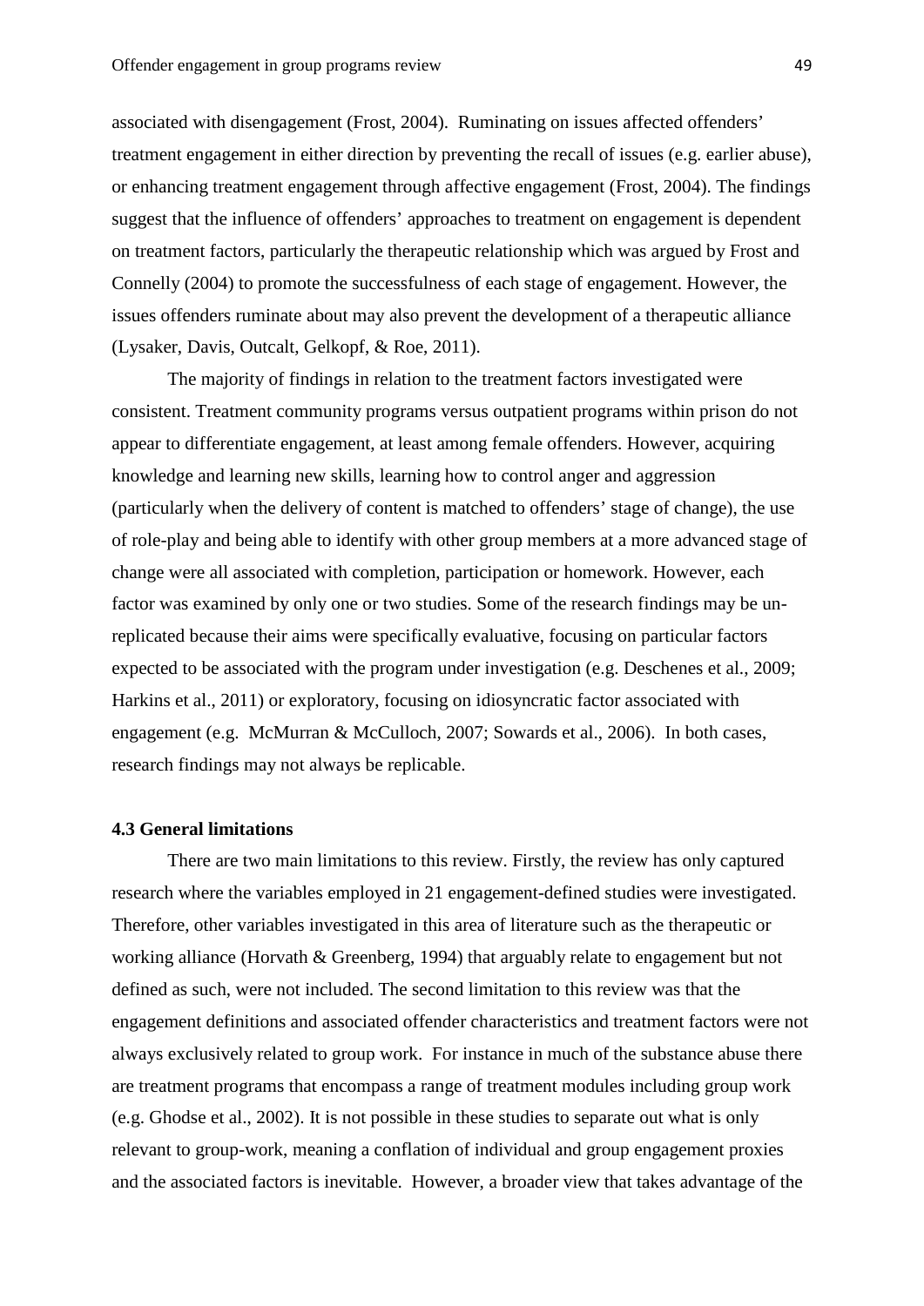associated with disengagement (Frost, 2004). Ruminating on issues affected offenders' treatment engagement in either direction by preventing the recall of issues (e.g. earlier abuse), or enhancing treatment engagement through affective engagement (Frost, 2004). The findings suggest that the influence of offenders' approaches to treatment on engagement is dependent on treatment factors, particularly the therapeutic relationship which was argued by Frost and Connelly (2004) to promote the successfulness of each stage of engagement. However, the issues offenders ruminate about may also prevent the development of a therapeutic alliance (Lysaker, Davis, Outcalt, Gelkopf, & Roe, 2011).

The majority of findings in relation to the treatment factors investigated were consistent. Treatment community programs versus outpatient programs within prison do not appear to differentiate engagement, at least among female offenders. However, acquiring knowledge and learning new skills, learning how to control anger and aggression (particularly when the delivery of content is matched to offenders' stage of change), the use of role-play and being able to identify with other group members at a more advanced stage of change were all associated with completion, participation or homework. However, each factor was examined by only one or two studies. Some of the research findings may be un-replicated because their aims were specifically evaluative, focusing on particular factors expected to be associated with the program under investigation (e.g. Deschenes et al., 2009; Harkins et al., 2011) or exploratory, focusing on idiosyncratic factor associated with engagement (e.g. McMurran & McCulloch, 2007; Sowards et al., 2006). In both cases, research findings may not always be replicable.

### 4.3 General limitations

There are two main limitations to this review. Firstly, the review has only captured research where the variables employed in 21 engagement-defined studies were investigated. Therefore, other variables investigated in this area of literature such as the therapeutic or working alliance (Horvath & Greenberg, 1994) that arguably relate to engagement but not defined as such, were not included. The second limitation to this review was that the engagement definitions and associated offender characteristics and treatment factors were not always exclusively related to group work. For instance in much of the substance abuse there are treatment programs that encompass a range of treatment modules including group work (e.g. Ghodse et al., 2002). It is not possible in these studies to separate out what is only relevant to group-work, meaning a conflation of individual and group engagement proxies and the associated factors is inevitable. However, a broader view that takes advantage of the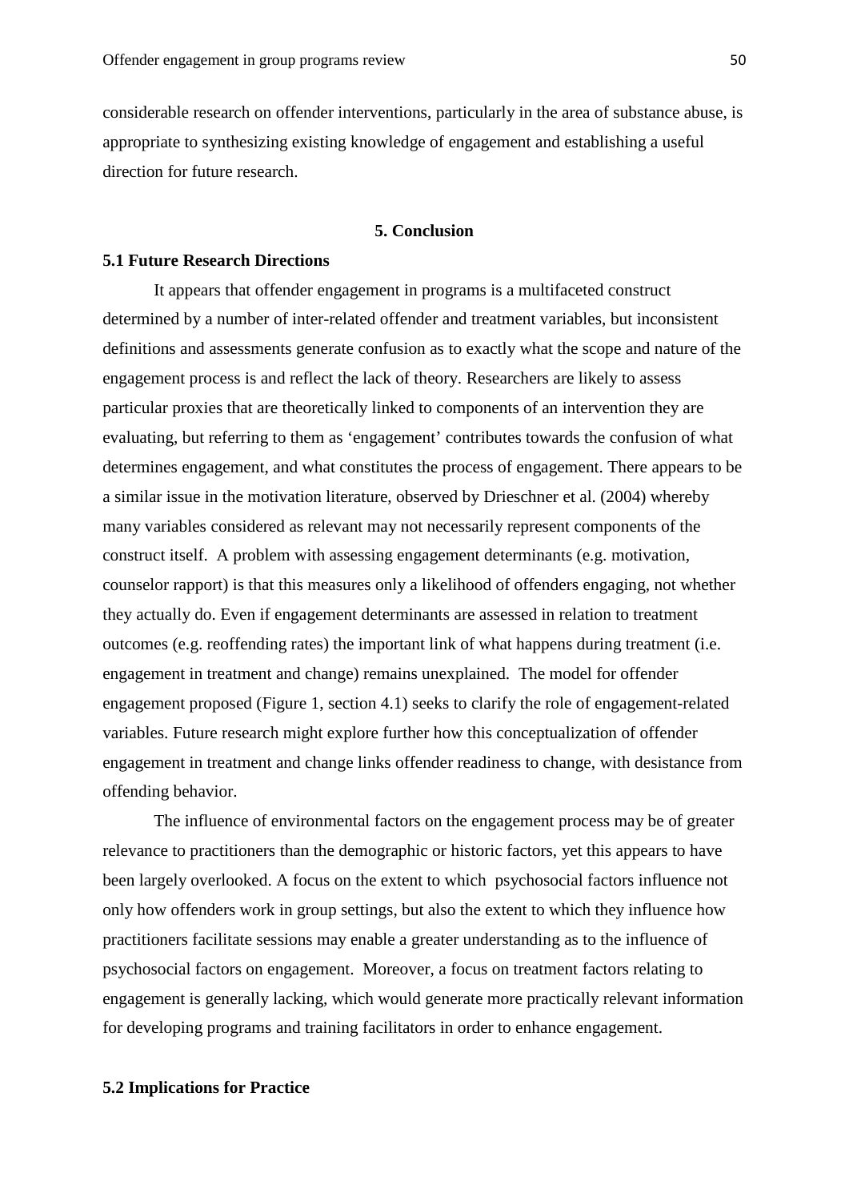considerable research on offender interventions, particularly in the area of substance abuse, is appropriate to synthesizing existing knowledge of engagement and establishing a useful direction for future research.

# 5. Conclusion

## 5.1 Future Research Directions

It appears that offender engagement in programs is a multifaceted construct determined by a number of inter-related offender and treatment variables, but inconsistent definitions and assessments generate confusion as to exactly what the scope and nature of the engagement process is and reflect the lack of theory. Researchers are likely to assess particular proxies that are theoretically linked to components of an intervention they are evaluating, but referring to them as 'engagement' contributes towards the confusion of what determines engagement, and what constitutes the process of engagement. There appears to be a similar issue in the motivation literature, observed by Drieschner et al. (2004) whereby many variables considered as relevant may not necessarily represent components of the construct itself. A problem with assessing engagement determinants (e.g. motivation, counselor rapport) is that this measures only a likelihood of offenders engaging, not whether they actually do. Even if engagement determinants are assessed in relation to treatment outcomes (e.g. reoffending rates) the important link of what happens during treatment (i.e. engagement in treatment and change) remains unexplained. The model for offender engagement proposed (Figure 1, section 4.1) seeks to clarify the role of engagement-related variables. Future research might explore further how this conceptualization of offender engagement in treatment and change links offender readiness to change, with desistance from offending behavior.

The influence of environmental factors on the engagement process may be of greater relevance to practitioners than the demographic or historic factors, yet this appears to have been largely overlooked. A focus on the extent to which psychosocial factors influence not only how offenders work in group settings, but also the extent to which they influence how practitioners facilitate sessions may enable a greater understanding as to the influence of psychosocial factors on engagement. Moreover, a focus on treatment factors relating to engagement is generally lacking, which would generate more practically relevant information for developing programs and training facilitators in order to enhance engagement.

## 5.2 Implications for Practice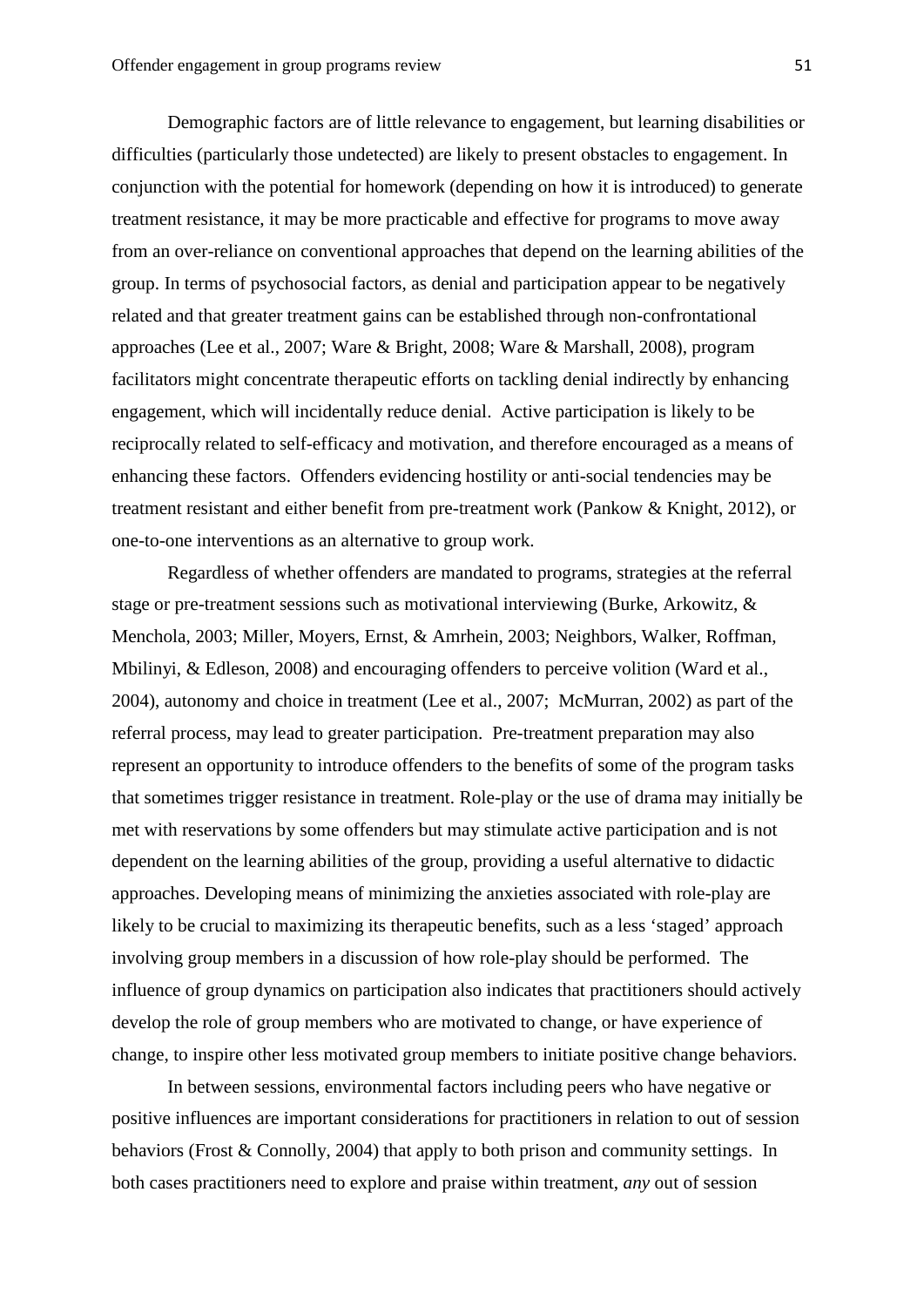Demographic factors are of little relevance to engagement, but learning disabilities or difficulties (particularly those undetected) are likely to present obstacles to engagement. In conjunction with the potential for homework (depending on how it is introduced) to generate treatment resistance, it may be more practicable and effective for programs to move away from an over-reliance on conventional approaches that depend on the learning abilities of the group. In terms of psychosocial factors, as denial and participation appear to be negatively related and that greater treatment gains can be established through non-confrontational approaches (Lee et al., 2007; Ware & Bright, 2008; Ware & Marshall, 2008), program facilitators might concentrate therapeutic efforts on tackling denial indirectly by enhancing engagement, which will incidentally reduce denial. Active participation is likely to be reciprocally related to self-efficacy and motivation, and therefore encouraged as a means of enhancing these factors. Offenders evidencing hostility or anti-social tendencies may be treatment resistant and either benefit from pre-treatment work (Pankow & Knight, 2012), or one-to-one interventions as an alternative to group work.

Regardless of whether offenders are mandated to programs, strategies at the referral stage or pre-treatment sessions such as motivational interviewing (Burke, Arkowitz, & Menchola, 2003; Miller, Moyers, Ernst, & Amrhein, 2003; Neighbors, Walker, Roffman, Mbilinyi, & Edleson, 2008) and encouraging offenders to perceive volition (Ward et al., 2004), autonomy and choice in treatment (Lee et al., 2007; McMurran, 2002) as part of the referral process, may lead to greater participation. Pre-treatment preparation may also represent an opportunity to introduce offenders to the benefits of some of the program tasks that sometimes trigger resistance in treatment. Role-play or the use of drama may initially be met with reservations by some offenders but may stimulate active participation and is not dependent on the learning abilities of the group, providing a useful alternative to didactic approaches. Developing means of minimizing the anxieties associated with role-play are likely to be crucial to maximizing its therapeutic benefits, such as a less 'staged' approach involving group members in a discussion of how role-play should be performed. The influence of group dynamics on participation also indicates that practitioners should actively develop the role of group members who are motivated to change, or have experience of change, to inspire other less motivated group members to initiate positive change behaviors.

In between sessions, environmental factors including peers who have negative or positive influences are important considerations for practitioners in relation to out of session behaviors (Frost & Connolly, 2004) that apply to both prison and community settings. In both cases practitioners need to explore and praise within treatment, *any* out of session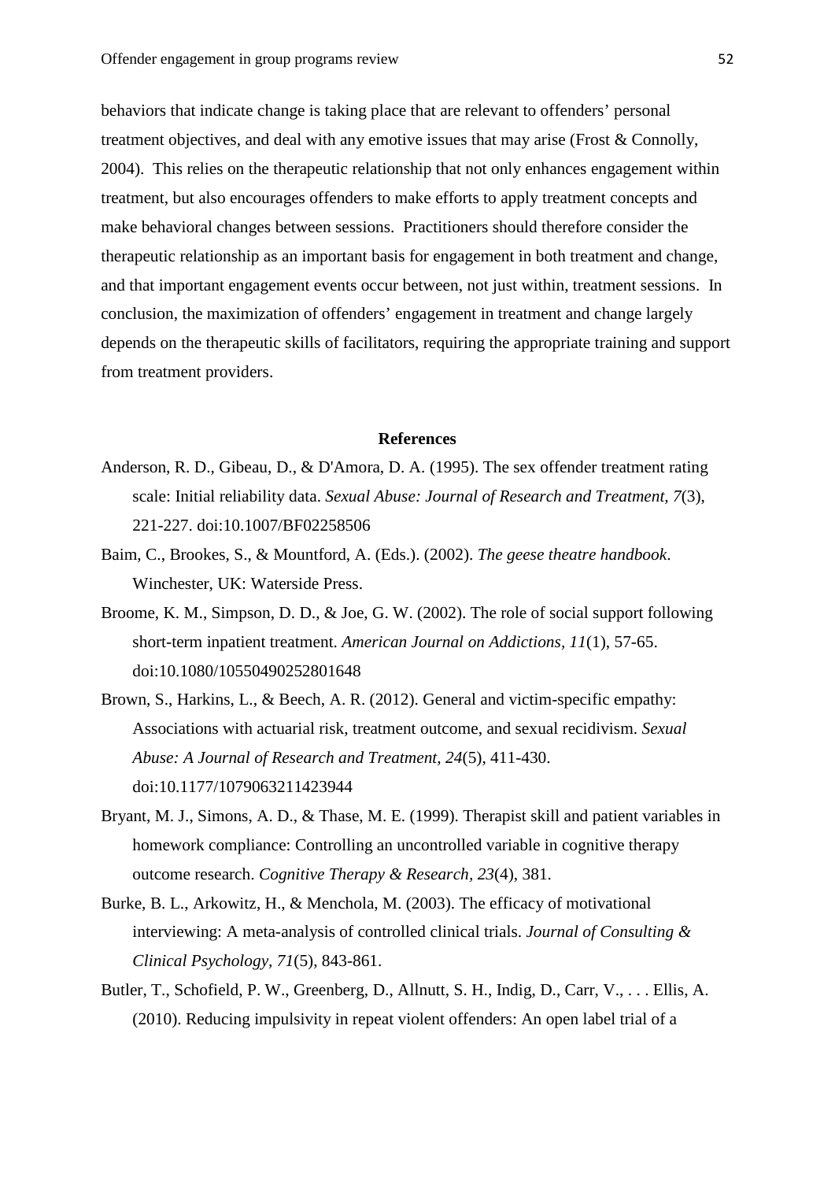behaviors that indicate change is taking place that are relevant to offenders' personal treatment objectives, and deal with any emotive issues that may arise (Frost & Connolly, 2004). This relies on the therapeutic relationship that not only enhances engagement within treatment, but also encourages offenders to make efforts to apply treatment concepts and make behavioral changes between sessions. Practitioners should therefore consider the therapeutic relationship as an important basis for engagement in both treatment and change, and that important engagement events occur between, not just within, treatment sessions. In conclusion, the maximization of offenders' engagement in treatment and change largely depends on the therapeutic skills of facilitators, requiring the appropriate training and support from treatment providers.

## References

Anderson, R. D., Gibeau, D., & D'Amora, D. A. (1995). The sex offender treatment rating scale: Initial reliability data. *Sexual Abuse: Journal of Research and Treatment, 7*(3), 221-227. doi:10.1007/BF02258506

Baim, C., Brookes, S., & Mountford, A. (Eds.). (2002). *The geese theatre handbook*. Winchester, UK: Waterside Press.

Broome, K. M., Simpson, D. D., & Joe, G. W. (2002). The role of social support following short-term inpatient treatment. *American Journal on Addictions, 11*(1), 57-65. doi:10.1080/10550490252801648

Brown, S., Harkins, L., & Beech, A. R. (2012). General and victim-specific empathy: Associations with actuarial risk, treatment outcome, and sexual recidivism. *Sexual Abuse: A Journal of Research and Treatment, 24*(5), 411-430. doi:10.1177/1079063211423944

Bryant, M. J., Simons, A. D., & Thase, M. E. (1999). Therapist skill and patient variables in homework compliance: Controlling an uncontrolled variable in cognitive therapy outcome research. *Cognitive Therapy & Research, 23*(4), 381.

Burke, B. L., Arkowitz, H., & Menchola, M. (2003). The efficacy of motivational interviewing: A meta-analysis of controlled clinical trials. *Journal of Consulting & Clinical Psychology, 71*(5), 843-861.

Butler, T., Schofield, P. W., Greenberg, D., Allnutt, S. H., Indig, D., Carr, V., . . . Ellis, A. (2010). Reducing impulsivity in repeat violent offenders: An open label trial of a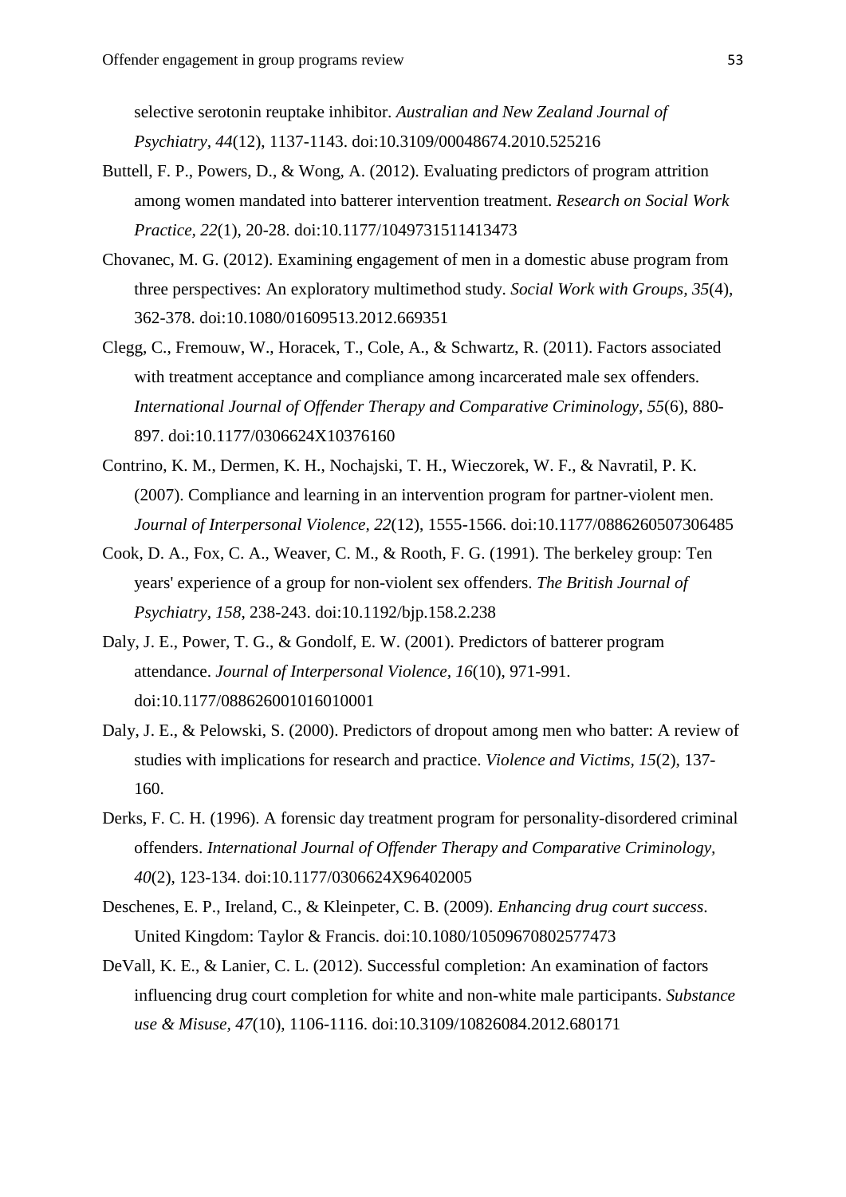selective serotonin reuptake inhibitor. *Australian and New Zealand Journal of Psychiatry, 44*(12), 1137-1143. doi:10.3109/00048674.2010.525216

Buttell, F. P., Powers, D., & Wong, A. (2012). Evaluating predictors of program attrition among women mandated into batterer intervention treatment. *Research on Social Work Practice, 22*(1), 20-28. doi:10.1177/1049731511413473

Chovanec, M. G. (2012). Examining engagement of men in a domestic abuse program from three perspectives: An exploratory multimethod study. *Social Work with Groups, 35*(4), 362-378. doi:10.1080/01609513.2012.669351

Clegg, C., Fremouw, W., Horacek, T., Cole, A., & Schwartz, R. (2011). Factors associated with treatment acceptance and compliance among incarcerated male sex offenders. *International Journal of Offender Therapy and Comparative Criminology, 55*(6), 880-897. doi:10.1177/0306624X10376160

Contrino, K. M., Dermen, K. H., Nochajski, T. H., Wieczorek, W. F., & Navratil, P. K. (2007). Compliance and learning in an intervention program for partner-violent men. *Journal of Interpersonal Violence, 22*(12), 1555-1566. doi:10.1177/0886260507306485

Cook, D. A., Fox, C. A., Weaver, C. M., & Rooth, F. G. (1991). The berkeley group: Ten years' experience of a group for non-violent sex offenders. *The British Journal of Psychiatry, 158*, 238-243. doi:10.1192/bjp.158.2.238

Daly, J. E., Power, T. G., & Gondolf, E. W. (2001). Predictors of batterer program attendance. *Journal of Interpersonal Violence, 16*(10), 971-991. doi:10.1177/088626001016010001

Daly, J. E., & Pelowski, S. (2000). Predictors of dropout among men who batter: A review of studies with implications for research and practice. *Violence and Victims, 15*(2), 137-160.

Derks, F. C. H. (1996). A forensic day treatment program for personality-disordered criminal offenders. *International Journal of Offender Therapy and Comparative Criminology, 40*(2), 123-134. doi:10.1177/0306624X96402005

Deschenes, E. P., Ireland, C., & Kleinpeter, C. B. (2009). *Enhancing drug court success*. United Kingdom: Taylor & Francis. doi:10.1080/10509670802577473

DeVall, K. E., & Lanier, C. L. (2012). Successful completion: An examination of factors influencing drug court completion for white and non-white male participants. *Substance use & Misuse, 47*(10), 1106-1116. doi:10.3109/10826084.2012.680171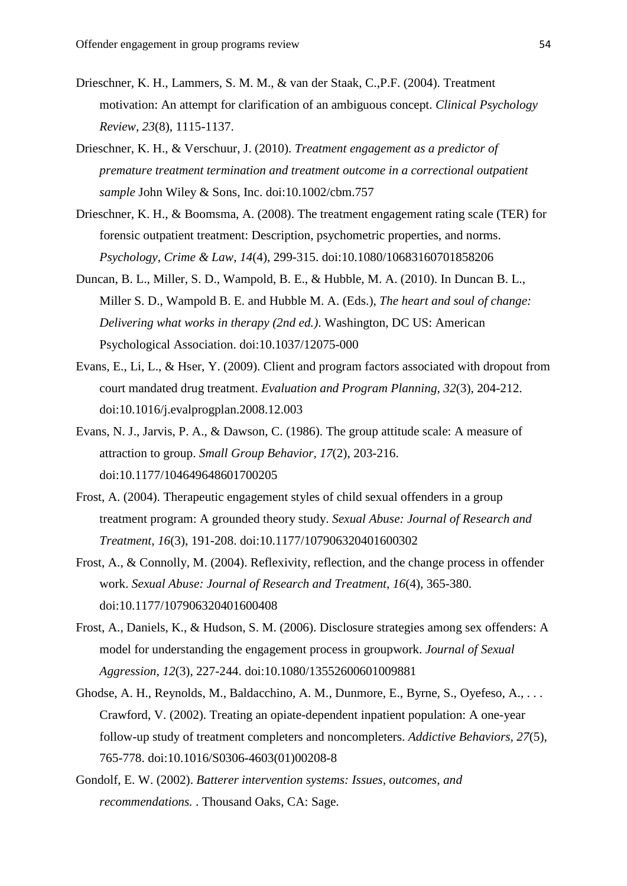Drieschner, K. H., Lammers, S. M. M., & van der Staak, C.,P.F. (2004). Treatment motivation: An attempt for clarification of an ambiguous concept. *Clinical Psychology Review, 23*(8), 1115-1137.

Drieschner, K. H., & Verschuur, J. (2010). *Treatment engagement as a predictor of premature treatment termination and treatment outcome in a correctional outpatient sample* John Wiley & Sons, Inc. doi:10.1002/cbm.757

Drieschner, K. H., & Boomsma, A. (2008). The treatment engagement rating scale (TER) for forensic outpatient treatment: Description, psychometric properties, and norms. *Psychology, Crime & Law, 14*(4), 299-315. doi:10.1080/10683160701858206

Duncan, B. L., Miller, S. D., Wampold, B. E., & Hubble, M. A. (2010). In Duncan B. L., Miller S. D., Wampold B. E. and Hubble M. A. (Eds.), *The heart and soul of change: Delivering what works in therapy (2nd ed.)*. Washington, DC US: American Psychological Association. doi:10.1037/12075-000

Evans, E., Li, L., & Hser, Y. (2009). Client and program factors associated with dropout from court mandated drug treatment. *Evaluation and Program Planning, 32*(3), 204-212. doi:10.1016/j.evalprogplan.2008.12.003

Evans, N. J., Jarvis, P. A., & Dawson, C. (1986). The group attitude scale: A measure of attraction to group. *Small Group Behavior, 17*(2), 203-216. doi:10.1177/104649648601700205

Frost, A. (2004). Therapeutic engagement styles of child sexual offenders in a group treatment program: A grounded theory study. *Sexual Abuse: Journal of Research and Treatment, 16*(3), 191-208. doi:10.1177/107906320401600302

Frost, A., & Connolly, M. (2004). Reflexivity, reflection, and the change process in offender work. *Sexual Abuse: Journal of Research and Treatment, 16*(4), 365-380. doi:10.1177/107906320401600408

Frost, A., Daniels, K., & Hudson, S. M. (2006). Disclosure strategies among sex offenders: A model for understanding the engagement process in groupwork. *Journal of Sexual Aggression, 12*(3), 227-244. doi:10.1080/13552600601009881

Ghodse, A. H., Reynolds, M., Baldacchino, A. M., Dunmore, E., Byrne, S., Oyefeso, A., . . . Crawford, V. (2002). Treating an opiate-dependent inpatient population: A one-year follow-up study of treatment completers and noncompleters. *Addictive Behaviors, 27*(5), 765-778. doi:10.1016/S0306-4603(01)00208-8

Gondolf, E. W. (2002). *Batterer intervention systems: Issues, outcomes, and recommendations.* . Thousand Oaks, CA: Sage.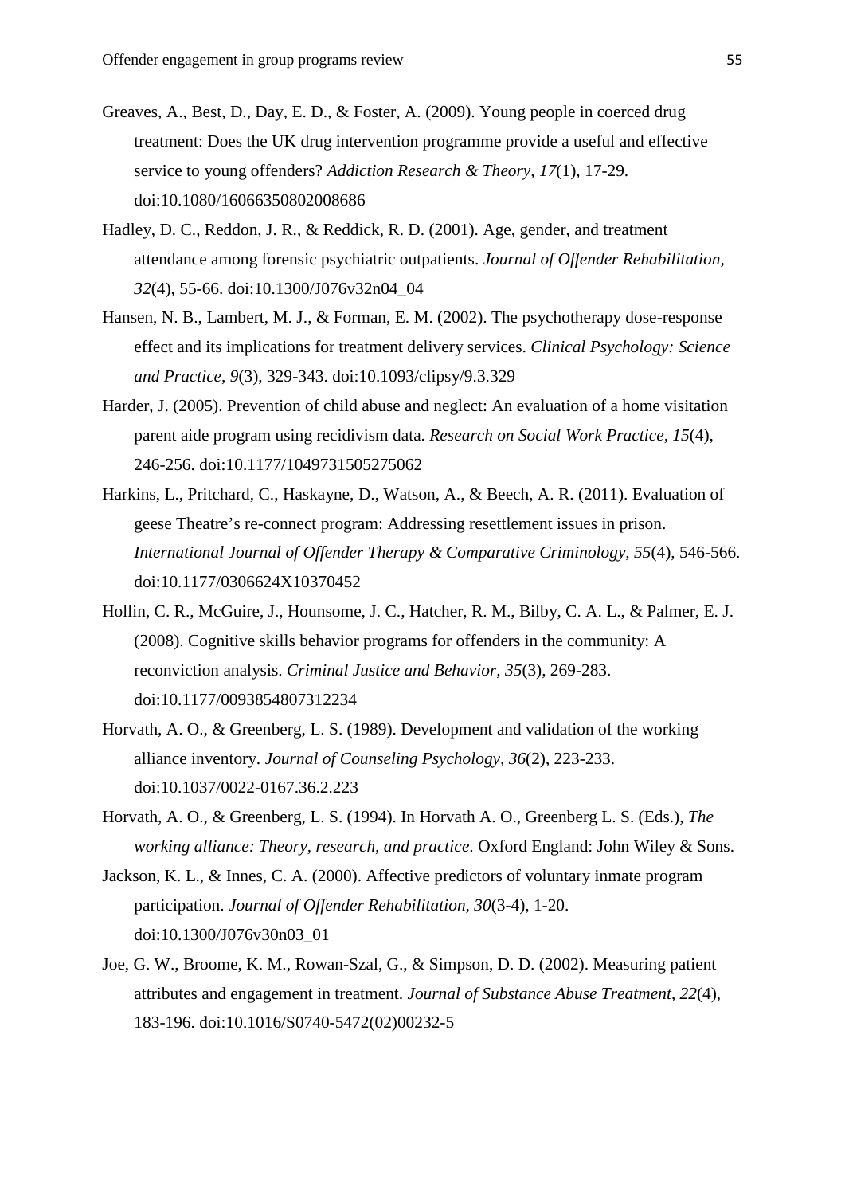Greaves, A., Best, D., Day, E. D., & Foster, A. (2009). Young people in coerced drug treatment: Does the UK drug intervention programme provide a useful and effective service to young offenders? *Addiction Research & Theory, 17*(1), 17-29. doi:10.1080/16066350802008686

Hadley, D. C., Reddon, J. R., & Reddick, R. D. (2001). Age, gender, and treatment attendance among forensic psychiatric outpatients. *Journal of Offender Rehabilitation, 32*(4), 55-66. doi:10.1300/J076v32n04_04

Hansen, N. B., Lambert, M. J., & Forman, E. M. (2002). The psychotherapy dose-response effect and its implications for treatment delivery services. *Clinical Psychology: Science and Practice, 9*(3), 329-343. doi:10.1093/clipsy/9.3.329

Harder, J. (2005). Prevention of child abuse and neglect: An evaluation of a home visitation parent aide program using recidivism data. *Research on Social Work Practice, 15*(4), 246-256. doi:10.1177/1049731505275062

Harkins, L., Pritchard, C., Haskayne, D., Watson, A., & Beech, A. R. (2011). Evaluation of geese Theatre's re-connect program: Addressing resettlement issues in prison. *International Journal of Offender Therapy & Comparative Criminology, 55*(4), 546-566. doi:10.1177/0306624X10370452

Hollin, C. R., McGuire, J., Hounsome, J. C., Hatcher, R. M., Bilby, C. A. L., & Palmer, E. J. (2008). Cognitive skills behavior programs for offenders in the community: A reconviction analysis. *Criminal Justice and Behavior, 35*(3), 269-283. doi:10.1177/0093854807312234

Horvath, A. O., & Greenberg, L. S. (1989). Development and validation of the working alliance inventory. *Journal of Counseling Psychology, 36*(2), 223-233. doi:10.1037/0022-0167.36.2.223

Horvath, A. O., & Greenberg, L. S. (1994). In Horvath A. O., Greenberg L. S. (Eds.), *The working alliance: Theory, research, and practice*. Oxford England: John Wiley & Sons.

Jackson, K. L., & Innes, C. A. (2000). Affective predictors of voluntary inmate program participation. *Journal of Offender Rehabilitation, 30*(3-4), 1-20. doi:10.1300/J076v30n03_01

Joe, G. W., Broome, K. M., Rowan-Szal, G., & Simpson, D. D. (2002). Measuring patient attributes and engagement in treatment. *Journal of Substance Abuse Treatment, 22*(4), 183-196. doi:10.1016/S0740-5472(02)00232-5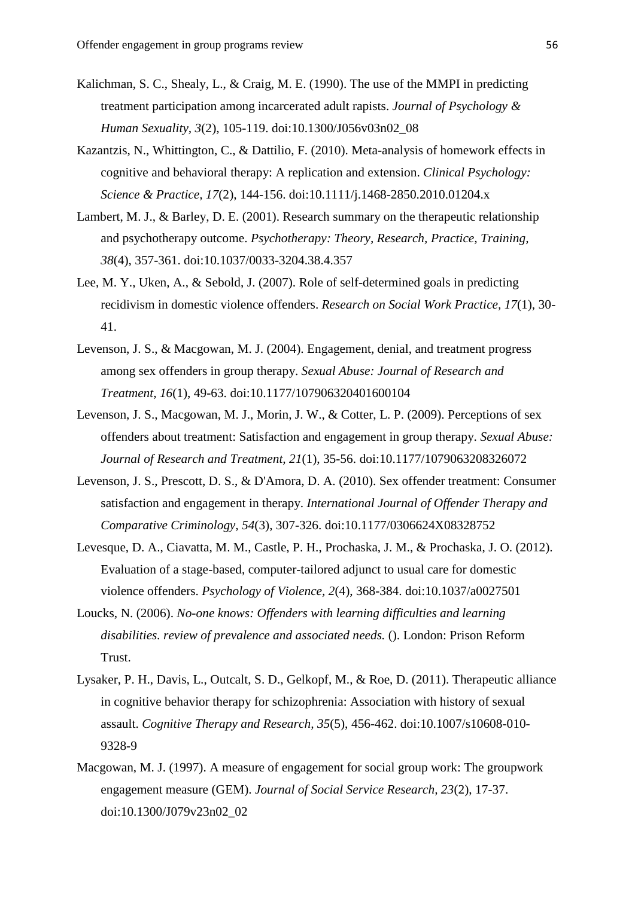Kalichman, S. C., Shealy, L., & Craig, M. E. (1990). The use of the MMPI in predicting treatment participation among incarcerated adult rapists. *Journal of Psychology & Human Sexuality, 3*(2), 105-119. doi:10.1300/J056v03n02_08

Kazantzis, N., Whittington, C., & Dattilio, F. (2010). Meta-analysis of homework effects in cognitive and behavioral therapy: A replication and extension. *Clinical Psychology: Science & Practice, 17*(2), 144-156. doi:10.1111/j.1468-2850.2010.01204.x

Lambert, M. J., & Barley, D. E. (2001). Research summary on the therapeutic relationship and psychotherapy outcome. *Psychotherapy: Theory, Research, Practice, Training, 38*(4), 357-361. doi:10.1037/0033-3204.38.4.357

Lee, M. Y., Uken, A., & Sebold, J. (2007). Role of self-determined goals in predicting recidivism in domestic violence offenders. *Research on Social Work Practice, 17*(1), 30-41.

Levenson, J. S., & Macgowan, M. J. (2004). Engagement, denial, and treatment progress among sex offenders in group therapy. *Sexual Abuse: Journal of Research and Treatment, 16*(1), 49-63. doi:10.1177/107906320401600104

Levenson, J. S., Macgowan, M. J., Morin, J. W., & Cotter, L. P. (2009). Perceptions of sex offenders about treatment: Satisfaction and engagement in group therapy. *Sexual Abuse: Journal of Research and Treatment, 21*(1), 35-56. doi:10.1177/1079063208326072

Levenson, J. S., Prescott, D. S., & D'Amora, D. A. (2010). Sex offender treatment: Consumer satisfaction and engagement in therapy. *International Journal of Offender Therapy and Comparative Criminology, 54*(3), 307-326. doi:10.1177/0306624X08328752

Levesque, D. A., Ciavatta, M. M., Castle, P. H., Prochaska, J. M., & Prochaska, J. O. (2012). Evaluation of a stage-based, computer-tailored adjunct to usual care for domestic violence offenders. *Psychology of Violence, 2*(4), 368-384. doi:10.1037/a0027501

Loucks, N. (2006). *No-one knows: Offenders with learning difficulties and learning disabilities. review of prevalence and associated needs.* (). London: Prison Reform Trust.

Lysaker, P. H., Davis, L., Outcalt, S. D., Gelkopf, M., & Roe, D. (2011). Therapeutic alliance in cognitive behavior therapy for schizophrenia: Association with history of sexual assault. *Cognitive Therapy and Research, 35*(5), 456-462. doi:10.1007/s10608-010-9328-9

Macgowan, M. J. (1997). A measure of engagement for social group work: The groupwork engagement measure (GEM). *Journal of Social Service Research, 23*(2), 17-37. doi:10.1300/J079v23n02_02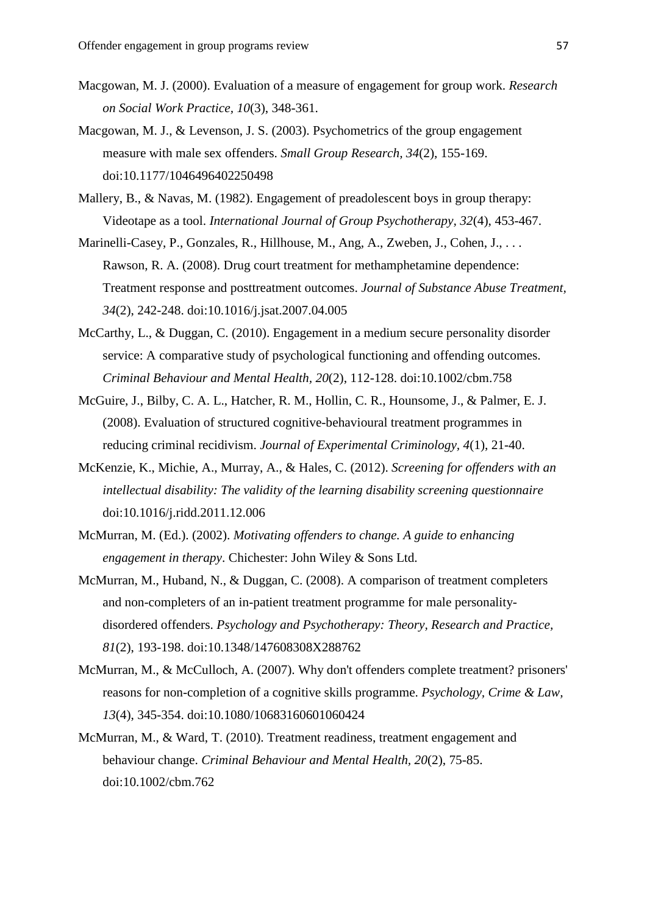Macgowan, M. J. (2000). Evaluation of a measure of engagement for group work. *Research on Social Work Practice, 10*(3), 348-361.

Macgowan, M. J., & Levenson, J. S. (2003). Psychometrics of the group engagement measure with male sex offenders. *Small Group Research, 34*(2), 155-169. doi:10.1177/1046496402250498

Mallery, B., & Navas, M. (1982). Engagement of preadolescent boys in group therapy: Videotape as a tool. *International Journal of Group Psychotherapy, 32*(4), 453-467.

Marinelli-Casey, P., Gonzales, R., Hillhouse, M., Ang, A., Zweben, J., Cohen, J., . . . Rawson, R. A. (2008). Drug court treatment for methamphetamine dependence: Treatment response and posttreatment outcomes. *Journal of Substance Abuse Treatment, 34*(2), 242-248. doi:10.1016/j.jsat.2007.04.005

McCarthy, L., & Duggan, C. (2010). Engagement in a medium secure personality disorder service: A comparative study of psychological functioning and offending outcomes. *Criminal Behaviour and Mental Health, 20*(2), 112-128. doi:10.1002/cbm.758

McGuire, J., Bilby, C. A. L., Hatcher, R. M., Hollin, C. R., Hounsome, J., & Palmer, E. J. (2008). Evaluation of structured cognitive-behavioural treatment programmes in reducing criminal recidivism. *Journal of Experimental Criminology, 4*(1), 21-40.

McKenzie, K., Michie, A., Murray, A., & Hales, C. (2012). *Screening for offenders with an intellectual disability: The validity of the learning disability screening questionnaire* doi:10.1016/j.ridd.2011.12.006

McMurran, M. (Ed.). (2002). *Motivating offenders to change. A guide to enhancing engagement in therapy*. Chichester: John Wiley & Sons Ltd.

McMurran, M., Huband, N., & Duggan, C. (2008). A comparison of treatment completers and non-completers of an in-patient treatment programme for male personality-disordered offenders. *Psychology and Psychotherapy: Theory, Research and Practice, 81*(2), 193-198. doi:10.1348/147608308X288762

McMurran, M., & McCulloch, A. (2007). Why don't offenders complete treatment? prisoners' reasons for non-completion of a cognitive skills programme. *Psychology, Crime & Law, 13*(4), 345-354. doi:10.1080/10683160601060424

McMurran, M., & Ward, T. (2010). Treatment readiness, treatment engagement and behaviour change. *Criminal Behaviour and Mental Health, 20*(2), 75-85. doi:10.1002/cbm.762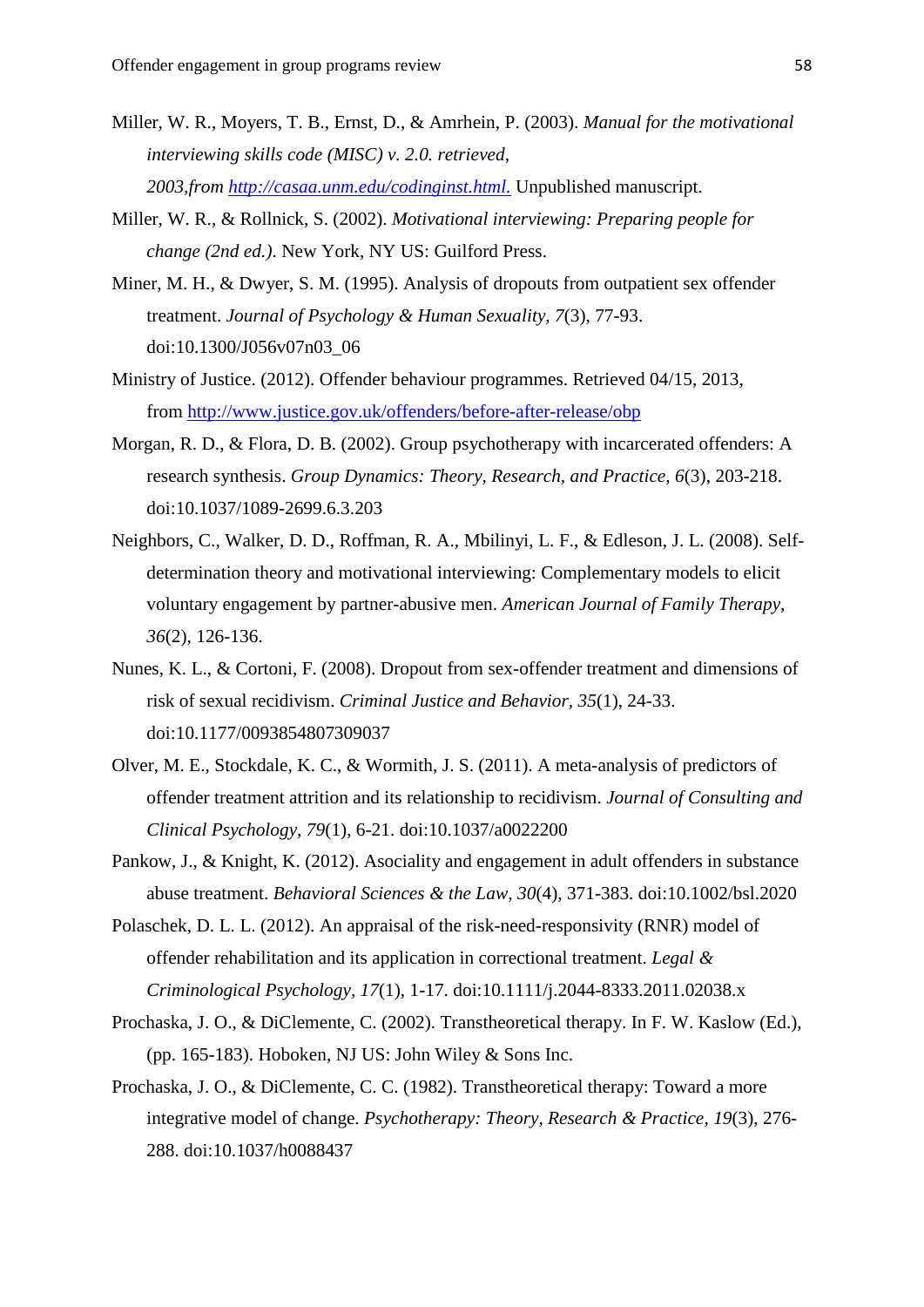Miller, W. R., Moyers, T. B., Ernst, D., & Amrhein, P. (2003). *Manual for the motivational interviewing skills code (MISC) v. 2.0. retrieved, 2003,from [http://casaa.unm.edu/codinginst.html.](http://casaa.unm.edu/codinginst.html.)* Unpublished manuscript.

Miller, W. R., & Rollnick, S. (2002). *Motivational interviewing: Preparing people for change (2nd ed.).* New York, NY US: Guilford Press.

Miner, M. H., & Dwyer, S. M. (1995). Analysis of dropouts from outpatient sex offender treatment. *Journal of Psychology & Human Sexuality, 7*(3), 77-93. doi:10.1300/J056v07n03_06

Ministry of Justice. (2012). Offender behaviour programmes. Retrieved 04/15, 2013, from [http://www.justice.gov.uk/offenders/before-after-release/obp](http://www.justice.gov.uk/offenders/before-after-release/obp)

Morgan, R. D., & Flora, D. B. (2002). Group psychotherapy with incarcerated offenders: A research synthesis. *Group Dynamics: Theory, Research, and Practice, 6*(3), 203-218. doi:10.1037/1089-2699.6.3.203

Neighbors, C., Walker, D. D., Roffman, R. A., Mbilinyi, L. F., & Edleson, J. L. (2008). Self-determination theory and motivational interviewing: Complementary models to elicit voluntary engagement by partner-abusive men. *American Journal of Family Therapy, 36*(2), 126-136.

Nunes, K. L., & Cortoni, F. (2008). Dropout from sex-offender treatment and dimensions of risk of sexual recidivism. *Criminal Justice and Behavior, 35*(1), 24-33. doi:10.1177/0093854807309037

Olver, M. E., Stockdale, K. C., & Wormith, J. S. (2011). A meta-analysis of predictors of offender treatment attrition and its relationship to recidivism. *Journal of Consulting and Clinical Psychology, 79*(1), 6-21. doi:10.1037/a0022200

Pankow, J., & Knight, K. (2012). Asociality and engagement in adult offenders in substance abuse treatment. *Behavioral Sciences & the Law, 30*(4), 371-383. doi:10.1002/bsl.2020

Polaschek, D. L. L. (2012). An appraisal of the risk-need-responsivity (RNR) model of offender rehabilitation and its application in correctional treatment. *Legal & Criminological Psychology, 17*(1), 1-17. doi:10.1111/j.2044-8333.2011.02038.x

Prochaska, J. O., & DiClemente, C. (2002). Transtheoretical therapy. In F. W. Kaslow (Ed.), (pp. 165-183). Hoboken, NJ US: John Wiley & Sons Inc.

Prochaska, J. O., & DiClemente, C. C. (1982). Transtheoretical therapy: Toward a more integrative model of change. *Psychotherapy: Theory, Research & Practice, 19*(3), 276-288. doi:10.1037/h0088437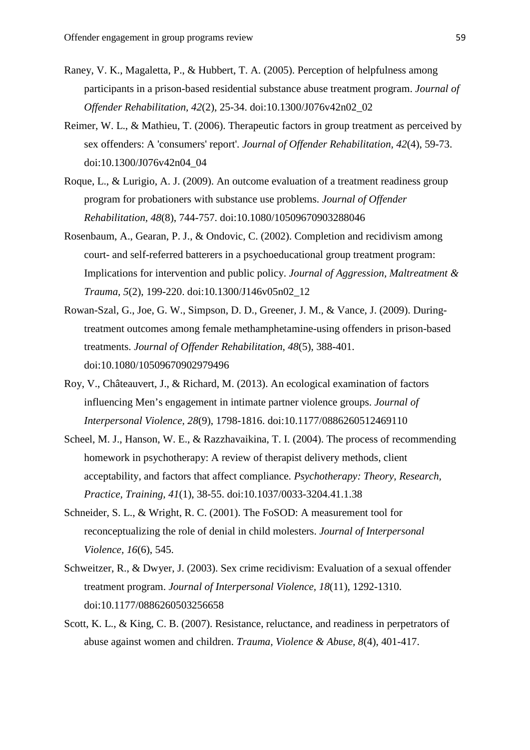Raney, V. K., Magaletta, P., & Hubbert, T. A. (2005). Perception of helpfulness among participants in a prison-based residential substance abuse treatment program. *Journal of Offender Rehabilitation, 42*(2), 25-34. doi:10.1300/J076v42n02_02

Reimer, W. L., & Mathieu, T. (2006). Therapeutic factors in group treatment as perceived by sex offenders: A 'consumers' report'. *Journal of Offender Rehabilitation, 42*(4), 59-73. doi:10.1300/J076v42n04_04

Roque, L., & Lurigio, A. J. (2009). An outcome evaluation of a treatment readiness group program for probationers with substance use problems. *Journal of Offender Rehabilitation, 48*(8), 744-757. doi:10.1080/10509670903288046

Rosenbaum, A., Gearan, P. J., & Ondovic, C. (2002). Completion and recidivism among court- and self-referred batterers in a psychoeducational group treatment program: Implications for intervention and public policy. *Journal of Aggression, Maltreatment & Trauma, 5*(2), 199-220. doi:10.1300/J146v05n02_12

Rowan-Szal, G., Joe, G. W., Simpson, D. D., Greener, J. M., & Vance, J. (2009). During-treatment outcomes among female methamphetamine-using offenders in prison-based treatments. *Journal of Offender Rehabilitation, 48*(5), 388-401. doi:10.1080/10509670902979496

Roy, V., Châteauvert, J., & Richard, M. (2013). An ecological examination of factors influencing Men's engagement in intimate partner violence groups. *Journal of Interpersonal Violence, 28*(9), 1798-1816. doi:10.1177/0886260512469110

Scheel, M. J., Hanson, W. E., & Razzhavaikina, T. I. (2004). The process of recommending homework in psychotherapy: A review of therapist delivery methods, client acceptability, and factors that affect compliance. *Psychotherapy: Theory, Research, Practice, Training, 41*(1), 38-55. doi:10.1037/0033-3204.41.1.38

Schneider, S. L., & Wright, R. C. (2001). The FoSOD: A measurement tool for reconceptualizing the role of denial in child molesters. *Journal of Interpersonal Violence, 16*(6), 545.

Schweitzer, R., & Dwyer, J. (2003). Sex crime recidivism: Evaluation of a sexual offender treatment program. *Journal of Interpersonal Violence, 18*(11), 1292-1310. doi:10.1177/0886260503256658

Scott, K. L., & King, C. B. (2007). Resistance, reluctance, and readiness in perpetrators of abuse against women and children. *Trauma, Violence & Abuse, 8*(4), 401-417.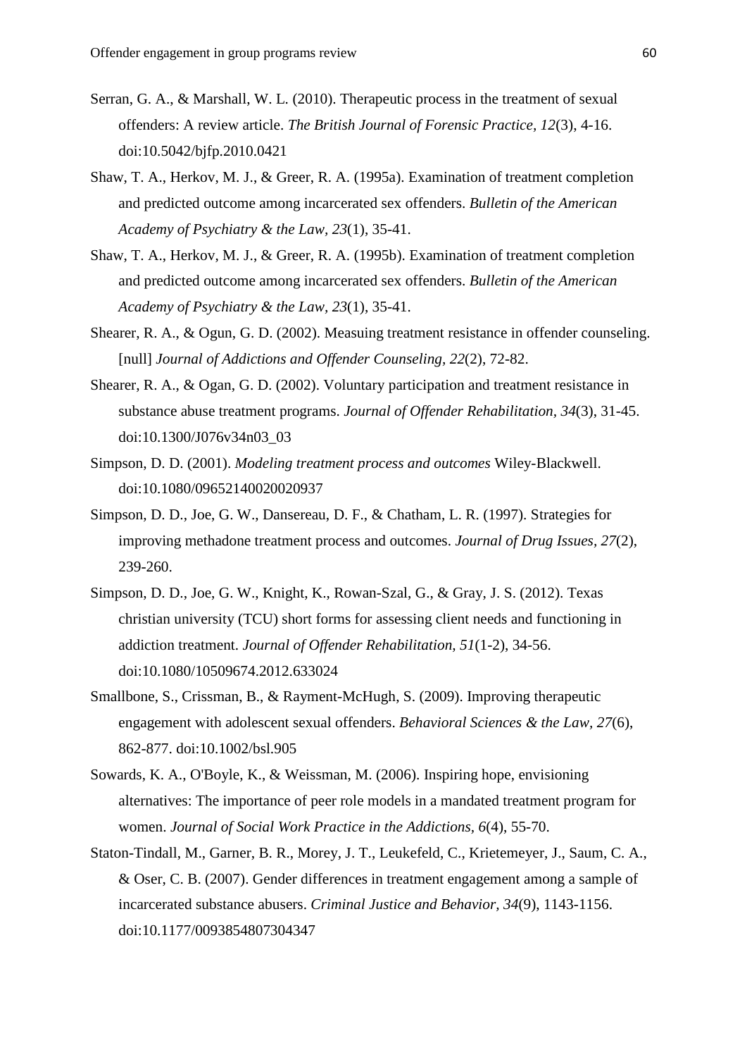Serran, G. A., & Marshall, W. L. (2010). Therapeutic process in the treatment of sexual offenders: A review article. *The British Journal of Forensic Practice, 12*(3), 4-16. doi:10.5042/bjfp.2010.0421

Shaw, T. A., Herkov, M. J., & Greer, R. A. (1995a). Examination of treatment completion and predicted outcome among incarcerated sex offenders. *Bulletin of the American Academy of Psychiatry & the Law, 23*(1), 35-41.

Shaw, T. A., Herkov, M. J., & Greer, R. A. (1995b). Examination of treatment completion and predicted outcome among incarcerated sex offenders. *Bulletin of the American Academy of Psychiatry & the Law, 23*(1), 35-41.

Shearer, R. A., & Ogun, G. D. (2002). Measuing treatment resistance in offender counseling. [null] *Journal of Addictions and Offender Counseling, 22*(2), 72-82.

Shearer, R. A., & Ogan, G. D. (2002). Voluntary participation and treatment resistance in substance abuse treatment programs. *Journal of Offender Rehabilitation, 34*(3), 31-45. doi:10.1300/J076v34n03_03

Simpson, D. D. (2001). *Modeling treatment process and outcomes* Wiley-Blackwell. doi:10.1080/09652140020020937

Simpson, D. D., Joe, G. W., Dansereau, D. F., & Chatham, L. R. (1997). Strategies for improving methadone treatment process and outcomes. *Journal of Drug Issues, 27*(2), 239-260.

Simpson, D. D., Joe, G. W., Knight, K., Rowan-Szal, G., & Gray, J. S. (2012). Texas christian university (TCU) short forms for assessing client needs and functioning in addiction treatment. *Journal of Offender Rehabilitation, 51*(1-2), 34-56. doi:10.1080/10509674.2012.633024

Smallbone, S., Crissman, B., & Rayment-McHugh, S. (2009). Improving therapeutic engagement with adolescent sexual offenders. *Behavioral Sciences & the Law, 27*(6), 862-877. doi:10.1002/bsl.905

Sowards, K. A., O'Boyle, K., & Weissman, M. (2006). Inspiring hope, envisioning alternatives: The importance of peer role models in a mandated treatment program for women. *Journal of Social Work Practice in the Addictions, 6*(4), 55-70.

Staton-Tindall, M., Garner, B. R., Morey, J. T., Leukefeld, C., Krietemeyer, J., Saum, C. A., & Oser, C. B. (2007). Gender differences in treatment engagement among a sample of incarcerated substance abusers. *Criminal Justice and Behavior, 34*(9), 1143-1156. doi:10.1177/0093854807304347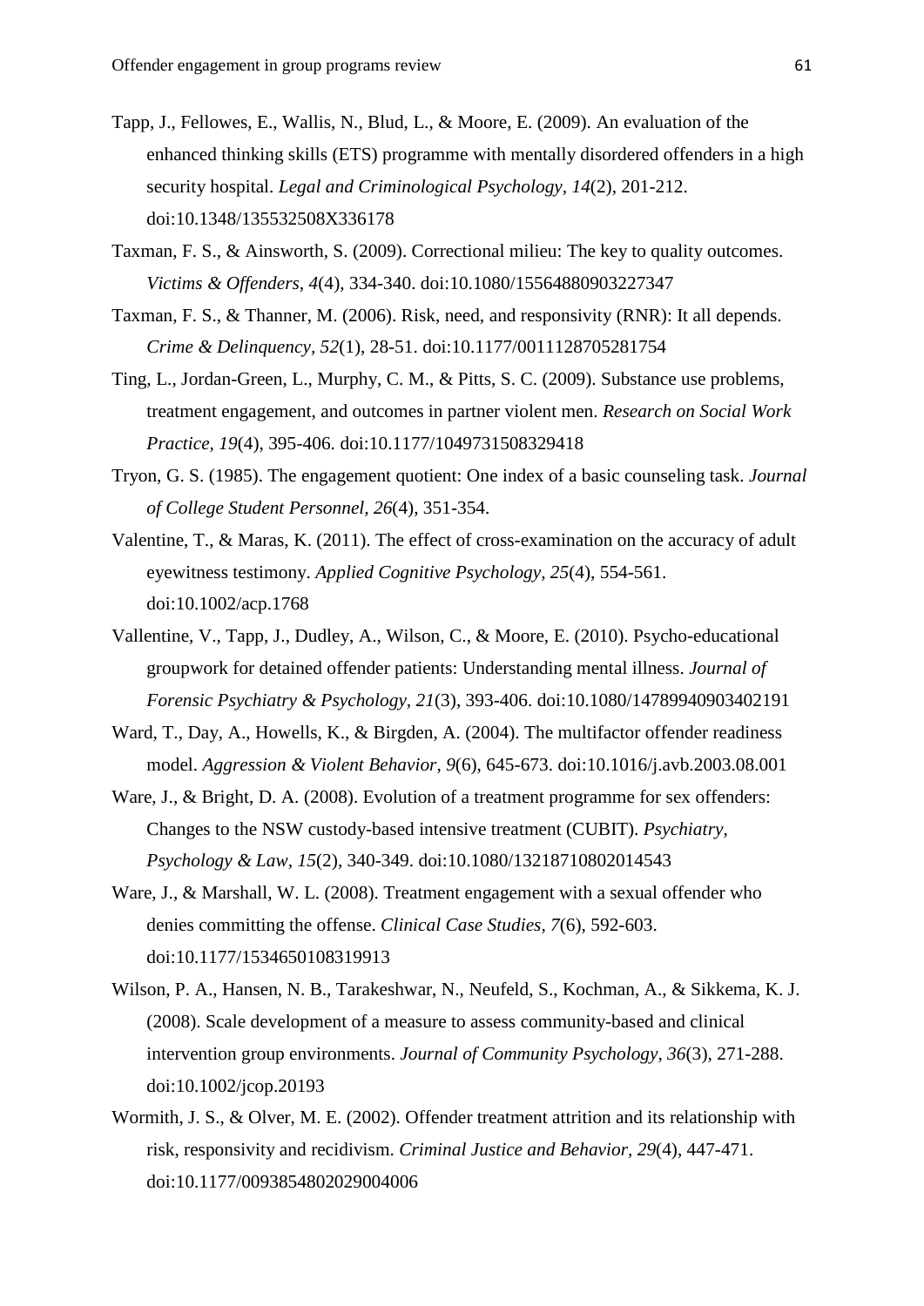Tapp, J., Fellowes, E., Wallis, N., Blud, L., & Moore, E. (2009). An evaluation of the enhanced thinking skills (ETS) programme with mentally disordered offenders in a high security hospital. *Legal and Criminological Psychology, 14*(2), 201-212. doi:10.1348/135532508X336178

Taxman, F. S., & Ainsworth, S. (2009). Correctional milieu: The key to quality outcomes. *Victims & Offenders, 4*(4), 334-340. doi:10.1080/15564880903227347

Taxman, F. S., & Thanner, M. (2006). Risk, need, and responsivity (RNR): It all depends. *Crime & Delinquency, 52*(1), 28-51. doi:10.1177/0011128705281754

Ting, L., Jordan-Green, L., Murphy, C. M., & Pitts, S. C. (2009). Substance use problems, treatment engagement, and outcomes in partner violent men. *Research on Social Work Practice, 19*(4), 395-406. doi:10.1177/1049731508329418

Tryon, G. S. (1985). The engagement quotient: One index of a basic counseling task. *Journal of College Student Personnel, 26*(4), 351-354.

Valentine, T., & Maras, K. (2011). The effect of cross-examination on the accuracy of adult eyewitness testimony. *Applied Cognitive Psychology, 25*(4), 554-561. doi:10.1002/acp.1768

Vallentine, V., Tapp, J., Dudley, A., Wilson, C., & Moore, E. (2010). Psycho-educational groupwork for detained offender patients: Understanding mental illness. *Journal of Forensic Psychiatry & Psychology, 21*(3), 393-406. doi:10.1080/14789940903402191

Ward, T., Day, A., Howells, K., & Birgden, A. (2004). The multifactor offender readiness model. *Aggression & Violent Behavior, 9*(6), 645-673. doi:10.1016/j.avb.2003.08.001

Ware, J., & Bright, D. A. (2008). Evolution of a treatment programme for sex offenders: Changes to the NSW custody-based intensive treatment (CUBIT). *Psychiatry, Psychology & Law, 15*(2), 340-349. doi:10.1080/13218710802014543

Ware, J., & Marshall, W. L. (2008). Treatment engagement with a sexual offender who denies committing the offense. *Clinical Case Studies, 7*(6), 592-603. doi:10.1177/1534650108319913

Wilson, P. A., Hansen, N. B., Tarakeshwar, N., Neufeld, S., Kochman, A., & Sikkema, K. J. (2008). Scale development of a measure to assess community-based and clinical intervention group environments. *Journal of Community Psychology, 36*(3), 271-288. doi:10.1002/jcop.20193

Wormith, J. S., & Olver, M. E. (2002). Offender treatment attrition and its relationship with risk, responsivity and recidivism. *Criminal Justice and Behavior, 29*(4), 447-471. doi:10.1177/0093854802029004006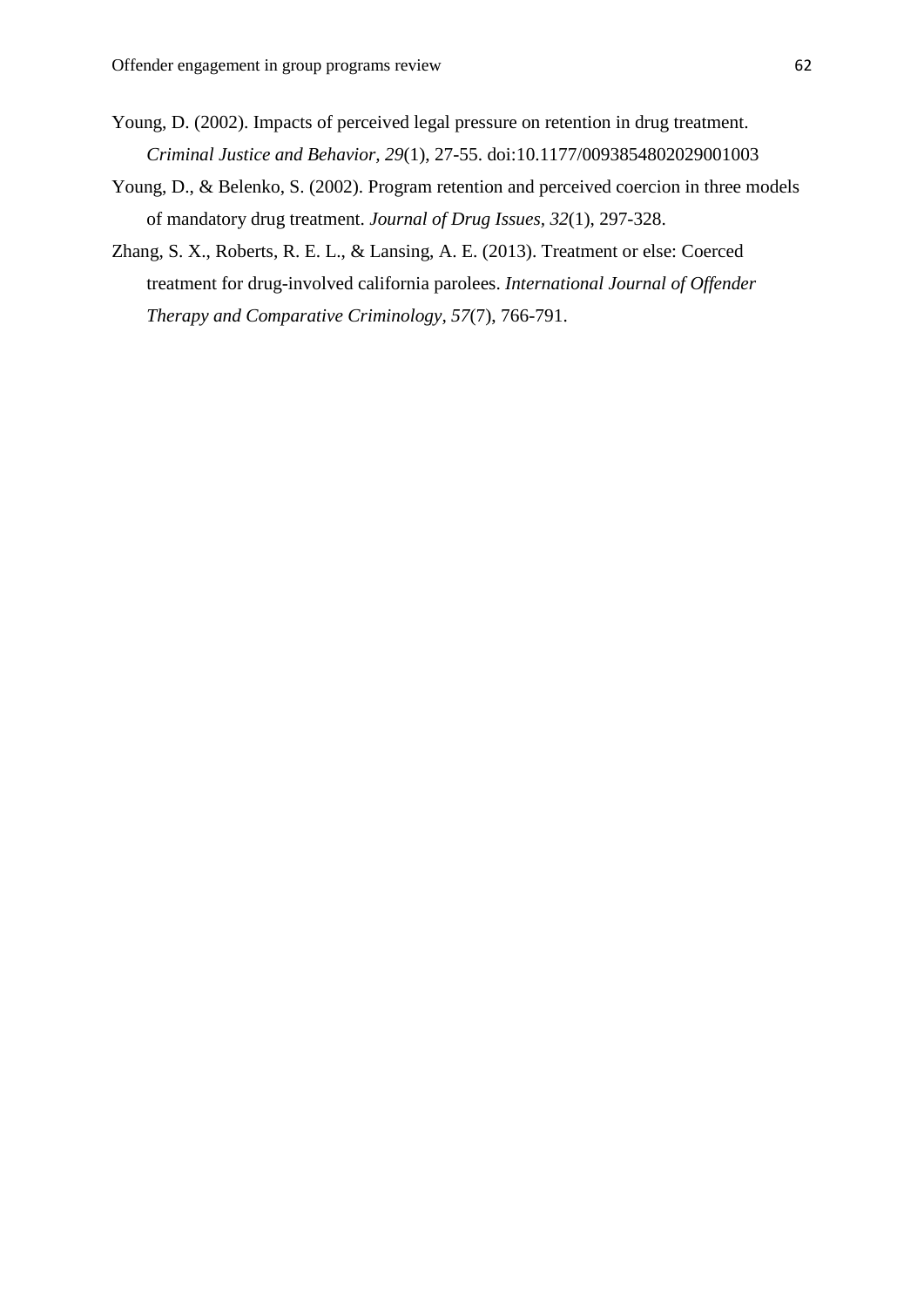Young, D. (2002). Impacts of perceived legal pressure on retention in drug treatment. *Criminal Justice and Behavior, 29*(1), 27-55. doi:10.1177/0093854802029001003

Young, D., & Belenko, S. (2002). Program retention and perceived coercion in three models of mandatory drug treatment. *Journal of Drug Issues, 32*(1), 297-328.

Zhang, S. X., Roberts, R. E. L., & Lansing, A. E. (2013). Treatment or else: Coerced treatment for drug-involved california parolees. *International Journal of Offender Therapy and Comparative Criminology, 57*(7), 766-791.